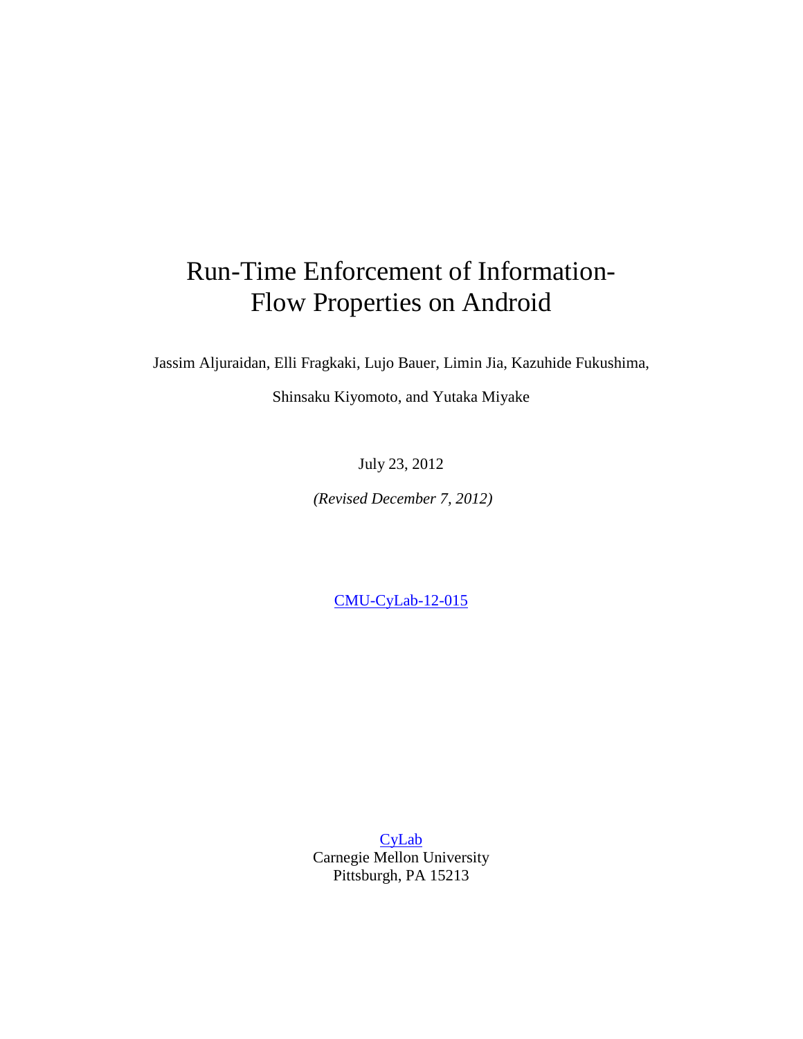# Run-Time Enforcement of Information-Flow Properties on Android

Jassim Aljuraidan, Elli Fragkaki, Lujo Bauer, Limin Jia, Kazuhide Fukushima,

Shinsaku Kiyomoto, and Yutaka Miyake

July 23, 2012

*(Revised December 7, 2012)*

CMU-CyLab-12-015

CyLab
Carnegie Mellon University
Pittsburgh, PA 15213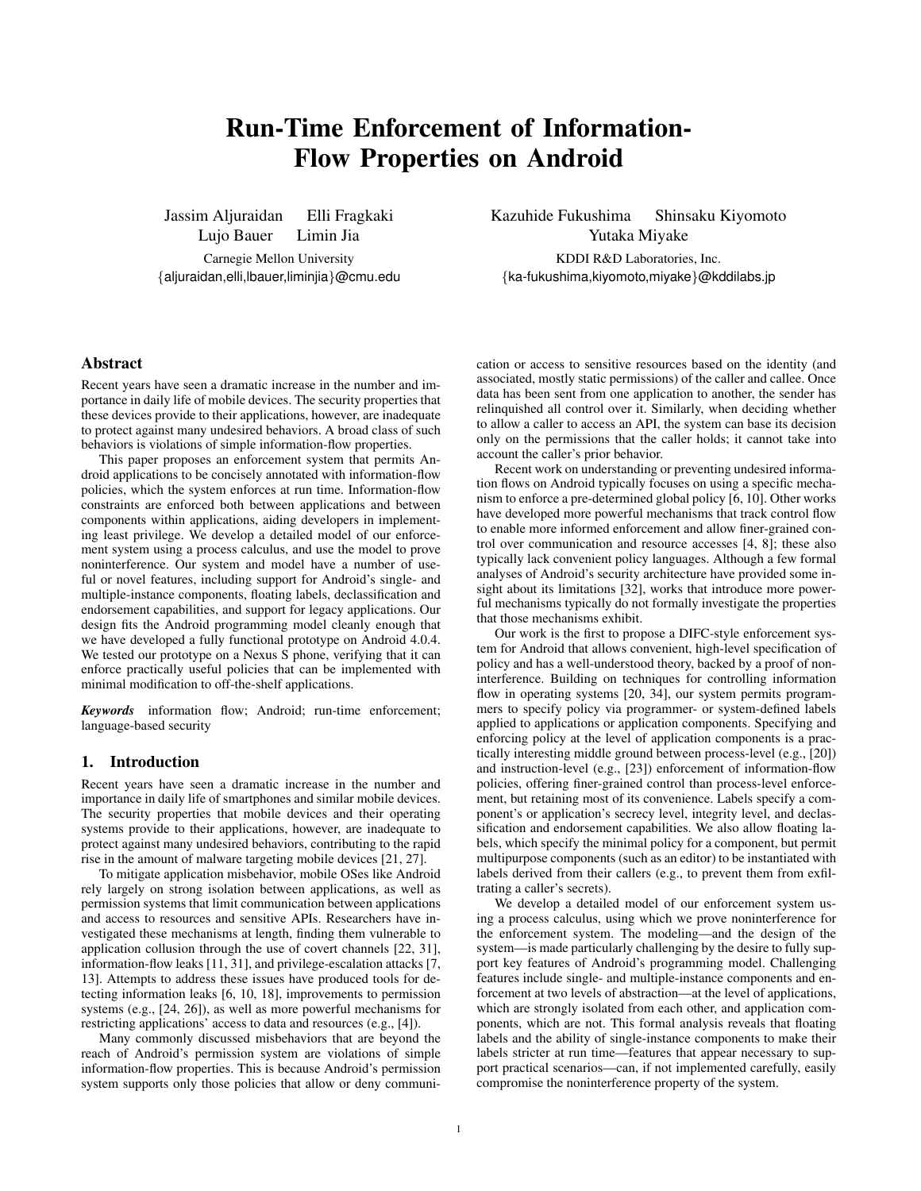// Run-Time Enforcement of Information-Flow Properties on Android

# Run-Time Enforcement of Information-Flow Properties on Android

Jassim Aljuraidan Elli Fragkaki Lujo Bauer Limin Jia

Carnegie Mellon University

{aljuraidan,elli,lbauer,liminjia}@cmu.edu

Kazuhide Fukushima Shinsaku Kiyomoto Yutaka Miyake

KDDI R&D Laboratories, Inc.

{ka-fukushima,kiyomoto,miyake}@kddilabs.jp

## Abstract

Recent years have seen a dramatic increase in the number and importance in daily life of mobile devices. The security properties that these devices provide to their applications, however, are inadequate to protect against many undesired behaviors. A broad class of such behaviors is violations of simple information-flow properties.

This paper proposes an enforcement system that permits Android applications to be concisely annotated with information-flow policies, which the system enforces at run time. Information-flow constraints are enforced both between applications and between components within applications, aiding developers in implementing least privilege. We develop a detailed model of our enforcement system using a process calculus, and use the model to prove noninterference. Our system and model have a number of useful or novel features, including support for Android's single- and multiple-instance components, floating labels, declassification and endorsement capabilities, and support for legacy applications. Our design fits the Android programming model cleanly enough that we have developed a fully functional prototype on Android 4.0.4. We tested our prototype on a Nexus S phone, verifying that it can enforce practically useful policies that can be implemented with minimal modification to off-the-shelf applications.

***Keywords*** information flow; Android; run-time enforcement; language-based security

## 1. Introduction

Recent years have seen a dramatic increase in the number and importance in daily life of smartphones and similar mobile devices. The security properties that mobile devices and their operating systems provide to their applications, however, are inadequate to protect against many undesired behaviors, contributing to the rapid rise in the amount of malware targeting mobile devices [21, 27].

To mitigate application misbehavior, mobile OSes like Android rely largely on strong isolation between applications, as well as permission systems that limit communication between applications and access to resources and sensitive APIs. Researchers have investigated these mechanisms at length, finding them vulnerable to application collusion through the use of covert channels [22, 31], information-flow leaks [11, 31], and privilege-escalation attacks [7, 13]. Attempts to address these issues have produced tools for detecting information leaks [6, 10, 18], improvements to permission systems (e.g., [24, 26]), as well as more powerful mechanisms for restricting applications' access to data and resources (e.g., [4]).

Many commonly discussed misbehaviors that are beyond the reach of Android's permission system are violations of simple information-flow properties. This is because Android's permission system supports only those policies that allow or deny communication or access to sensitive resources based on the identity (and associated, mostly static permissions) of the caller and callee. Once data has been sent from one application to another, the sender has relinquished all control over it. Similarly, when deciding whether to allow a caller to access an API, the system can base its decision only on the permissions that the caller holds; it cannot take into account the caller's prior behavior.

Recent work on understanding or preventing undesired information flows on Android typically focuses on using a specific mechanism to enforce a pre-determined global policy [6, 10]. Other works have developed more powerful mechanisms that track control flow to enable more informed enforcement and allow finer-grained control over communication and resource accesses [4, 8]; these also typically lack convenient policy languages. Although a few formal analyses of Android's security architecture have provided some insight about its limitations [32], works that introduce more powerful mechanisms typically do not formally investigate the properties that those mechanisms exhibit.

Our work is the first to propose a DIFC-style enforcement system for Android that allows convenient, high-level specification of policy and has a well-understood theory, backed by a proof of noninterference. Building on techniques for controlling information flow in operating systems [20, 34], our system permits programmers to specify policy via programmer- or system-defined labels applied to applications or application components. Specifying and enforcing policy at the level of application components is a practically interesting middle ground between process-level (e.g., [20]) and instruction-level (e.g., [23]) enforcement of information-flow policies, offering finer-grained control than process-level enforcement, but retaining most of its convenience. Labels specify a component's or application's secrecy level, integrity level, and declassification and endorsement capabilities. We also allow floating labels, which specify the minimal policy for a component, but permit multipurpose components (such as an editor) to be instantiated with labels derived from their callers (e.g., to prevent them from exfiltrating a caller's secrets).

We develop a detailed model of our enforcement system using a process calculus, using which we prove noninterference for the enforcement system. The modeling—and the design of the system—is made particularly challenging by the desire to fully support key features of Android's programming model. Challenging features include single- and multiple-instance components and enforcement at two levels of abstraction—at the level of applications, which are strongly isolated from each other, and application components, which are not. This formal analysis reveals that floating labels and the ability of single-instance components to make their labels stricter at run time—features that appear necessary to support practical scenarios—can, if not implemented carefully, easily compromise the noninterference property of the system.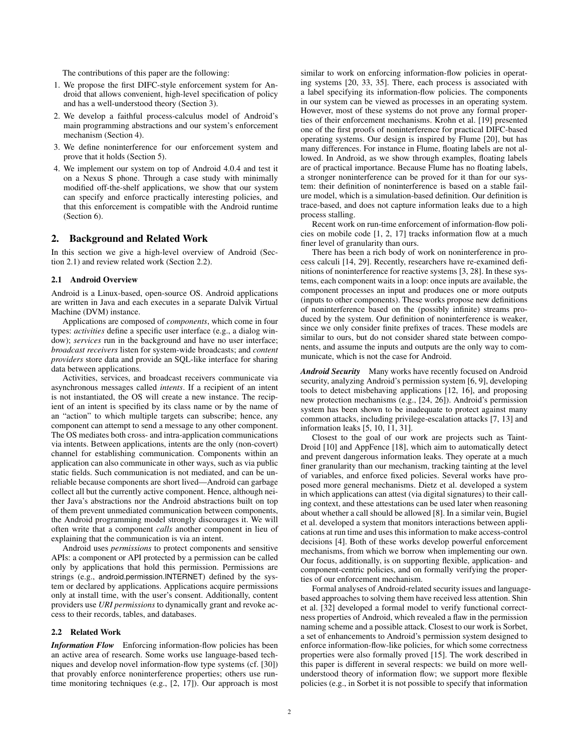The contributions of this paper are the following:

1. We propose the first DIFC-style enforcement system for Android that allows convenient, high-level specification of policy and has a well-understood theory (Section 3).
2. We develop a faithful process-calculus model of Android's main programming abstractions and our system's enforcement mechanism (Section 4).
3. We define noninterference for our enforcement system and prove that it holds (Section 5).
4. We implement our system on top of Android 4.0.4 and test it on a Nexus S phone. Through a case study with minimally modified off-the-shelf applications, we show that our system can specify and enforce practically interesting policies, and that this enforcement is compatible with the Android runtime (Section 6).

## 2. Background and Related Work

In this section we give a high-level overview of Android (Section 2.1) and review related work (Section 2.2).

### 2.1 Android Overview

Android is a Linux-based, open-source OS. Android applications are written in Java and each executes in a separate Dalvik Virtual Machine (DVM) instance.

Applications are composed of *components*, which come in four types: *activities* define a specific user interface (e.g., a dialog window); *services* run in the background and have no user interface; *broadcast receivers* listen for system-wide broadcasts; and *content providers* store data and provide an SQL-like interface for sharing data between applications.

Activities, services, and broadcast receivers communicate via asynchronous messages called *intents*. If a recipient of an intent is not instantiated, the OS will create a new instance. The recipient of an intent is specified by its class name or by the name of an "action" to which multiple targets can subscribe; hence, any component can attempt to send a message to any other component. The OS mediates both cross- and intra-application communications via intents. Between applications, intents are the only (non-covert) channel for establishing communication. Components within an application can also communicate in other ways, such as via public static fields. Such communication is not mediated, and can be unreliable because components are short lived—Android can garbage collect all but the currently active component. Hence, although neither Java's abstractions nor the Android abstractions built on top of them prevent unmediated communication between components, the Android programming model strongly discourages it. We will often write that a component *calls* another component in lieu of explaining that the communication is via an intent.

Android uses *permissions* to protect components and sensitive APIs: a component or API protected by a permission can be called only by applications that hold this permission. Permissions are strings (e.g., android.permission.INTERNET) defined by the system or declared by applications. Applications acquire permissions only at install time, with the user's consent. Additionally, content providers use *URI permissions* to dynamically grant and revoke access to their records, tables, and databases.

### 2.2 Related Work

***Information Flow*** Enforcing information-flow policies has been an active area of research. Some works use language-based techniques and develop novel information-flow type systems (cf. [30]) that provably enforce noninterference properties; others use runtime monitoring techniques (e.g., [2, 17]). Our approach is most similar to work on enforcing information-flow policies in operating systems [20, 33, 35]. There, each process is associated with a label specifying its information-flow policies. The components in our system can be viewed as processes in an operating system. However, most of these systems do not prove any formal properties of their enforcement mechanisms. Krohn et al. [19] presented one of the first proofs of noninterference for practical DIFC-based operating systems. Our design is inspired by Flume [20], but has many differences. For instance in Flume, floating labels are not allowed. In Android, as we show through examples, floating labels are of practical importance. Because Flume has no floating labels, a stronger noninterference can be proved for it than for our system: their definition of noninterference is based on a stable failure model, which is a simulation-based definition. Our definition is trace-based, and does not capture information leaks due to a high process stalling.

Recent work on run-time enforcement of information-flow policies on mobile code [1, 2, 17] tracks information flow at a much finer level of granularity than ours.

There has been a rich body of work on noninterference in process calculi [14, 29]. Recently, researchers have re-examined definitions of noninterference for reactive systems [3, 28]. In these systems, each component waits in a loop: once inputs are available, the component processes an input and produces one or more outputs (inputs to other components). These works propose new definitions of noninterference based on the (possibly infinite) streams produced by the system. Our definition of noninterference is weaker, since we only consider finite prefixes of traces. These models are similar to ours, but do not consider shared state between components, and assume the inputs and outputs are the only way to communicate, which is not the case for Android.

***Android Security*** Many works have recently focused on Android security, analyzing Android's permission system [6, 9], developing tools to detect misbehaving applications [12, 16], and proposing new protection mechanisms (e.g., [24, 26]). Android's permission system has been shown to be inadequate to protect against many common attacks, including privilege-escalation attacks [7, 13] and information leaks [5, 10, 11, 31].

Closest to the goal of our work are projects such as TaintDroid [10] and AppFence [18], which aim to automatically detect and prevent dangerous information leaks. They operate at a much finer granularity than our mechanism, tracking tainting at the level of variables, and enforce fixed policies. Several works have proposed more general mechanisms. Dietz et al. developed a system in which applications can attest (via digital signatures) to their calling context, and these attestations can be used later when reasoning about whether a call should be allowed [8]. In a similar vein, Bugiel et al. developed a system that monitors interactions between applications at run time and uses this information to make access-control decisions [4]. Both of these works develop powerful enforcement mechanisms, from which we borrow when implementing our own. Our focus, additionally, is on supporting flexible, application- and component-centric policies, and on formally verifying the properties of our enforcement mechanism.

Formal analyses of Android-related security issues and language-based approaches to solving them have received less attention. Shin et al. [32] developed a formal model to verify functional correctness properties of Android, which revealed a flaw in the permission naming scheme and a possible attack. Closest to our work is Sorbet, a set of enhancements to Android's permission system designed to enforce information-flow-like policies, for which some correctness properties were also formally proved [15]. The work described in this paper is different in several respects: we build on more well-understood theory of information flow; we support more flexible policies (e.g., in Sorbet it is not possible to specify that information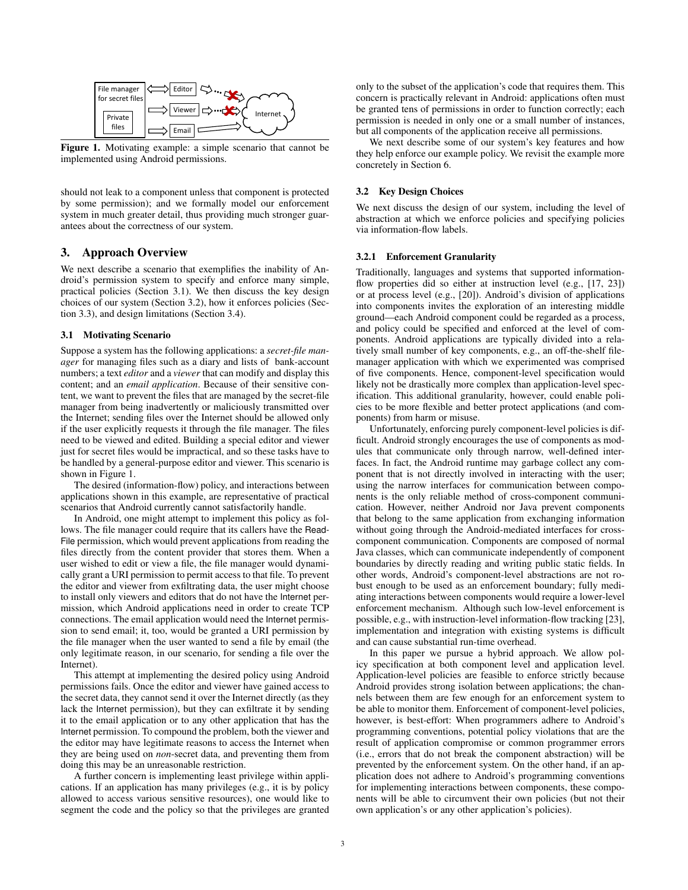**Figure 1.** Motivating example: a simple scenario that cannot be implemented using Android permissions.

should not leak to a component unless that component is protected by some permission); and we formally model our enforcement system in much greater detail, thus providing much stronger guarantees about the correctness of our system.

## 3. Approach Overview

We next describe a scenario that exemplifies the inability of Android's permission system to specify and enforce many simple, practical policies (Section 3.1). We then discuss the key design choices of our system (Section 3.2), how it enforces policies (Section 3.3), and design limitations (Section 3.4).

### 3.1 Motivating Scenario

Suppose a system has the following applications: a *secret-file manager* for managing files such as a diary and lists of bank-account numbers; a text *editor* and a *viewer* that can modify and display this content; and an *email application*. Because of their sensitive content, we want to prevent the files that are managed by the secret-file manager from being inadvertently or maliciously transmitted over the Internet; sending files over the Internet should be allowed only if the user explicitly requests it through the file manager. The files need to be viewed and edited. Building a special editor and viewer just for secret files would be impractical, and so these tasks have to be handled by a general-purpose editor and viewer. This scenario is shown in Figure 1.

The desired (information-flow) policy, and interactions between applications shown in this example, are representative of practical scenarios that Android currently cannot satisfactorily handle.

In Android, one might attempt to implement this policy as follows. The file manager could require that its callers have the ReadFile permission, which would prevent applications from reading the files directly from the content provider that stores them. When a user wished to edit or view a file, the file manager would dynamically grant a URI permission to permit access to that file. To prevent the editor and viewer from exfiltrating data, the user might choose to install only viewers and editors that do not have the Internet permission, which Android applications need in order to create TCP connections. The email application would need the Internet permission to send email; it, too, would be granted a URI permission by the file manager when the user wanted to send a file by email (the only legitimate reason, in our scenario, for sending a file over the Internet).

This attempt at implementing the desired policy using Android permissions fails. Once the editor and viewer have gained access to the secret data, they cannot send it over the Internet directly (as they lack the Internet permission), but they can exfiltrate it by sending it to the email application or to any other application that has the Internet permission. To compound the problem, both the viewer and the editor may have legitimate reasons to access the Internet when they are being used on *non*-secret data, and preventing them from doing this may be an unreasonable restriction.

A further concern is implementing least privilege within applications. If an application has many privileges (e.g., it is by policy allowed to access various sensitive resources), one would like to segment the code and the policy so that the privileges are granted only to the subset of the application's code that requires them. This concern is practically relevant in Android: applications often must be granted tens of permissions in order to function correctly; each permission is needed in only one or a small number of instances, but all components of the application receive all permissions.

We next describe some of our system's key features and how they help enforce our example policy. We revisit the example more concretely in Section 6.

### 3.2 Key Design Choices

We next discuss the design of our system, including the level of abstraction at which we enforce policies and specifying policies via information-flow labels.

#### 3.2.1 Enforcement Granularity

Traditionally, languages and systems that supported information-flow properties did so either at instruction level (e.g., [17, 23]) or at process level (e.g., [20]). Android's division of applications into components invites the exploration of an interesting middle ground—each Android component could be regarded as a process, and policy could be specified and enforced at the level of components. Android applications are typically divided into a relatively small number of key components, e.g., an off-the-shelf file-manager application with which we experimented was comprised of five components. Hence, component-level specification would likely not be drastically more complex than application-level specification. This additional granularity, however, could enable policies to be more flexible and better protect applications (and components) from harm or misuse.

Unfortunately, enforcing purely component-level policies is difficult. Android strongly encourages the use of components as modules that communicate only through narrow, well-defined interfaces. In fact, the Android runtime may garbage collect any component that is not directly involved in interacting with the user; using the narrow interfaces for communication between components is the only reliable method of cross-component communication. However, neither Android nor Java prevent components that belong to the same application from exchanging information without going through the Android-mediated interfaces for cross-component communication. Components are composed of normal Java classes, which can communicate independently of component boundaries by directly reading and writing public static fields. In other words, Android's component-level abstractions are not robust enough to be used as an enforcement boundary; fully mediating interactions between components would require a lower-level enforcement mechanism. Although such low-level enforcement is possible, e.g., with instruction-level information-flow tracking [23], implementation and integration with existing systems is difficult and can cause substantial run-time overhead.

In this paper we pursue a hybrid approach. We allow policy specification at both component level and application level. Application-level policies are feasible to enforce strictly because Android provides strong isolation between applications; the channels between them are few enough for an enforcement system to be able to monitor them. Enforcement of component-level policies, however, is best-effort: When programmers adhere to Android's programming conventions, potential policy violations that are the result of application compromise or common programmer errors (i.e., errors that do not break the component abstraction) will be prevented by the enforcement system. On the other hand, if an application does not adhere to Android's programming conventions for implementing interactions between components, these components will be able to circumvent their own policies (but not their own application's or any other application's policies).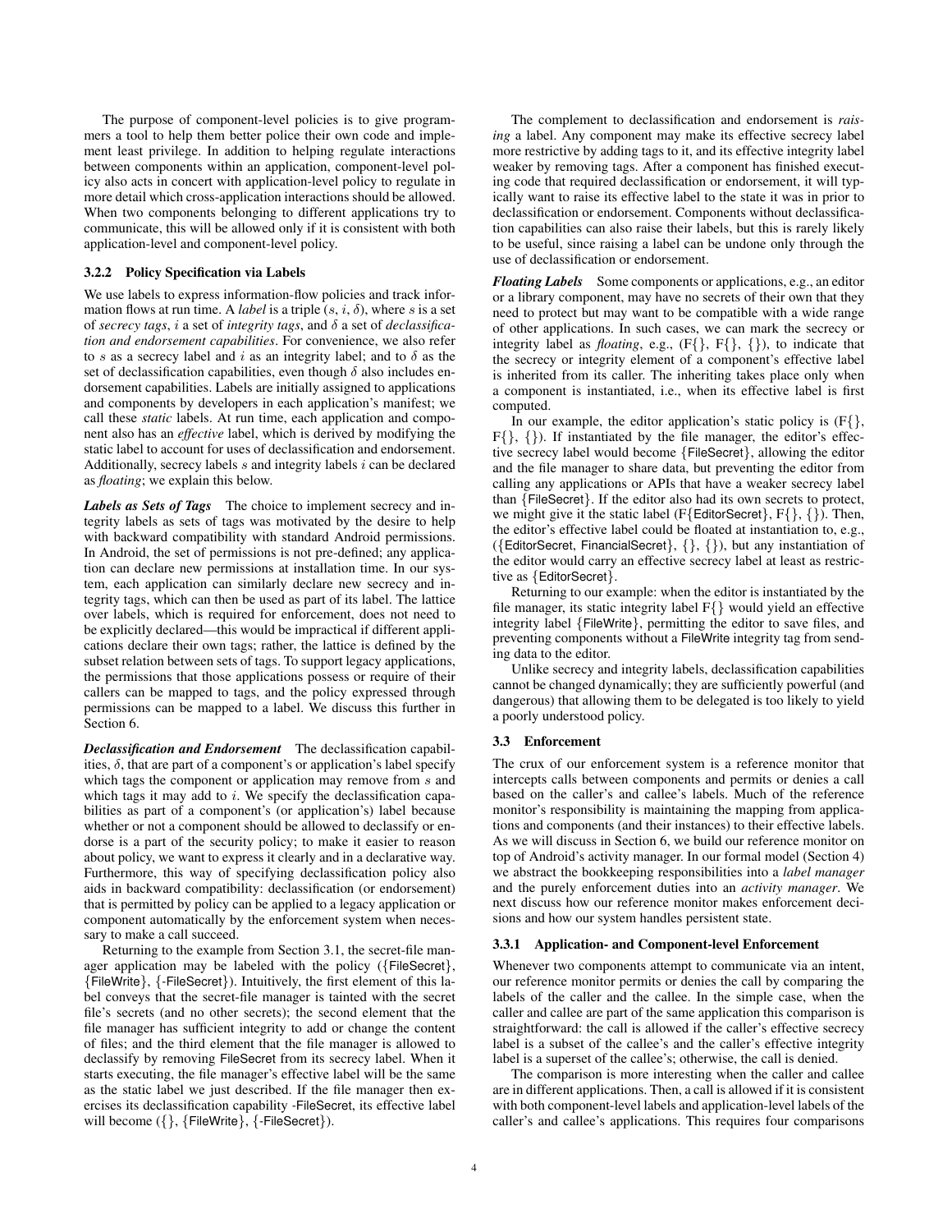The purpose of component-level policies is to give programmers a tool to help them better police their own code and implement least privilege. In addition to helping regulate interactions between components within an application, component-level policy also acts in concert with application-level policy to regulate in more detail which cross-application interactions should be allowed. When two components belonging to different applications try to communicate, this will be allowed only if it is consistent with both application-level and component-level policy.

### 3.2.2 Policy Specification via Labels

We use labels to express information-flow policies and track information flows at run time. A *label* is a triple ($s$, $i$, $\delta$), where $s$ is a set of *secrecy tags*, $i$ a set of *integrity tags*, and $\delta$ a set of *declassification and endorsement capabilities*. For convenience, we also refer to $s$ as a secrecy label and $i$ as an integrity label; and to $\delta$ as the set of declassification capabilities, even though $\delta$ also includes endorsement capabilities. Labels are initially assigned to applications and components by developers in each application's manifest; we call these *static* labels. At run time, each application and component also has an *effective* label, which is derived by modifying the static label to account for uses of declassification and endorsement. Additionally, secrecy labels $s$ and integrity labels $i$ can be declared as *floating*; we explain this below.

***Labels as Sets of Tags*** The choice to implement secrecy and integrity labels as sets of tags was motivated by the desire to help with backward compatibility with standard Android permissions. In Android, the set of permissions is not pre-defined; any application can declare new permissions at installation time. In our system, each application can similarly declare new secrecy and integrity tags, which can then be used as part of its label. The lattice over labels, which is required for enforcement, does not need to be explicitly declared—this would be impractical if different applications declare their own tags; rather, the lattice is defined by the subset relation between sets of tags. To support legacy applications, the permissions that those applications possess or require of their callers can be mapped to tags, and the policy expressed through permissions can be mapped to a label. We discuss this further in Section 6.

***Declassification and Endorsement*** The declassification capabilities, $\delta$, that are part of a component's or application's label specify which tags the component or application may remove from $s$ and which tags it may add to $i$. We specify the declassification capabilities as part of a component's (or application's) label because whether or not a component should be allowed to declassify or endorse is a part of the security policy; to make it easier to reason about policy, we want to express it clearly and in a declarative way. Furthermore, this way of specifying declassification policy also aids in backward compatibility: declassification (or endorsement) that is permitted by policy can be applied to a legacy application or component automatically by the enforcement system when necessary to make a call succeed.

Returning to the example from Section 3.1, the secret-file manager application may be labeled with the policy ({FileSecret}, {FileWrite}, {-FileSecret}). Intuitively, the first element of this label conveys that the secret-file manager is tainted with the secret file's secrets (and no other secrets); the second element that the file manager has sufficient integrity to add or change the content of files; and the third element that the file manager is allowed to declassify by removing FileSecret from its secrecy label. When it starts executing, the file manager's effective label will be the same as the static label we just described. If the file manager then exercises its declassification capability -FileSecret, its effective label will become ({}, {FileWrite}, {-FileSecret}).

The complement to declassification and endorsement is *raising* a label. Any component may make its effective secrecy label more restrictive by adding tags to it, and its effective integrity label weaker by removing tags. After a component has finished executing code that required declassification or endorsement, it will typically want to raise its effective label to the state it was in prior to declassification or endorsement. Components without declassification capabilities can also raise their labels, but this is rarely likely to be useful, since raising a label can be undone only through the use of declassification or endorsement.

***Floating Labels*** Some components or applications, e.g., an editor or a library component, may have no secrets of their own that they need to protect but may want to be compatible with a wide range of other applications. In such cases, we can mark the secrecy or integrity label as *floating*, e.g., (F{}, F{}, {}), to indicate that the secrecy or integrity element of a component's effective label is inherited from its caller. The inheriting takes place only when a component is instantiated, i.e., when its effective label is first computed.

In our example, the editor application's static policy is (F{}, F{}, {}). If instantiated by the file manager, the editor's effective secrecy label would become {FileSecret}, allowing the editor and the file manager to share data, but preventing the editor from calling any applications or APIs that have a weaker secrecy label than {FileSecret}. If the editor also had its own secrets to protect, we might give it the static label (F{EditorSecret}, F{}, {}). Then, the editor's effective label could be floated at instantiation to, e.g., ({EditorSecret, FinancialSecret}, {}, {}), but any instantiation of the editor would carry an effective secrecy label at least as restrictive as {EditorSecret}.

Returning to our example: when the editor is instantiated by the file manager, its static integrity label F{} would yield an effective integrity label {FileWrite}, permitting the editor to save files, and preventing components without a FileWrite integrity tag from sending data to the editor.

Unlike secrecy and integrity labels, declassification capabilities cannot be changed dynamically; they are sufficiently powerful (and dangerous) that allowing them to be delegated is too likely to yield a poorly understood policy.

## 3.3 Enforcement

The crux of our enforcement system is a reference monitor that intercepts calls between components and permits or denies a call based on the caller's and callee's labels. Much of the reference monitor's responsibility is maintaining the mapping from applications and components (and their instances) to their effective labels. As we will discuss in Section 6, we build our reference monitor on top of Android's activity manager. In our formal model (Section 4) we abstract the bookkeeping responsibilities into a *label manager* and the purely enforcement duties into an *activity manager*. We next discuss how our reference monitor makes enforcement decisions and how our system handles persistent state.

### 3.3.1 Application- and Component-level Enforcement

Whenever two components attempt to communicate via an intent, our reference monitor permits or denies the call by comparing the labels of the caller and the callee. In the simple case, when the caller and callee are part of the same application this comparison is straightforward: the call is allowed if the caller's effective secrecy label is a subset of the callee's and the caller's effective integrity label is a superset of the callee's; otherwise, the call is denied.

The comparison is more interesting when the caller and callee are in different applications. Then, a call is allowed if it is consistent with both component-level labels and application-level labels of the caller's and callee's applications. This requires four comparisons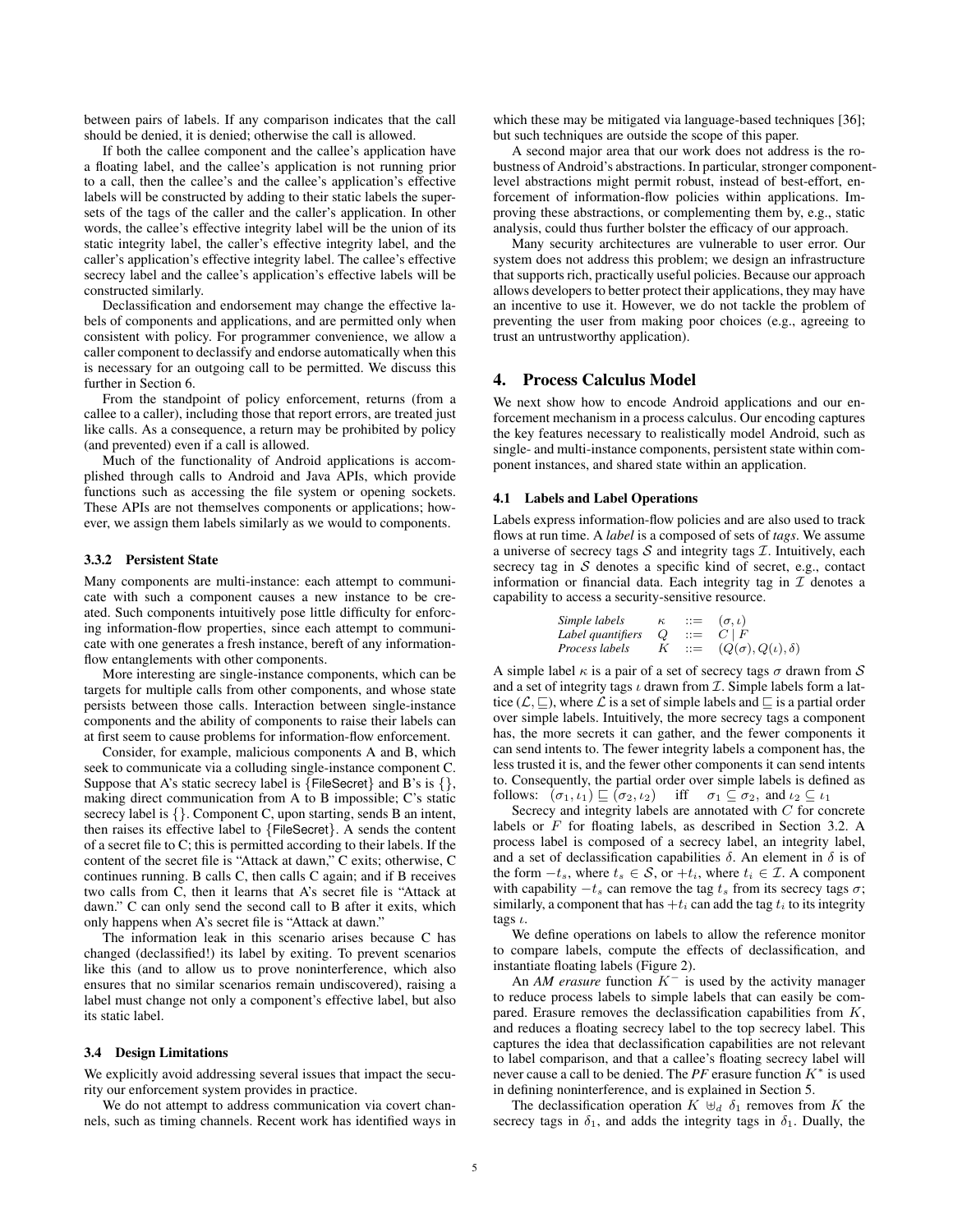between pairs of labels. If any comparison indicates that the call should be denied, it is denied; otherwise the call is allowed.

If both the callee component and the callee's application have a floating label, and the callee's application is not running prior to a call, then the callee's and the callee's application's effective labels will be constructed by adding to their static labels the supersets of the tags of the caller and the caller's application. In other words, the callee's effective integrity label will be the union of its static integrity label, the caller's effective integrity label, and the caller's application's effective integrity label. The callee's effective secrecy label and the callee's application's effective labels will be constructed similarly.

Declassification and endorsement may change the effective labels of components and applications, and are permitted only when consistent with policy. For programmer convenience, we allow a caller component to declassify and endorse automatically when this is necessary for an outgoing call to be permitted. We discuss this further in Section 6.

From the standpoint of policy enforcement, returns (from a callee to a caller), including those that report errors, are treated just like calls. As a consequence, a return may be prohibited by policy (and prevented) even if a call is allowed.

Much of the functionality of Android applications is accomplished through calls to Android and Java APIs, which provide functions such as accessing the file system or opening sockets. These APIs are not themselves components or applications; however, we assign them labels similarly as we would to components.

#### 3.3.2 Persistent State

Many components are multi-instance: each attempt to communicate with such a component causes a new instance to be created. Such components intuitively pose little difficulty for enforcing information-flow properties, since each attempt to communicate with one generates a fresh instance, bereft of any information-flow entanglements with other components.

More interesting are single-instance components, which can be targets for multiple calls from other components, and whose state persists between those calls. Interaction between single-instance components and the ability of components to raise their labels can at first seem to cause problems for information-flow enforcement.

Consider, for example, malicious colluding components A and B, which seek to communicate via a colluding single-instance component C. Suppose that A's static secrecy label is $\{\textsf{FileSecret}\}$ and B's is $\{\}$, making direct communication from A to B impossible; C's static secrecy label is $\{\}$. Component C, upon starting, sends B an intent, then raises its effective label to $\{\textsf{FileSecret}\}$. A sends the content of a secret file to C; this is permitted according to their labels. If the content of the secret file is "Attack at dawn," C exits; otherwise, C continues running. B calls C, then calls C again; and if B receives two calls from C, then it learns that A's secret file is "Attack at dawn." C can only send the second call to B after it exits, which only happens when A's secret file is "Attack at dawn."

The information leak in this scenario arises because C has changed (declassified!) its label by exiting. To prevent scenarios like this (and to allow us to prove noninterference, which also ensures that no similar scenarios remain undiscovered), raising a label must change not only a component's effective label, but also its static label.

### 3.4 Design Limitations

We explicitly avoid addressing several issues that impact the security our enforcement system provides in practice.

We do not attempt to address communication via covert channels, such as timing channels. Recent work has identified ways in which these may be mitigated via language-based techniques [36]; but such techniques are outside the scope of this paper.

A second major area that our work does not address is the robustness of Android's abstractions. In particular, stronger component-level abstractions might permit robust, instead of best-effort, enforcement of information-flow policies within applications. Improving these abstractions, or complementing them by, e.g., static analysis, could thus further bolster the efficacy of our approach.

Many security architectures are vulnerable to user error. Our system does not address this problem; we design an infrastructure that supports rich, practically useful policies. Because our approach allows developers to better protect their applications, they may have an incentive to use it. However, we do not tackle the problem of preventing the user from making poor choices (e.g., agreeing to trust an untrustworthy application).

## 4. Process Calculus Model

We next show how to encode Android applications and our enforcement mechanism in a process calculus. Our encoding captures the key features necessary to realistically model Android, such as single- and multi-instance components, persistent state within component instances, and shared state within an application.

### 4.1 Labels and Label Operations

Labels express information-flow policies and are also used to track flows at run time. A *label* is a composed of sets of *tags*. We assume a universe of secrecy tags $\mathcal{S}$ and integrity tags $\mathcal{I}$. Intuitively, each secrecy tag in $\mathcal{S}$ denotes a specific kind of secret, e.g., contact information or financial data. Each integrity tag in $\mathcal{I}$ denotes a capability to access a security-sensitive resource.

$$
\begin{array}{llll}
\textit{Simple labels} & \kappa & ::= & (\sigma, \iota) \\
\textit{Label quantifiers} & Q & ::= & C \mid F \\
\textit{Process labels} & K & ::= & (Q(\sigma), Q(\iota), \delta)
\end{array}
$$

A simple label $\kappa$ is a pair of a set of secrecy tags $\sigma$ drawn from $\mathcal{S}$ and a set of integrity tags $\iota$ drawn from $\mathcal{I}$. Simple labels form a lattice $(\mathcal{L}, \sqsubseteq)$, where $\mathcal{L}$ is a set of simple labels and $\sqsubseteq$ is a partial order over simple labels. Intuitively, the more secrecy tags a component has, the more secrets it can gather, and the fewer components it can send intents to. The fewer integrity labels a component has, the less trusted it is, and the fewer other components it can send intents to. Consequently, the partial order over simple labels is defined as follows: $(\sigma_1, \iota_1) \sqsubseteq (\sigma_2, \iota_2)$ iff $\sigma_1 \subseteq \sigma_2$, and $\iota_2 \subseteq \iota_1$

Secrecy and integrity labels are annotated with $C$ for concrete labels or $F$ for floating labels, as described in Section 3.2. A process label is composed of a secrecy label, an integrity label, and a set of declassification capabilities $\delta$. An element in $\delta$ is of the form $-t_s$, where $t_s \in \mathcal{S}$, or $+t_i$, where $t_i \in \mathcal{I}$. A component with capability $-t_s$ can remove the tag $t_s$ from its secrecy tags $\sigma$; similarly, a component that has $+t_i$ can add the tag $t_i$ to its integrity tags $\iota$.

We define operations on labels to allow the reference monitor to compare labels, compute the effects of declassification, and instantiate floating labels (Figure 2).

An *AM erasure* function $K^-$ is used by the activity manager to reduce process labels to simple labels that can easily be compared. Erasure removes the declassification capabilities from $K$, and reduces a floating secrecy label to the top secrecy label. This captures the idea that declassification capabilities are not relevant to label comparison, and that a callee's floating secrecy label will never cause a call to be denied. The *PF* erasure function $K^*$ is used in defining noninterference, and is explained in Section 5.

The declassification operation $K \uplus_d \delta_1$ removes from $K$ the secrecy tags in $\delta_1$, and adds the integrity tags in $\delta_1$. Dually, the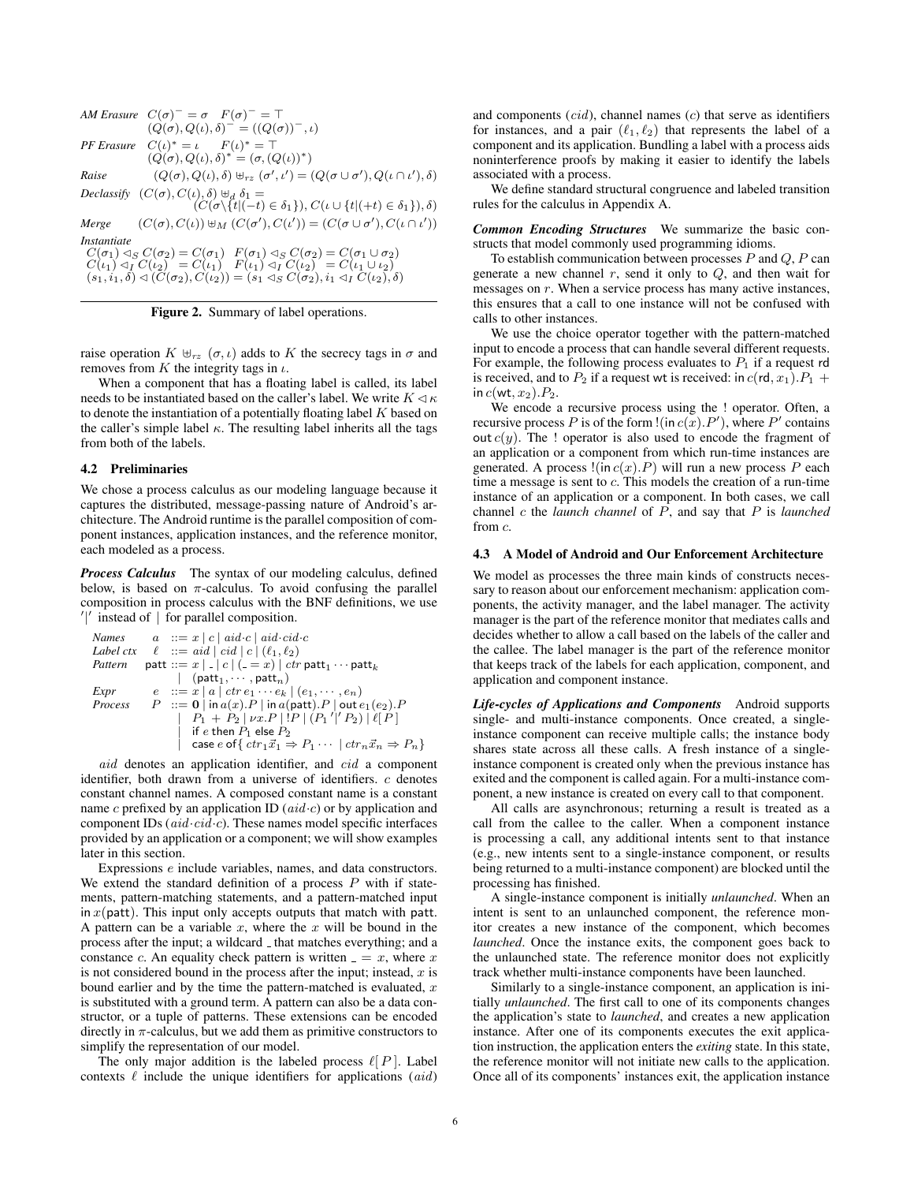*AM Erasure* $\quad C(\sigma)^- = \sigma \quad F(\sigma)^- = \top$
$\quad\quad (Q(\sigma), Q(\iota), \delta)^- = ((Q(\sigma))^-, \iota)$

*PF Erasure* $\quad C(\iota)^* = \iota \quad F(\iota)^* = \top$
$\quad\quad (Q(\sigma), Q(\iota), \delta)^* = (\sigma, (Q(\iota))^*)$

*Raise* $\quad (Q(\sigma), Q(\iota), \delta) \uplus_{rz} (\sigma', \iota') = (Q(\sigma \cup \sigma'), Q(\iota \cap \iota'), \delta)$

*Declassify* $\quad (C(\sigma), C(\iota), \delta) \uplus_d \delta_1 =$
$\quad\quad (C(\sigma \backslash \{t | (-t) \in \delta_1\}), C(\iota \cup \{t | (+t) \in \delta_1\}), \delta)$

*Merge* $\quad (C(\sigma), C(\iota)) \uplus_M (C(\sigma'), C(\iota')) = (C(\sigma \cup \sigma'), C(\iota \cap \iota'))$

*Instantiate*
$C(\sigma_1) \lhd_S C(\sigma_2) = C(\sigma_1) \quad F(\sigma_1) \lhd_S C(\sigma_2) = C(\sigma_1 \cup \sigma_2)$
$C(\iota_1) \lhd_I C(\iota_2) \;\; = C(\iota_1) \quad F(\iota_1) \lhd_I C(\iota_2) \;\; = C(\iota_1 \cup \iota_2)$
$(s_1, i_1, \delta) \lhd (C(\sigma_2), C(\iota_2)) = (s_1 \lhd_S C(\sigma_2), i_1 \lhd_I C(\iota_2), \delta)$

**Figure 2.** Summary of label operations.

raise operation $K \uplus_{rz} (\sigma, \iota)$ adds to $K$ the secrecy tags in $\sigma$ and removes from $K$ the integrity tags in $\iota$.

When a component that has a floating label is called, its label needs to be instantiated based on the caller's label. We write $K \lhd \kappa$ to denote the instantiation of a potentially floating label $K$ based on the caller's simple label $\kappa$. The resulting label inherits all the tags from both of the labels.

### 4.2 Preliminaries

We chose a process calculus as our modeling language because it captures the distributed, message-passing nature of Android's architecture. The Android runtime is the parallel composition of component instances, application instances, and the reference monitor, each modeled as a process.

***Process Calculus*** The syntax of our modeling calculus, defined below, is based on $\pi$-calculus. To avoid confusing the parallel composition in process calculus with the BNF definitions, we use $'|'$ instead of $|$ for parallel composition.

$$
\begin{array}{llll}
\textit{Names} & a & ::= & x \mid c \mid aid{\cdot}c \mid aid{\cdot}cid{\cdot}c \\
\textit{Label ctx} & \ell & ::= & aid \mid cid \mid c \mid (\ell_1, \ell_2) \\
\textit{Pattern} & \mathsf{patt} & ::= & x \mid \_ \mid c \mid (\_ = x) \mid ctr\ \mathsf{patt}_1 \cdots \mathsf{patt}_k \\
 & & \mid & (\mathsf{patt}_1, \cdots, \mathsf{patt}_n) \\
\textit{Expr} & e & ::= & x \mid a \mid ctr\, e_1 \cdots e_k \mid (e_1, \cdots, e_n) \\
\textit{Process} & P & ::= & \mathbf{0} \mid \mathsf{in}\, a(x).P \mid \mathsf{in}\, a(\mathsf{patt}).P \mid \mathsf{out}\, e_1(e_2).P \\
 & & \mid & P_1 + P_2 \mid \nu x.P \mid !P \mid (P_1 \,'|'\, P_2) \mid \ell[\,P\,] \\
 & & \mid & \mathsf{if}\ e\ \mathsf{then}\ P_1\ \mathsf{else}\ P_2 \\
 & & \mid & \mathsf{case}\ e\ \mathsf{of}\{\ ctr_1\vec{x}_1 \Rightarrow P_1 \cdots \mid ctr_n\vec{x}_n \Rightarrow P_n\}
\end{array}
$$

$aid$ denotes an application identifier, and $cid$ a component identifier, both drawn from a universe of identifiers. $c$ denotes constant channel names. A composed constant name is a constant name $c$ prefixed by an application ID ($aid{\cdot}c$) or by application and component IDs ($aid{\cdot}cid{\cdot}c$). These names model specific interfaces provided by an application or a component; we will show examples later in this section.

Expressions $e$ include variables, names, and data constructors. We extend the standard definition of a process $P$ with if statements, pattern-matching statements, and a pattern-matched input in $x$(patt). This input only accepts outputs that match with patt. A pattern can be a variable $x$, where the $x$ will be bound in the process after the input; a wildcard \_ that matches everything; and a constance $c$. An equality check pattern is written $\_ = x$, where $x$ is not considered bound in the process after the input; instead, $x$ is bound earlier and by the time the pattern-matched is evaluated, $x$ is substituted with a ground term. A pattern can also be a data constructor, or a tuple of patterns. These extensions can be encoded directly in $\pi$-calculus, but we add them as primitive constructors to simplify the representation of our model.

The only major addition is the labeled process $\ell[\,P\,]$. Label contexts $\ell$ include the unique identifiers for applications ($aid$) and components ($cid$), channel names ($c$) that serve as identifiers for instances, and a pair $(\ell_1, \ell_2)$ that represents the label of a component and its application. Bundling a label with a process aids noninterference proofs by making it easier to identify the labels associated with a process.

We define standard structural congruence and labeled transition rules for the calculus in Appendix A.

***Common Encoding Structures*** We summarize the basic constructs that model commonly used programming idioms.

To establish communication between processes $P$ and $Q$, $P$ can generate a new channel $r$, send it only to $Q$, and then wait for messages on $r$. When a service process has many active instances, this ensures that a call to one instance will not be confused with calls to other instances.

We use the choice operator together with the pattern-matched input to encode a process that can handle several different requests. For example, the following process evaluates to $P_1$ if a request rd is received, and to $P_2$ if a request wt is received: $\mathsf{in}\, c(\mathsf{rd}, x_1).P_1 + \mathsf{in}\, c(\mathsf{wt}, x_2).P_2$.

We encode a recursive process using the ! operator. Often, a recursive process $P$ is of the form $!(\mathsf{in}\, c(x).P')$, where $P'$ contains $\mathsf{out}\, c(y)$. The ! operator is also used to encode the fragment of an application or a component from which run-time instances are generated. A process $!(\mathsf{in}\, c(x).P)$ will run a new process $P$ each time a message is sent to $c$. This models the creation of a run-time instance of an application or a component. In both cases, we call channel $c$ the *launch channel* of $P$, and say that $P$ is *launched* from $c$.

### 4.3 A Model of Android and Our Enforcement Architecture

We model as processes the three main kinds of constructs necessary to reason about our enforcement mechanism: application components, the activity manager, and the label manager. The activity manager is the part of the reference monitor that mediates calls and decides whether to allow a call based on the labels of the caller and the callee. The label manager is the part of the reference monitor that keeps track of the labels for each application, component, and application and component instance.

***Life-cycles of Applications and Components*** Android supports single- and multi-instance components. Once created, a single-instance component can receive multiple calls; the instance body shares state across all these calls. A fresh instance of a single-instance component is created only when the previous instance has exited and the component is called again. For a multi-instance component, a new instance is created on every call to that component.

All calls are asynchronous; returning a result is treated as a call from the callee to the caller. When a component instance is processing a call, any additional intents sent to that instance (e.g., new intents sent to a single-instance component, or results being returned to a multi-instance component) are blocked until the processing has finished.

A single-instance component is initially *unlaunched*. When an intent is sent to an unlaunched component, the reference monitor creates a new instance of the component, which becomes *launched*. Once the instance exits, the component goes back to the unlaunched state. The reference monitor does not explicitly track whether multi-instance components have been launched.

Similarly to a single-instance component, an application is initially *unlaunched*. The first call to one of its components changes the application's state to *launched*, and creates a new application instance. After one of its components executes the exit application instruction, the application enters the *exiting* state. In this state, the reference monitor will not initiate new calls to the application. Once all of its components' instances exit, the application instance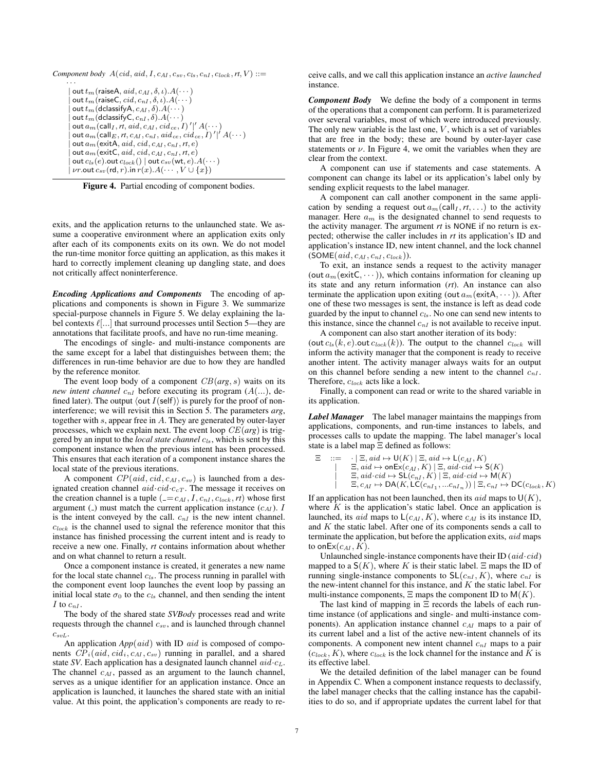*Component body* $A(cid, aid, I, c_{AI}, c_{sv}, c_{ls}, c_{nI}, c_{lock}, rt, V)$ ::=

$$
\begin{array}{l}
\quad \cdots \\
\mid \mathsf{out}\, t_m(\mathsf{raiseA},\, aid, c_{AI}, \delta, \iota).A(\cdots) \\
\mid \mathsf{out}\, t_m(\mathsf{raiseC},\, cid, c_{nI}, \delta, \iota).A(\cdots) \\
\mid \mathsf{out}\, t_m(\mathsf{dclassifyA},\, c_{AI}, \delta).A(\cdots) \\
\mid \mathsf{out}\, t_m(\mathsf{dclassifyC},\, c_{nI}, \delta).A(\cdots) \\
\mid \mathsf{out}\, a_m(\mathsf{call}_I, rt, aid, c_{AI}, cid_{ce}, I)\,'|'\, A(\cdots) \\
\mid \mathsf{out}\, a_m(\mathsf{call}_E, rt, c_{AI}, c_{nI}, aid_{ce}, cid_{ce}, I)\,'|'\, A(\cdots) \\
\mid \mathsf{out}\, a_m(\mathsf{exitA},\, aid, cid, c_{AI}, c_{nI}, rt, e) \\
\mid \mathsf{out}\, a_m(\mathsf{exitC},\, aid, cid, c_{AI}, c_{nI}, rt, e) \\
\mid \mathsf{out}\, c_{ls}(e).\mathsf{out}\, c_{lock}() \mid \mathsf{out}\, c_{sv}(\mathsf{wt}, e).A(\cdots) \\
\mid \nu r.\mathsf{out}\, c_{sv}(\mathsf{rd}, r).\mathsf{in}\, r(x).A(\cdots, V \cup \{x\})
\end{array}
$$

**Figure 4.** Partial encoding of component bodies.

exits, and the application returns to the unlaunched state. We assume a cooperative environment where an application exits only after each of its components exits on its own. We do not model the run-time monitor force quitting an application, as this makes it hard to correctly implement cleaning up dangling state, and does not critically affect noninterference.

***Encoding Applications and Components*** The encoding of applications and components is shown in Figure 3. We summarize special-purpose channels in Figure 5. We delay explaining the label contexts $\ell[...]$ that surround processes until Section 5—they are annotations that facilitate proofs, and have no run-time meaning.

The encodings of single- and multi-instance components are the same except for a label that distinguishes between them; the differences in run-time behavior are due to how they are handled by the reference monitor.

The event loop body of a component $CB(arg, s)$ waits on its *new intent channel* $c_{nI}$ before executing its program $(A(...)$, defined later). The output $\langle \mathsf{out}\, I(\mathsf{self}) \rangle$ is purely for the proof of noninterference; we will revisit this in Section 5. The parameters *arg*, together with $s$, appear free in $A$. They are generated by outer-layer processes, which we explain next. The event loop $CE(arg)$ is triggered by an input to the *local state channel* $c_{ls}$, which is sent by this component instance when the previous intent has been processed. This ensures that each iteration of a component instance shares the local state of the previous iterations.

A component $CP(aid, cid, c_{AI}, c_{sv})$ is launched from a designated creation channel $aid{\cdot}cid{\cdot}c_{cT}$. The message it receives on the creation channel is a tuple $(\_ {=} c_{AI}, I, c_{nI}, c_{lock}, rt)$ whose first argument ($\_$) must match the current application instance ($c_{AI}$). $I$ is the intent conveyed by the call. $c_{nI}$ is the new intent channel. $c_{lock}$ is the channel used to signal the reference monitor that this instance has finished processing the current intent and is ready to receive a new one. Finally, *rt* contains information about whether and on what channel to return a result.

Once a component instance is created, it generates a new name for the local state channel $c_{ls}$. The process running in parallel with the component event loop launches the event loop by passing an initial local state $\sigma_0$ to the $c_{ls}$ channel, and then sending the intent $I$ to $c_{nI}$.

The body of the shared state *SVBody* processes read and write requests through the channel $c_{sv}$, and is launched through channel $c_{svL}$.

An application $App(aid)$ with ID $aid$ is composed of components $CP_i(aid, cid_i, c_{AI}, c_{sv})$ running in parallel, and a shared state *SV*. Each application has a designated launch channel $aid{\cdot}c_L$. The channel $c_{AI}$, passed as an argument to the launch channel, serves as a unique identifier for an application instance. Once an application is launched, it launches the shared state with an initial value. At this point, the application's components are ready to receive calls, and we call this application instance an *active launched* instance.

***Component Body*** We define the body of a component in terms of the operations that a component can perform. It is parameterized over several variables, most of which were introduced previously. The only new variable is the last one, $V$, which is a set of variables that are free in the body; these are bound by outer-layer case statements or $\nu$. In Figure 4, we omit the variables when they are clear from the context.

A component can use if statements and case statements. A component can change its label or its application's label only by sending explicit requests to the label manager.

A component can call another component in the same application by sending a request $\mathsf{out}\, a_m(\mathsf{call}_I, rt, \ldots)$ to the activity manager. Here $a_m$ is the designated channel to send requests to the activity manager. The argument *rt* is NONE if no return is expected; otherwise the caller includes in *rt* its application's ID and application's instance ID, new intent channel, and the lock channel $(\mathsf{SOME}(aid, c_{AI}, c_{nI}, c_{lock}))$.

To exit, an instance sends a request to the activity manager ($\mathsf{out}\, a_m(\mathsf{exitC}, \cdots)$), which contains information for cleaning up its state and any return information (*rt*). An instance can also terminate the application upon exiting ($\mathsf{out}\, a_m(\mathsf{exitA}, \cdots)$). After one of these two messages is sent, the instance is left as dead code guarded by the input to channel $c_{ls}$. No one can send new intents to this instance, since the channel $c_{nI}$ is not available to receive input.

A component can also start another iteration of its body: ($\mathsf{out}\, c_{ls}(k, e).\mathsf{out}\, c_{lock}(k)$). The output to the channel $c_{lock}$ will inform the activity manager that the component is ready to receive another intent. The activity manager always waits for an output on this channel before sending a new intent to the channel $c_{nI}$. Therefore, $c_{lock}$ acts like a lock.

Finally, a component can read or write to the shared variable in its application.

***Label Manager*** The label manager maintains the mappings from applications, components, and run-time instances to labels, and processes calls to update the mapping. The label manager's local state is a label map $\Xi$ defined as follows:

$$
\begin{array}{rcl}
\Xi & ::= & \cdot \mid \Xi, aid \mapsto \mathsf{U}(K) \mid \Xi, aid \mapsto \mathsf{L}(c_{AI}, K) \\
& \mid & \Xi, aid \mapsto \mathsf{onEx}(c_{AI}, K) \mid \Xi, aid{\cdot}cid \mapsto \mathsf{S}(K) \\
& \mid & \Xi, aid{\cdot}cid \mapsto \mathsf{SL}(c_{nI}, K) \mid \Xi, aid{\cdot}cid \mapsto \mathsf{M}(K) \\
& \mid & \Xi, c_{AI} \mapsto \mathsf{DA}(K, \mathsf{LC}(c_{nI_1}, \ldots c_{nI_n})) \mid \Xi, c_{nI} \mapsto \mathsf{DC}(c_{lock}, K)
\end{array}
$$

If an application has not been launched, then its $aid$ maps to $\mathsf{U}(K)$, where $K$ is the application's static label. Once an application is launched, its $aid$ maps to $\mathsf{L}(c_{AI}, K)$, where $c_{AI}$ is its instance ID, and $K$ the static label. After one of its components sends a call to terminate the application, but before the application exits, $aid$ maps to $\mathsf{onEx}(c_{AI}, K)$.

Unlaunched single-instance components have their ID ($aid{\cdot}cid$) mapped to a $\mathsf{S}(K)$, where $K$ is their static label. $\Xi$ maps the ID of running single-instance components to $\mathsf{SL}(c_{nI}, K)$, where $c_{nI}$ is the new-intent channel for this instance, and $K$ the static label. For multi-instance components, $\Xi$ maps the component ID to $\mathsf{M}(K)$.

The last kind of mapping in $\Xi$ records the labels of each runtime instance (of applications and single- and multi-instance components). An application instance channel $c_{AI}$ maps to a pair of its current label and a list of the active new-intent channels of its components. A component new intent channel $c_{nI}$ maps to a pair $(c_{lock}, K)$, where $c_{lock}$ is the lock channel for the instance and $K$ is its effective label.

We the detailed definition of the label manager can be found in Appendix C. When a component instance requests to declassify, the label manager checks that the calling instance has the capabilities to do so, and if appropriate updates the current label for that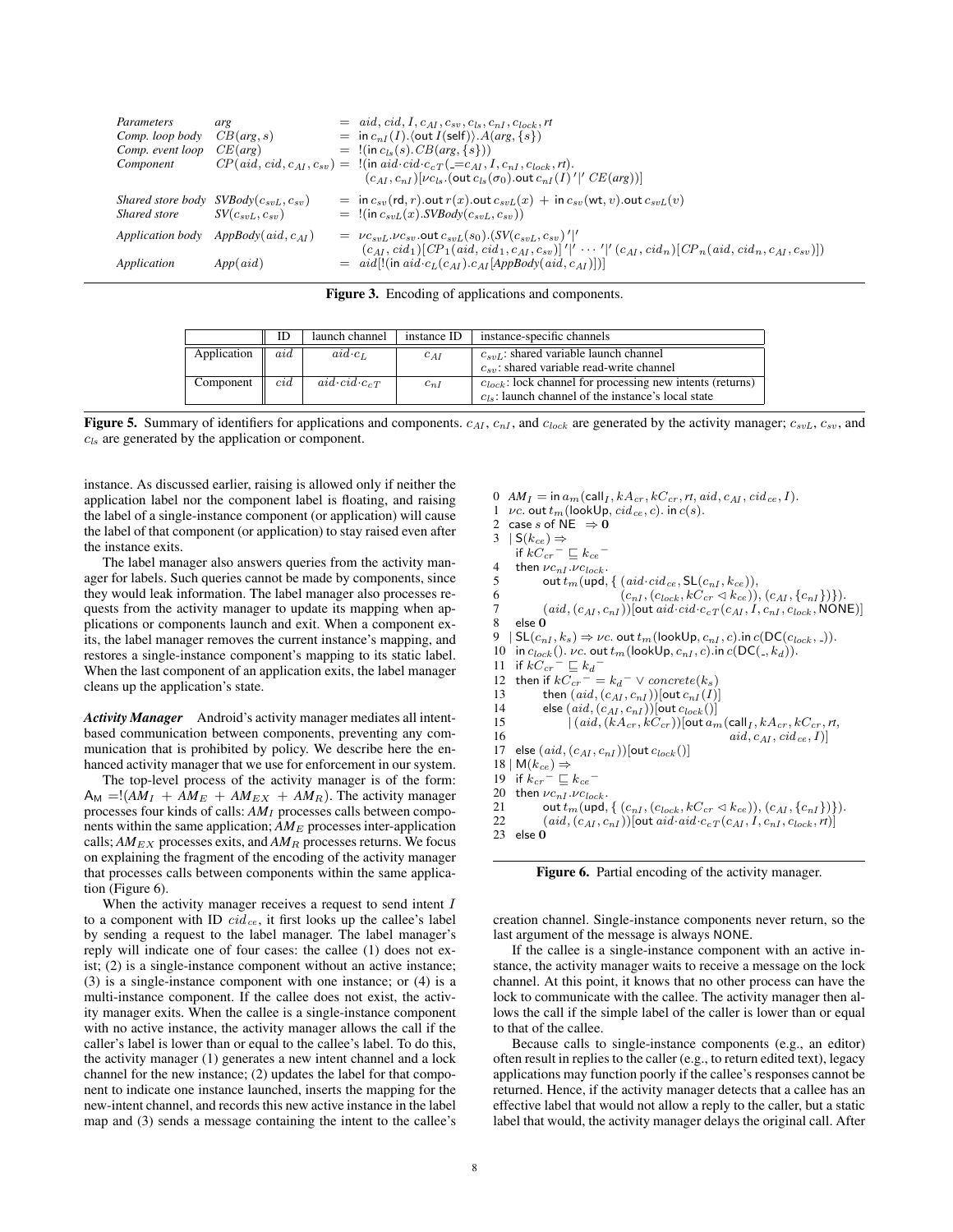| | | |
|---|---|---|
| *Parameters* | *arg* | $= aid, cid, I, c_{AI}, c_{sv}, c_{ls}, c_{nI}, c_{lock}, rt$ |
| *Comp. loop body* | $CB(arg, s)$ | $= \mathsf{in}\ c_{nI}(I).\langle \mathsf{out}\ I(\mathsf{self})\rangle.A(arg, \{s\})$ |
| *Comp. event loop* | $CE(arg)$ | $= !(\mathsf{in}\ c_{ls}(s).CB(arg, \{s\}))$ |
| *Component* | $CP(aid, cid, c_{AI}, c_{sv})$ | $= !(\mathsf{in}\ aid{\cdot}cid{\cdot}c_{cT}(\_{=}c_{AI}, I, c_{nI}, c_{lock}, rt).$ $(c_{AI}, c_{nI})[\nu c_{ls}.(\mathsf{out}\ c_{ls}(\sigma_0).\mathsf{out}\ c_{nI}(I)\ '\|'\ CE(arg))]$ |
| *Shared store body* | $SVBody(c_{svL}, c_{sv})$ | $= \mathsf{in}\ c_{sv}(\mathsf{rd}, r).\mathsf{out}\ r(x).\mathsf{out}\ c_{svL}(x)\ +\ \mathsf{in}\ c_{sv}(\mathsf{wt}, v).\mathsf{out}\ c_{svL}(v)$ |
| *Shared store* | $SV(c_{svL}, c_{sv})$ | $= !(\mathsf{in}\ c_{svL}(x).SVBody(c_{svL}, c_{sv}))$ |
| *Application body* | $AppBody(aid, c_{AI})$ | $= \nu c_{svL}.\nu c_{sv}.\mathsf{out}\ c_{svL}(s_0).(SV(c_{svL}, c_{sv})\ '\|'$ $(c_{AI}, cid_1)[CP_1(aid, cid_1, c_{AI}, c_{sv})]\ '\|'\ \cdots\ '\|'\ (c_{AI}, cid_n)[CP_n(aid, cid_n, c_{AI}, c_{sv})])$ |
| *Application* | $App(aid)$ | $= aid[!(\mathsf{in}\ aid{\cdot}c_L(c_{AI}).c_{AI}[AppBody(aid, c_{AI})])]$ |

**Figure 3.** Encoding of applications and components.

| | ID | launch channel | instance ID | instance-specific channels |
|---|---|---|---|---|
| Application | $aid$ | $aid{\cdot}c_L$ | $c_{AI}$ | $c_{svL}$: shared variable launch channel<br>$c_{sv}$: shared variable read-write channel |
| Component | $cid$ | $aid{\cdot}cid{\cdot}c_{cT}$ | $c_{nI}$ | $c_{lock}$: lock channel for processing new intents (returns)<br>$c_{ls}$: launch channel of the instance's local state |

**Figure 5.** Summary of identifiers for applications and components. $c_{AI}$, $c_{nI}$, and $c_{lock}$ are generated by the activity manager; $c_{svL}$, $c_{sv}$, and $c_{ls}$ are generated by the application or component.

instance. As discussed earlier, raising is allowed only if neither the application label nor the component label is floating, and raising the label of a single-instance component (or application) will cause the label of that component (or application) to stay raised even after the instance exits.

The label manager also answers queries from the activity manager for labels. Such queries cannot be made by components, since they would leak information. The label manager also processes requests from the activity manager to update its mapping when applications or components launch and exit. When a component exits, the label manager removes the current instance's mapping, and restores a single-instance component's mapping to its static label. When the last component of an application exits, the label manager cleans up the application's state.

***Activity Manager*** Android's activity manager mediates all intent-based communication between components, preventing any communication that is prohibited by policy. We describe here the enhanced activity manager that we use for enforcement in our system.

The top-level process of the activity manager is of the form: $\mathsf{A_M} = !(AM_I\ +\ AM_E\ +\ AM_{EX}\ +\ AM_R)$. The activity manager processes four kinds of calls: $AM_I$ processes calls between components within the same application; $AM_E$ processes inter-application calls; $AM_{EX}$ processes exits, and $AM_R$ processes returns. We focus on explaining the fragment of the encoding of the activity manager that processes calls between components within the same application (Figure 6).

When the activity manager receives a request to send intent $I$ to a component with ID $cid_{ce}$, it first looks up the callee's label by sending a request to the label manager. The label manager's reply will indicate one of four cases: the callee (1) does not exist; (2) is a single-instance component without an active instance; (3) is a single-instance component with one instance; or (4) is a multi-instance component. If the callee does not exist, the activity manager exits. When the callee is a single-instance component with no active instance, the activity manager allows the call if the caller's label is lower than or equal to the callee's label. To do this, the activity manager (1) generates a new intent channel and a lock channel for the new instance; (2) updates the label for that component to indicate one instance launched, inserts the mapping for the new-intent channel, and records this new active instance in the label map and (3) sends a message containing the intent to the callee's

$$
\begin{array}{ll}
0 & AM_I = \mathsf{in}\ a_m(\mathsf{call}_I, kA_{cr}, kC_{cr}, rt, aid, c_{AI}, cid_{ce}, I).\\
1 & \nu c.\ \mathsf{out}\ t_m(\mathsf{lookUp}, cid_{ce}, c).\ \mathsf{in}\ c(s).\\
2 & \mathsf{case}\ s\ \mathsf{of}\ \mathsf{NE}\ \ \Rightarrow \mathbf{0}\\
3 & \mid \mathsf{S}(k_{ce}) \Rightarrow\\
 & \quad \mathsf{if}\ kC_{cr}^{\ -} \sqsubseteq k_{ce}^{\ -}\\
4 & \quad \mathsf{then}\ \nu c_{nI}.\nu c_{lock}.\\
5 & \qquad \mathsf{out}\ t_m(\mathsf{upd}, \{\ (aid{\cdot}cid_{ce}, \mathsf{SL}(c_{nI}, k_{ce})),\\
6 & \qquad\qquad (c_{nI}, (c_{lock}, kC_{cr} \lhd k_{ce})), (c_{AI}, \{c_{nI}\})\}).\\
7 & \qquad (aid, (c_{AI}, c_{nI}))[\mathsf{out}\ aid{\cdot}cid{\cdot}c_{cT}(c_{AI}, I, c_{nI}, c_{lock}, \mathsf{NONE})]\\
8 & \quad \mathsf{else}\ \mathbf{0}\\
9 & \mid \mathsf{SL}(c_{nI}, k_s) \Rightarrow \nu c.\ \mathsf{out}\ t_m(\mathsf{lookUp}, c_{nI}, c).\mathsf{in}\ c(\mathsf{DC}(c_{lock}, \_)).\\
10 & \quad \mathsf{in}\ c_{lock}().\ \nu c.\ \mathsf{out}\ t_m(\mathsf{lookUp}, c_{nI}, c).\mathsf{in}\ c(\mathsf{DC}(\_, k_d)).\\
11 & \quad \mathsf{if}\ kC_{cr}^{\ -} \sqsubseteq k_d^{\ -}\\
12 & \quad \mathsf{then\ if}\ kC_{cr}^{\ -} = k_d^{\ -} \vee concrete(k_s)\\
13 & \qquad \mathsf{then}\ (aid, (c_{AI}, c_{nI}))[\mathsf{out}\ c_{nI}(I)]\\
14 & \qquad \mathsf{else}\ (aid, (c_{AI}, c_{nI}))[\mathsf{out}\ c_{lock}()]\\
15 & \qquad\quad \mid (aid, (kA_{cr}, kC_{cr}))[\mathsf{out}\ a_m(\mathsf{call}_I, kA_{cr}, kC_{cr}, rt,\\
16 & \qquad\qquad\qquad aid, c_{AI}, cid_{ce}, I)]\\
17 & \quad \mathsf{else}\ (aid, (c_{AI}, c_{nI}))[\mathsf{out}\ c_{lock}()]\\
18 & \mid \mathsf{M}(k_{ce}) \Rightarrow\\
19 & \quad \mathsf{if}\ k_{cr}^{\ -} \sqsubseteq k_{ce}^{\ -}\\
20 & \quad \mathsf{then}\ \nu c_{nI}.\nu c_{lock}.\\
21 & \qquad \mathsf{out}\ t_m(\mathsf{upd}, \{\ (c_{nI}, (c_{lock}, kC_{cr} \lhd k_{ce})), (c_{AI}, \{c_{nI}\})\}).\\
22 & \qquad (aid, (c_{AI}, c_{nI}))[\mathsf{out}\ aid{\cdot}aid{\cdot}c_{cT}(c_{AI}, I, c_{nI}, c_{lock}, rt)]\\
23 & \quad \mathsf{else}\ \mathbf{0}
\end{array}
$$

**Figure 6.** Partial encoding of the activity manager.

creation channel. Single-instance components never return, so the last argument of the message is always NONE.

If the callee is a single-instance component with an active instance, the activity manager waits to receive a message on the lock channel. At this point, it knows that no other process can have the lock to communicate with the callee. The activity manager then allows the call if the simple label of the caller is lower than or equal to that of the callee.

Because calls to single-instance components (e.g., an editor) often result in replies to the caller (e.g., to return edited text), legacy applications may function poorly if the callee's responses cannot be returned. Hence, if the activity manager detects that a callee has an effective label that would not allow a reply to the caller, but a static label that would, the activity manager delays the original call. After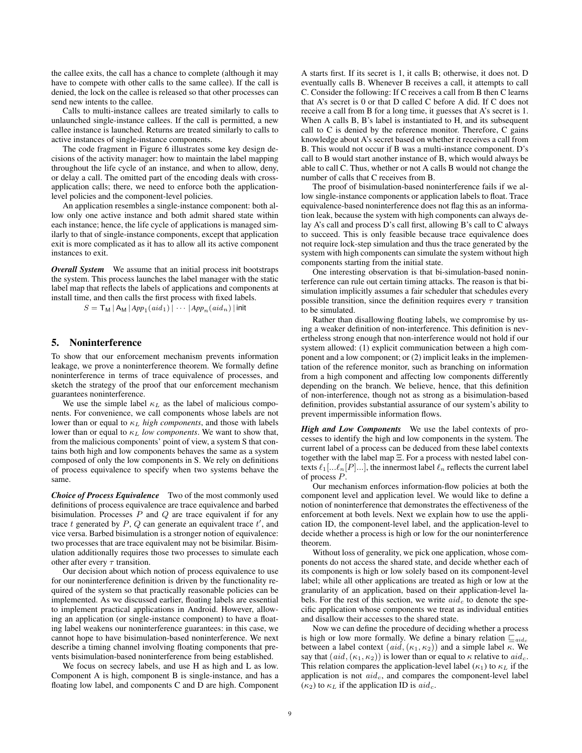the callee exits, the call has a chance to complete (although it may have to compete with other calls to the same callee). If the call is denied, the lock on the callee is released so that other processes can send new intents to the callee.

Calls to multi-instance callees are treated similarly to calls to unlaunched single-instance callees. If the call is permitted, a new callee instance is launched. Returns are treated similarly to calls to active instances of single-instance components.

The code fragment in Figure 6 illustrates some key design decisions of the activity manager: how to maintain the label mapping throughout the life cycle of an instance, and when to allow, deny, or delay a call. The omitted part of the encoding deals with cross-application calls; there, we need to enforce both the application-level policies and the component-level policies.

An application resembles a single-instance component: both allow only one active instance and both admit shared state within each instance; hence, the life cycle of applications is managed similarly to that of single-instance components, except that application exit is more complicated as it has to allow all its active component instances to exit.

***Overall System*** We assume that an initial process init bootstraps the system. This process launches the label manager with the static label map that reflects the labels of applications and components at install time, and then calls the first process with fixed labels.

$$S = \mathsf{T_M} \,|\, \mathsf{A_M} \,|\, App_1(aid_1) \,|\, \cdots \,|\, App_n(aid_n) \,|\, \mathsf{init}$$

## 5. Noninterference

To show that our enforcement mechanism prevents information leakage, we prove a noninterference theorem. We formally define noninterference in terms of trace equivalence of processes, and sketch the strategy of the proof that our enforcement mechanism guarantees noninterference.

We use the simple label $\kappa_L$ as the label of malicious components. For convenience, we call components whose labels are not lower than or equal to $\kappa_L$ *high components*, and those with labels lower than or equal to $\kappa_L$ *low components*. We want to show that, from the malicious components' point of view, a system S that contains both high and low components behaves the same as a system composed of only the low components in S. We rely on definitions of process equivalence to specify when two systems behave the same.

***Choice of Process Equivalence*** Two of the most commonly used definitions of process equivalence are trace equivalence and barbed bisimulation. Processes $P$ and $Q$ are trace equivalent if for any trace $t$ generated by $P$, $Q$ can generate an equivalent trace $t'$, and vice versa. Barbed bisimulation is a stronger notion of equivalence: two processes that are trace equivalent may not be bisimilar. Bisimulation additionally requires those two processes to simulate each other after every $\tau$ transition.

Our decision about which notion of process equivalence to use for our noninterference definition is driven by the functionality required of the system so that practically reasonable policies can be implemented. As we discussed earlier, floating labels are essential to implement practical applications in Android. However, allowing an application (or single-instance component) to have a floating label weakens our noninterference guarantees: in this case, we cannot hope to have bisimulation-based noninterference. We next describe a timing channel involving floating components that prevents bisimulation-based noninterference from being established.

We focus on secrecy labels, and use H as high and L as low. Component A is high, component B is single-instance, and has a floating low label, and components C and D are high. Component A starts first. If its secret is 1, it calls B; otherwise, it does not. D eventually calls B. Whenever B receives a call, it attempts to call C. Consider the following: If C receives a call from B then C learns that A's secret is 0 or that D called C before A did. If C does not receive a call from B for a long time, it guesses that A's secret is 1. When A calls B, B's label is instantiated to H, and its subsequent call to C is denied by the reference monitor. Therefore, C gains knowledge about A's secret based on whether it receives a call from B. This would not occur if B was a multi-instance component. D's call to B would start another instance of B, which would always be able to call C. Thus, whether or not A calls B would not change the number of calls that C receives from B.

The proof of bisimulation-based noninterference fails if we allow single-instance components or application labels to float. Trace equivalence-based noninterference does not flag this as an information leak, because the system with high components can always delay A's call and process D's call first, allowing B's call to C always to succeed. This is only feasible because trace equivalence does not require lock-step simulation and thus the trace generated by the system with high components can simulate the system without high components starting from the initial state.

One interesting observation is that bi-simulation-based noninterference can rule out certain timing attacks. The reason is that bisimulation implicitly assumes a fair scheduler that schedules every possible transition, since the definition requires every $\tau$ transition to be simulated.

Rather than disallowing floating labels, we compromise by using a weaker definition of non-interference. This definition is nevertheless strong enough that non-interference would not hold if our system allowed: (1) explicit communication between a high component and a low component; or (2) implicit leaks in the implementation of the reference monitor, such as branching on information from a high component and affecting low components differently depending on the branch. We believe, hence, that this definition of non-interference, though not as strong as a bisimulation-based definition, provides substantial assurance of our system's ability to prevent impermissible information flows.

***High and Low Components*** We use the label contexts of processes to identify the high and low components in the system. The current label of a process can be deduced from these label contexts together with the label map $\Xi$. For a process with nested label contexts $\ell_1[...\ell_n[P]...]$, the innermost label $\ell_n$ reflects the current label of process $P$.

Our mechanism enforces information-flow policies at both the component level and application level. We would like to define a notion of noninterference that demonstrates the effectiveness of the enforcement at both levels. Next we explain how to use the application ID, the component-level label, and the application-level to decide whether a process is high or low for our noninterference theorem.

Without loss of generality, we pick one application, whose components do not access the shared state, and decide whether each of its components is high or low solely based on its component-level label; while all other applications are treated as high or low at the granularity of an application, based on their application-level labels. For the rest of this section, we write $aid_c$ to denote the specific application whose components we treat as individual entities and disallow their accesses to the shared state.

Now we can define the procedure of deciding whether a process is high or low more formally. We define a binary relation $\sqsubseteq_{aid_c}$ between a label context $(aid, (\kappa_1, \kappa_2))$ and a simple label $\kappa$. We say that $(aid, (\kappa_1, \kappa_2))$ is lower than or equal to $\kappa$ relative to $aid_c$. This relation compares the application-level label ($\kappa_1$) to $\kappa_L$ if the application is not $aid_c$, and compares the component-level label ($\kappa_2$) to $\kappa_L$ if the application ID is $aid_c$.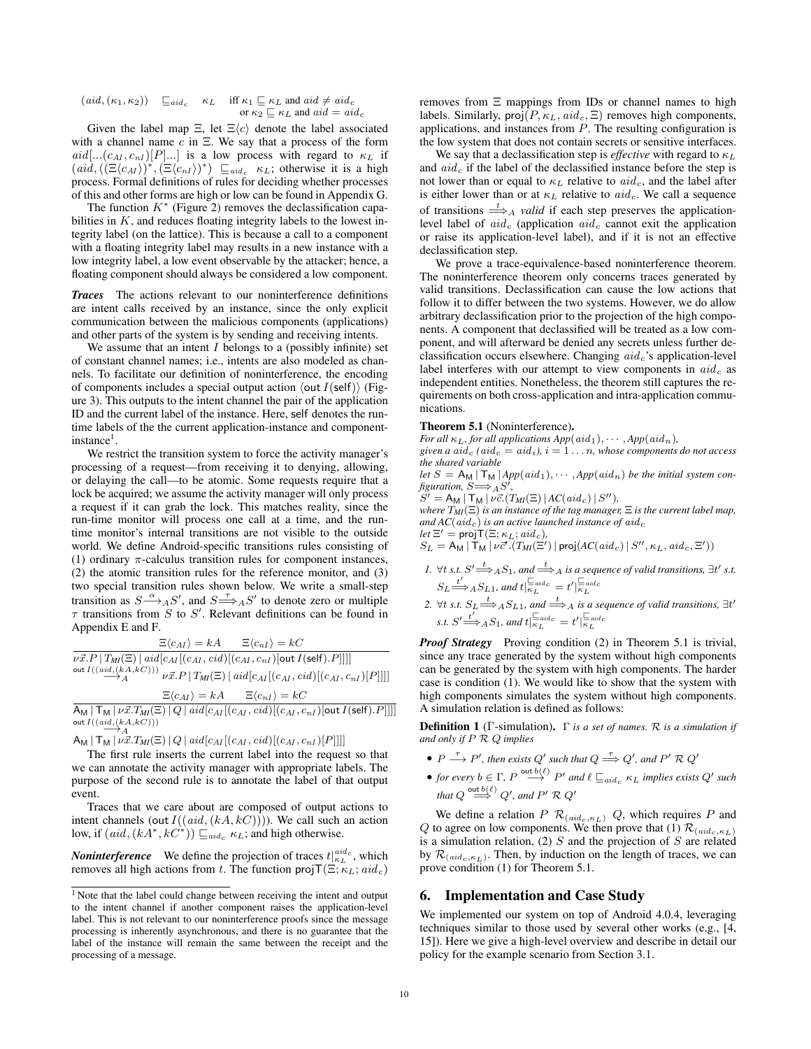$$(aid, (\kappa_1, \kappa_2)) \quad \sqsubseteq_{aid_c} \quad \kappa_L \quad \text{iff } \kappa_1 \sqsubseteq \kappa_L \text{ and } aid \neq aid_c \text{ or } \kappa_2 \sqsubseteq \kappa_L \text{ and } aid = aid_c$$

Given the label map $\Xi$, let $\Xi\langle c\rangle$ denote the label associated with a channel name $c$ in $\Xi$. We say that a process of the form $aid[...(c_{AI}, c_{nI})[P]...]$ is a low process with regard to $\kappa_L$ if $(aid, ((\Xi\langle c_{AI}\rangle)^*, (\Xi\langle c_{nI}\rangle)^*) \sqsubseteq_{aid_c} \kappa_L$; otherwise it is a high process. Formal definitions of rules for deciding whether processes of this and other forms are high or low can be found in Appendix G.

The function $K^*$ (Figure 2) removes the declassification capabilities in $K$, and reduces floating integrity labels to the lowest integrity label (on the lattice). This is because a call to a component with a floating integrity label may results in a new instance with a low integrity label, a low event observable by the attacker; hence, a floating component should always be considered a low component.

***Traces*** The actions relevant to our noninterference definitions are intent calls received by an instance, since the only explicit communication between the malicious components (applications) and other parts of the system is by sending and receiving intents.

We assume that an intent $I$ belongs to a (possibly infinite) set of constant channel names; i.e., intents are also modeled as channels. To facilitate our definition of noninterference, the encoding of components includes a special output action $\langle \mathsf{out}\, I\langle \mathsf{self}\rangle\rangle$ (Figure 3). This outputs to the intent channel the pair of the application ID and the current label of the instance. Here, self denotes the runtime labels of the the current application-instance and component-instance[1].

We restrict the transition system to force the activity manager's processing of a request—from receiving it to denying, allowing, or delaying the call—to be atomic. Some requests require that a lock be acquired; we assume the activity manager will only process a request if it can grab the lock. This matches reality, since the run-time monitor will process one call at a time, and the run-time monitor's internal transitions are not visible to the outside world. We define Android-specific transitions rules consisting of (1) ordinary $\pi$-calculus transition rules for component instances, (2) the atomic transition rules for the reference monitor, and (3) two special transition rules shown below. We write a small-step transition as $S \xrightarrow{\alpha}_A S'$, and $S \overset{\tau}{\Longrightarrow}_A S'$ to denote zero or multiple $\tau$ transitions from $S$ to $S'$. Relevant definitions can be found in Appendix E and F.

$$\frac{\Xi\langle c_{AI}\rangle = kA \qquad \Xi\langle c_{nI}\rangle = kC}{\nu\vec{x}.P \mid T_{MI}(\Xi) \mid aid[c_{AI}[(c_{AI}, cid)[(c_{AI}, c_{nI})[\mathsf{out}\, I(\mathsf{self}).P]]]] \xrightarrow{\mathsf{out}\, I((aid,(kA,kC)))}_A \nu\vec{x}.P \mid T_{MI}(\Xi) \mid aid[c_{AI}[(c_{AI}, cid)[(c_{AI}, c_{nI})[P]]]]}$$

$$\frac{\Xi\langle c_{AI}\rangle = kA \qquad \Xi\langle c_{nI}\rangle = kC}{\mathsf{A_M} \mid \mathsf{T_M} \mid \nu\vec{x}.T_{MI}(\Xi) \mid Q \mid aid[c_{AI}[(c_{AI}, cid)[(c_{AI}, c_{nI})[\mathsf{out}\, I(\mathsf{self}).P]]]] \xrightarrow{\mathsf{out}\, I((aid,(kA,kC)))}_A \mathsf{A_M} \mid \mathsf{T_M} \mid \nu\vec{x}.T_{MI}(\Xi) \mid Q \mid aid[c_{AI}[(c_{AI}, cid)[(c_{AI}, c_{nI})[P]]]]}$$

The first rule inserts the current label into the request so that we can annotate the activity manager with appropriate labels. The purpose of the second rule is to annotate the label of that output event.

Traces that we care about are composed of output actions to intent channels ($\mathsf{out}\, I((aid, (kA, kC)))$). We call such an action low, if $(aid, (kA^*, kC^*)) \sqsubseteq_{aid_c} \kappa_L$; and high otherwise.

***Noninterference*** We define the projection of traces $t|^{aid_c}_{\kappa_L}$, which removes all high actions from $t$. The function $\mathsf{projT}(\Xi; \kappa_L; aid_c)$ removes from $\Xi$ mappings from IDs or channel names to high labels. Similarly, $\mathsf{proj}(P, \kappa_L, aid_c, \Xi)$ removes high components, applications, and instances from $P$. The resulting configuration is the low system that does not contain secrets or sensitive interfaces.

We say that a declassification step is *effective* with regard to $\kappa_L$ and $aid_c$ if the label of the declassified instance before the step is not lower than or equal to $\kappa_L$ relative to $aid_c$, and the label after is either lower than or at $\kappa_L$ relative to $aid_c$. We call a sequence of transitions $\overset{t}{\Longrightarrow}_A$ *valid* if each step preserves the application-level label of $aid_c$ (application $aid_c$ cannot exit the application or raise its application-level label), and if it is not an effective declassification step.

We prove a trace-equivalence-based noninterference theorem. The noninterference theorem only concerns traces generated by valid transitions. Declassification can cause the low actions that follow it to differ between the two systems. However, we do allow arbitrary declassification prior to the projection of the high components. A component that declassified will be treated as a low component, and will afterward be denied any secrets unless further declassification occurs elsewhere. Changing $aid_c$'s application-level label interferes with our attempt to view components in $aid_c$ as independent entities. Nonetheless, the theorem still captures the requirements on both cross-application and intra-application communications.

**Theorem 5.1** (Noninterference)**.**
*For all $\kappa_L$, for all applications $App(aid_1), \cdots, App(aid_n)$,*
*given a $aid_c$ ($aid_c = aid_i$), $i = 1 \ldots n$, whose components do not access the shared variable*
*let $S = \mathsf{A_M} \mid \mathsf{T_M} \mid App(aid_1), \cdots, App(aid_n)$ be the initial system configuration, $S \Longrightarrow_A S'$,*
*$S' = \mathsf{A_M} \mid \mathsf{T_M} \mid \nu\vec{c}.(T_{MI}(\Xi) \mid AC(aid_c) \mid S'')$,*
*where $T_{MI}(\Xi)$ is an instance of the tag manager, $\Xi$ is the current label map, and $AC(aid_c)$ is an active launched instance of $aid_c$*
*let $\Xi' = \mathsf{projT}(\Xi; \kappa_L; aid_c)$,*
*$S_L = \mathsf{A_M} \mid \mathsf{T_M} \mid \nu\vec{c}'.(T_{MI}(\Xi') \mid \mathsf{proj}(AC(aid_c) \mid S'', \kappa_L, aid_c, \Xi'))$*

1. *$\forall t$ s.t. $S' \overset{t}{\Longrightarrow}_A S_1$, and $\overset{t}{\Longrightarrow}_A$ is a sequence of valid transitions, $\exists t'$ s.t. $S_L \overset{t'}{\Longrightarrow}_A S_{L1}$, and $t|^{\sqsubseteq_{aid_c}}_{\kappa_L} = t'|^{\sqsubseteq_{aid_c}}_{\kappa_L}$*
2. *$\forall t$ s.t. $S_L \overset{t}{\Longrightarrow}_A S_{L1}$, and $\overset{t}{\Longrightarrow}_A$ is a sequence of valid transitions, $\exists t'$ s.t. $S' \overset{t'}{\Longrightarrow}_A S_1$, and $t|^{\sqsubseteq_{aid_c}}_{\kappa_L} = t'|^{\sqsubseteq_{aid_c}}_{\kappa_L}$*

***Proof Strategy*** Proving condition (2) in Theorem 5.1 is trivial, since any trace generated by the system without high components can be generated by the system with high components. The harder case is condition (1). We would like to show that the system with high components simulates the system without high components. A simulation relation is defined as follows:

**Definition 1** ($\Gamma$-simulation)**.** *$\Gamma$ is a set of names. $\mathcal{R}$ is a simulation if and only if $P\ \mathcal{R}\ Q$ implies*

- *$P \xrightarrow{\tau} P'$, then exists $Q'$ such that $Q \overset{\tau}{\Longrightarrow} Q'$, and $P'\ \mathcal{R}\ Q'$*
- *for every $b \in \Gamma$, $P \xrightarrow{\mathsf{out}\, b(\ell)} P'$ and $\ell \sqsubseteq_{aid_c} \kappa_L$ implies exists $Q'$ such that $Q \overset{\mathsf{out}\, b(\ell)}{\Longrightarrow} Q'$, and $P'\ \mathcal{R}\ Q'$*

We define a relation $P\ \mathcal{R}_{(aid_c,\kappa_L)}\ Q$, which requires $P$ and $Q$ to agree on low components. We then prove that (1) $\mathcal{R}_{(aid_c,\kappa_L)}$ is a simulation relation, (2) $S$ and the projection of $S$ are related by $\mathcal{R}_{(aid_c,\kappa_L)}$. Then, by induction on the length of traces, we can prove condition (1) for Theorem 5.1.

## 6. Implementation and Case Study

We implemented our system on top of Android 4.0.4, leveraging techniques similar to those used by several other works (e.g., [4, 15]). Here we give a high-level overview and describe in detail our policy for the example scenario from Section 3.1.

[1] Note that the label could change between receiving the intent and output to the intent channel if another component raises the application-level label. This is not relevant to our noninterference proofs since the message processing is inherently asynchronous, and there is no guarantee that the label of the instance will remain the same between the receipt and the processing of a message.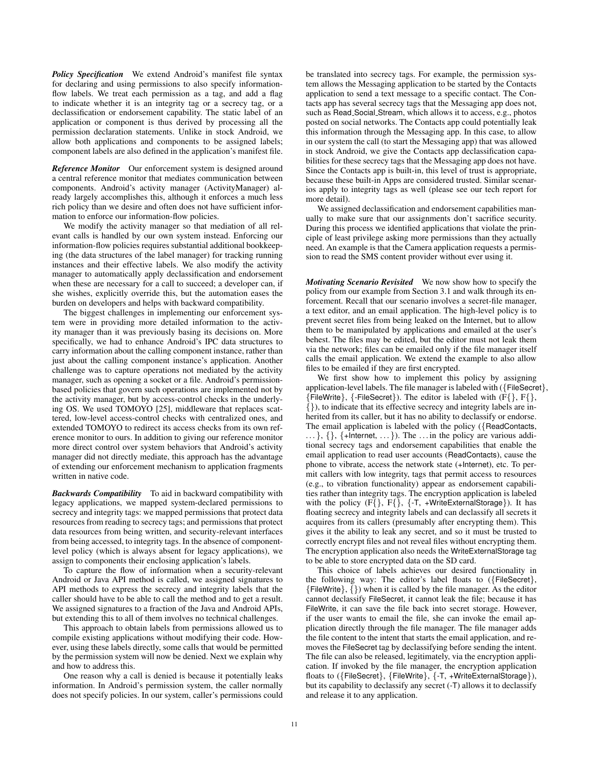***Policy Specification*** We extend Android's manifest file syntax for declaring and using permissions to also specify information-flow labels. We treat each permission as a tag, and add a flag to indicate whether it is an integrity tag or a secrecy tag, or a declassification or endorsement capability. The static label of an application or component is thus derived by processing all the permission declaration statements. Unlike in stock Android, we allow both applications and components to be assigned labels; component labels are also defined in the application's manifest file.

***Reference Monitor*** Our enforcement system is designed around a central reference monitor that mediates communication between components. Android's activity manager (ActivityManager) already largely accomplishes this, although it enforces a much less rich policy than we desire and often does not have sufficient information to enforce our information-flow policies.

We modify the activity manager so that mediation of all relevant calls is handled by our own system instead. Enforcing our information-flow policies requires substantial additional bookkeeping (the data structures of the label manager) for tracking running instances and their effective labels. We also modify the activity manager to automatically apply declassification and endorsement when these are necessary for a call to succeed; a developer can, if she wishes, explicitly override this, but the automation eases the burden on developers and helps with backward compatibility.

The biggest challenges in implementing our enforcement system were in providing more detailed information to the activity manager than it was previously basing its decisions on. More specifically, we had to enhance Android's IPC data structures to carry information about the calling component instance, rather than just about the calling component instance's application. Another challenge was to capture operations not mediated by the activity manager, such as opening a socket or a file. Android's permission-based policies that govern such operations are implemented not by the activity manager, but by access-control checks in the underlying OS. We used TOMOYO [25], middleware that replaces scattered, low-level access-control checks with centralized ones, and extended TOMOYO to redirect its access checks from its own reference monitor to ours. In addition to giving our reference monitor more direct control over system behaviors that Android's activity manager did not directly mediate, this approach has the advantage of extending our enforcement mechanism to application fragments written in native code.

***Backwards Compatibility*** To aid in backward compatibility with legacy applications, we mapped system-declared permissions to secrecy and integrity tags: we mapped permissions that protect data resources from reading to secrecy tags; and permissions that protect data resources from being written, and security-relevant interfaces from being accessed, to integrity tags. In the absence of component-level policy (which is always absent for legacy applications), we assign to components their enclosing application's labels.

To capture the flow of information when a security-relevant Android or Java API method is called, we assigned signatures to API methods to express the secrecy and integrity labels that the caller should have to be able to call the method and to get a result. We assigned signatures to a fraction of the Java and Android APIs, but extending this to all of them involves no technical challenges.

This approach to obtain labels from permissions allowed us to compile existing applications without modifying their code. However, using these labels directly, some calls that would be permitted by the permission system will now be denied. Next we explain why and how to address this.

One reason why a call is denied is because it potentially leaks information. In Android's permission system, the caller normally does not specify policies. In our system, caller's permissions could be translated into secrecy tags. For example, the permission system allows the Messaging application to be started by the Contacts application to send a text message to a specific contact. The Contacts app has several secrecy tags that the Messaging app does not, such as Read_Social_Stream, which allows it to access, e.g., photos posted on social networks. The Contacts app could potentially leak this information through the Messaging app. In this case, to allow in our system the call (to start the Messaging app) that was allowed in stock Android, we give the Contacts app declassification capabilities for these secrecy tags that the Messaging app does not have. Since the Contacts app is built-in, this level of trust is appropriate, because these built-in Apps are considered trusted. Similar scenarios apply to integrity tags as well (please see our tech report for more detail).

We assigned declassification and endorsement capabilities manually to make sure that our assignments don't sacrifice security. During this process we identified applications that violate the principle of least privilege asking more permissions than they actually need. An example is that the Camera application requests a permission to read the SMS content provider without ever using it.

***Motivating Scenario Revisited*** We now show how to specify the policy from our example from Section 3.1 and walk through its enforcement. Recall that our scenario involves a secret-file manager, a text editor, and an email application. The high-level policy is to prevent secret files from being leaked on the Internet, but to allow them to be manipulated by applications and emailed at the user's behest. The files may be edited, but the editor must not leak them via the network; files can be emailed only if the file manager itself calls the email application. We extend the example to also allow files to be emailed if they are first encrypted.

We first show how to implement this policy by assigning application-level labels. The file manager is labeled with ({FileSecret}, {FileWrite}, {-FileSecret}). The editor is labeled with (F{}, F{}, {}), to indicate that its effective secrecy and integrity labels are inherited from its caller, but it has no ability to declassify or endorse. The email application is labeled with the policy ({ReadContacts, ...}, {}, {+Internet, ...}). The ... in the policy are various additional secrecy tags and endorsement capabilities that enable the email application to read user accounts (ReadContacts), cause the phone to vibrate, access the network state (+Internet), etc. To permit callers with low integrity, tags that permit access to resources (e.g., to vibration functionality) appear as endorsement capabilities rather than integrity tags. The encryption application is labeled with the policy (F{}, F{}, {-T, +WriteExternalStorage}). It has floating secrecy and integrity labels and can declassify all secrets it acquires from its callers (presumably after encrypting them). This gives it the ability to leak any secret, and so it must be trusted to correctly encrypt files and not reveal files without encrypting them. The encryption application also needs the WriteExternalStorage tag to be able to store encrypted data on the SD card.

This choice of labels achieves our desired functionality in the following way: The editor's label floats to ({FileSecret}, {FileWrite}, {}) when it is called by the file manager. As the editor cannot declassify FileSecret, it cannot leak the file; because it has FileWrite, it can save the file back into secret storage. However, if the user wants to email the file, she can invoke the email application directly through the file manager. The file manager adds the file content to the intent that starts the email application, and removes the FileSecret tag by declassifying before sending the intent. The file can also be released, legitimately, via the encryption application. If invoked by the file manager, the encryption application floats to ({FileSecret}, {FileWrite}, {-T, +WriteExternalStorage}), but its capability to declassify any secret (-T) allows it to declassify and release it to any application.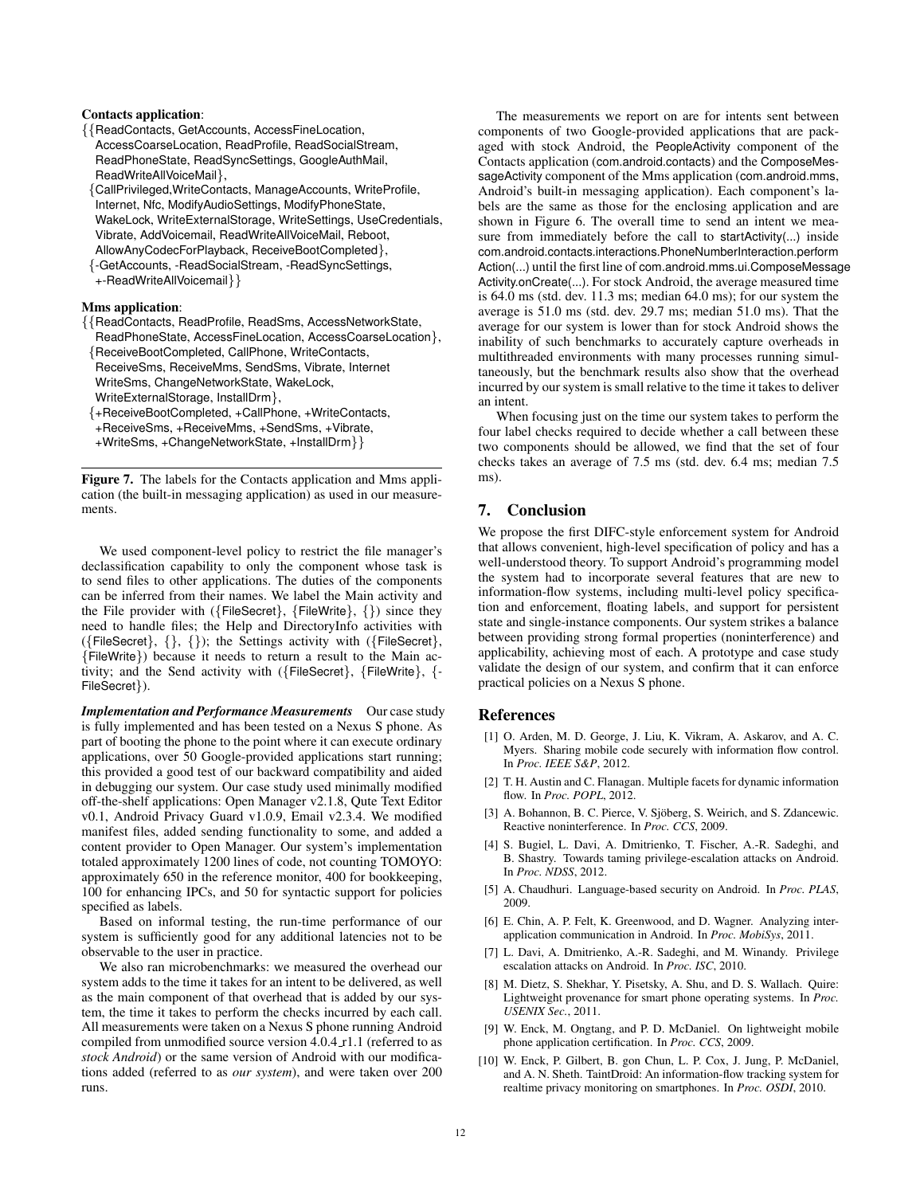**Contacts application**:

{{ReadContacts, GetAccounts, AccessFineLocation, AccessCoarseLocation, ReadProfile, ReadSocialStream, ReadPhoneState, ReadSyncSettings, GoogleAuthMail, ReadWriteAllVoiceMail},
{CallPrivileged,WriteContacts, ManageAccounts, WriteProfile, Internet, Nfc, ModifyAudioSettings, ModifyPhoneState, WakeLock, WriteExternalStorage, WriteSettings, UseCredentials, Vibrate, AddVoicemail, ReadWriteAllVoiceMail, Reboot, AllowAnyCodecForPlayback, ReceiveBootCompleted},
{-GetAccounts, -ReadSocialStream, -ReadSyncSettings, +-ReadWriteAllVoicemail}}

**Mms application**:

{{ReadContacts, ReadProfile, ReadSms, AccessNetworkState, ReadPhoneState, AccessFineLocation, AccessCoarseLocation},
{ReceiveBootCompleted, CallPhone, WriteContacts, ReceiveSms, ReceiveMms, SendSms, Vibrate, Internet WriteSms, ChangeNetworkState, WakeLock, WriteExternalStorage, InstallDrm},
{+ReceiveBootCompleted, +CallPhone, +WriteContacts, +ReceiveSms, +ReceiveMms, +SendSms, +Vibrate, +WriteSms, +ChangeNetworkState, +InstallDrm}}

**Figure 7.** The labels for the Contacts application and Mms application (the built-in messaging application) as used in our measurements.

We used component-level policy to restrict the file manager's declassification capability to only the component whose task is to send files to other applications. The duties of the components can be inferred from their names. We label the Main activity and the File provider with ({FileSecret}, {FileWrite}, {}) since they need to handle files; the Help and DirectoryInfo activities with ({FileSecret}, {}, {}); the Settings activity with ({FileSecret}, {FileWrite}) because it needs to return a result to the Main activity; and the Send activity with ({FileSecret}, {FileWrite}, {-FileSecret}).

***Implementation and Performance Measurements*** Our case study is fully implemented and has been tested on a Nexus S phone. As part of booting the phone to the point where it can execute ordinary applications, over 50 Google-provided applications start running; this provided a good test of our backward compatibility and aided in debugging our system. Our case study used minimally modified off-the-shelf applications: Open Manager v2.1.8, Qute Text Editor v0.1, Android Privacy Guard v1.0.9, Email v2.3.4. We modified manifest files, added sending functionality to some, and added a content provider to Open Manager. Our system's implementation totaled approximately 1200 lines of code, not counting TOMOYO: approximately 650 in the reference monitor, 400 for bookkeeping, 100 for enhancing IPCs, and 50 for syntactic support for policies specified as labels.

Based on informal testing, the run-time performance of our system is sufficiently good for any additional latencies not to be observable to the user in practice.

We also ran microbenchmarks: we measured the overhead our system adds to the time it takes for an intent to be delivered, as well as the main component of that overhead that is added by our system, the time it takes to perform the checks incurred by each call. All measurements were taken on a Nexus S phone running Android compiled from unmodified source version 4.0.4_r1.1 (referred to as *stock Android*) or the same version of Android with our modifications added (referred to as *our system*), and were taken over 200 runs.

The measurements we report on are for intents sent between components of two Google-provided applications that are packaged with stock Android, the PeopleActivity component of the Contacts application (com.android.contacts) and the ComposeMessageActivity component of the Mms application (com.android.mms, Android's built-in messaging application). Each component's labels are the same as those for the enclosing application and are shown in Figure 6. The overall time to send an intent we measure from immediately before the call to startActivity(...) inside com.android.contacts.interactions.PhoneNumberInteraction.performAction(...) until the first line of com.android.mms.ui.ComposeMessageActivity.onCreate(...). For stock Android, the average measured time is 64.0 ms (std. dev. 11.3 ms; median 64.0 ms); for our system the average is 51.0 ms (std. dev. 29.7 ms; median 51.0 ms). That the average for our system is lower than for stock Android shows the inability of such benchmarks to accurately capture overheads in multithreaded environments with many processes running simultaneously, but the benchmark results also show that the overhead incurred by our system is small relative to the time it takes to deliver an intent.

When focusing just on the time our system takes to perform the four label checks required to decide whether a call between these two components should be allowed, we find that the set of four checks takes an average of 7.5 ms (std. dev. 6.4 ms; median 7.5 ms).

## 7. Conclusion

We propose the first DIFC-style enforcement system for Android that allows convenient, high-level specification of policy and has a well-understood theory. To support Android's programming model the system had to incorporate several features that are new to information-flow systems, including multi-level policy specification and enforcement, floating labels, and support for persistent state and single-instance components. Our system strikes a balance between providing strong formal properties (noninterference) and applicability, achieving most of each. A prototype and case study validate the design of our system, and confirm that it can enforce practical policies on a Nexus S phone.

## References

[1] O. Arden, M. D. George, J. Liu, K. Vikram, A. Askarov, and A. C. Myers. Sharing mobile code securely with information flow control. In *Proc. IEEE S&P*, 2012.

[2] T. H. Austin and C. Flanagan. Multiple facets for dynamic information flow. In *Proc. POPL*, 2012.

[3] A. Bohannon, B. C. Pierce, V. Sjöberg, S. Weirich, and S. Zdancewic. Reactive noninterference. In *Proc. CCS*, 2009.

[4] S. Bugiel, L. Davi, A. Dmitrienko, T. Fischer, A.-R. Sadeghi, and B. Shastry. Towards taming privilege-escalation attacks on Android. In *Proc. NDSS*, 2012.

[5] A. Chaudhuri. Language-based security on Android. In *Proc. PLAS*, 2009.

[6] E. Chin, A. P. Felt, K. Greenwood, and D. Wagner. Analyzing inter-application communication in Android. In *Proc. MobiSys*, 2011.

[7] L. Davi, A. Dmitrienko, A.-R. Sadeghi, and M. Winandy. Privilege escalation attacks on Android. In *Proc. ISC*, 2010.

[8] M. Dietz, S. Shekhar, Y. Pisetsky, A. Shu, and D. S. Wallach. Quire: Lightweight provenance for smart phone operating systems. In *Proc. USENIX Sec.*, 2011.

[9] W. Enck, M. Ongtang, and P. D. McDaniel. On lightweight mobile phone application certification. In *Proc. CCS*, 2009.

[10] W. Enck, P. Gilbert, B. gon Chun, L. P. Cox, J. Jung, P. McDaniel, and A. N. Sheth. TaintDroid: An information-flow tracking system for realtime privacy monitoring on smartphones. In *Proc. OSDI*, 2010.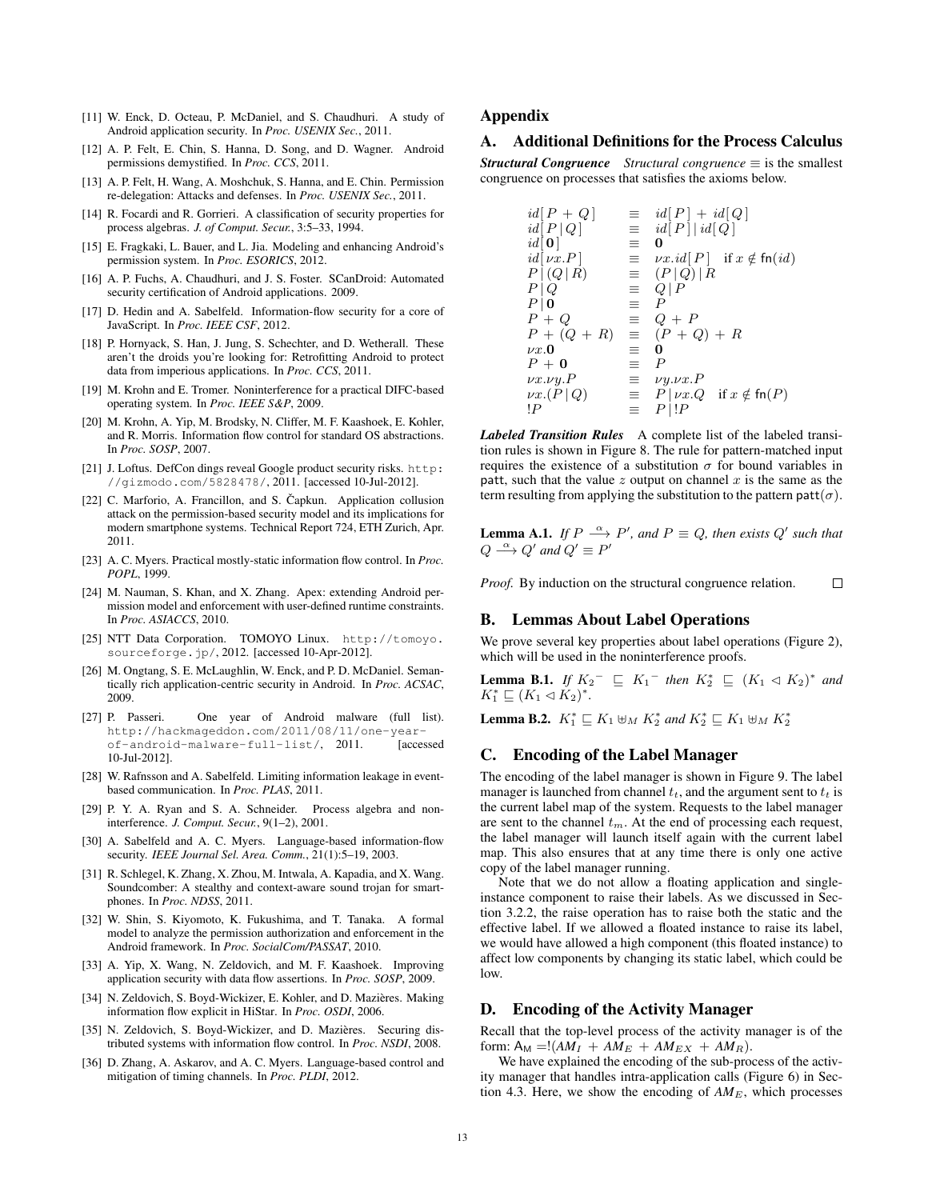[11] W. Enck, D. Octeau, P. McDaniel, and S. Chaudhuri. A study of Android application security. In *Proc. USENIX Sec.*, 2011.

[12] A. P. Felt, E. Chin, S. Hanna, D. Song, and D. Wagner. Android permissions demystified. In *Proc. CCS*, 2011.

[13] A. P. Felt, H. Wang, A. Moshchuk, S. Hanna, and E. Chin. Permission re-delegation: Attacks and defenses. In *Proc. USENIX Sec.*, 2011.

[14] R. Focardi and R. Gorrieri. A classification of security properties for process algebras. *J. of Comput. Secur.*, 3:5–33, 1994.

[15] E. Fragkaki, L. Bauer, and L. Jia. Modeling and enhancing Android's permission system. In *Proc. ESORICS*, 2012.

[16] A. P. Fuchs, A. Chaudhuri, and J. S. Foster. SCanDroid: Automated security certification of Android applications. 2009.

[17] D. Hedin and A. Sabelfeld. Information-flow security for a core of JavaScript. In *Proc. IEEE CSF*, 2012.

[18] P. Hornyack, S. Han, J. Jung, S. Schechter, and D. Wetherall. These aren't the droids you're looking for: Retrofitting Android to protect data from imperious applications. In *Proc. CCS*, 2011.

[19] M. Krohn and E. Tromer. Noninterference for a practical DIFC-based operating system. In *Proc. IEEE S&P*, 2009.

[20] M. Krohn, A. Yip, M. Brodsky, N. Cliffer, M. F. Kaashoek, E. Kohler, and R. Morris. Information flow control for standard OS abstractions. In *Proc. SOSP*, 2007.

[21] J. Loftus. DefCon dings reveal Google product security risks. http://gizmodo.com/5828478/, 2011. [accessed 10-Jul-2012].

[22] C. Marforio, A. Francillon, and S. Čapkun. Application collusion attack on the permission-based security model and its implications for modern smartphone systems. Technical Report 724, ETH Zurich, Apr. 2011.

[23] A. C. Myers. Practical mostly-static information flow control. In *Proc. POPL*, 1999.

[24] M. Nauman, S. Khan, and X. Zhang. Apex: extending Android permission model and enforcement with user-defined runtime constraints. In *Proc. ASIACCS*, 2010.

[25] NTT Data Corporation. TOMOYO Linux. http://tomoyo.sourceforge.jp/, 2012. [accessed 10-Apr-2012].

[26] M. Ongtang, S. E. McLaughlin, W. Enck, and P. D. McDaniel. Semantically rich application-centric security in Android. In *Proc. ACSAC*, 2009.

[27] P. Passeri. One year of Android malware (full list). http://hackmageddon.com/2011/08/11/one-year-of-android-malware-full-list/, 2011. [accessed 10-Jul-2012].

[28] W. Rafnsson and A. Sabelfeld. Limiting information leakage in event-based communication. In *Proc. PLAS*, 2011.

[29] P. Y. A. Ryan and S. A. Schneider. Process algebra and noninterference. *J. Comput. Secur.*, 9(1–2), 2001.

[30] A. Sabelfeld and A. C. Myers. Language-based information-flow security. *IEEE Journal Sel. Area. Comm.*, 21(1):5–19, 2003.

[31] R. Schlegel, K. Zhang, X. Zhou, M. Intwala, A. Kapadia, and X. Wang. Soundcomber: A stealthy and context-aware sound trojan for smartphones. In *Proc. NDSS*, 2011.

[32] W. Shin, S. Kiyomoto, K. Fukushima, and T. Tanaka. A formal model to analyze the permission authorization and enforcement in the Android framework. In *Proc. SocialCom/PASSAT*, 2010.

[33] A. Yip, X. Wang, N. Zeldovich, and M. F. Kaashoek. Improving application security with data flow assertions. In *Proc. SOSP*, 2009.

[34] N. Zeldovich, S. Boyd-Wickizer, E. Kohler, and D. Mazières. Making information flow explicit in HiStar. In *Proc. OSDI*, 2006.

[35] N. Zeldovich, S. Boyd-Wickizer, and D. Mazières. Securing distributed systems with information flow control. In *Proc. NSDI*, 2008.

[36] D. Zhang, A. Askarov, and A. C. Myers. Language-based control and mitigation of timing channels. In *Proc. PLDI*, 2012.

# Appendix

## A. Additional Definitions for the Process Calculus

***Structural Congruence*** *Structural congruence* $\equiv$ is the smallest congruence on processes that satisfies the axioms below.

$$
\begin{array}{lcl}
id[\,P + Q\,] & \equiv & id[\,P\,] + id[\,Q\,] \\
id[\,P \,|\, Q\,] & \equiv & id[\,P\,] \,|\, id[\,Q\,] \\
id[\,\mathbf{0}\,] & \equiv & \mathbf{0} \\
id[\,\nu x.P\,] & \equiv & \nu x.id[\,P\,] \quad \text{if } x \notin \mathsf{fn}(id) \\
P \,|\, (Q \,|\, R) & \equiv & (P \,|\, Q) \,|\, R \\
P \,|\, Q & \equiv & Q \,|\, P \\
P \,|\, \mathbf{0} & \equiv & P \\
P + Q & \equiv & Q + P \\
P + (Q + R) & \equiv & (P + Q) + R \\
\nu x.\mathbf{0} & \equiv & \mathbf{0} \\
P + \mathbf{0} & \equiv & P \\
\nu x.\nu y.P & \equiv & \nu y.\nu x.P \\
\nu x.(P \,|\, Q) & \equiv & P \,|\, \nu x.Q \quad \text{if } x \notin \mathsf{fn}(P) \\
!P & \equiv & P \,|\, !P
\end{array}
$$

***Labeled Transition Rules*** A complete list of the labeled transition rules is shown in Figure 8. The rule for pattern-matched input requires the existence of a substitution $\sigma$ for bound variables in $\mathsf{patt}$, such that the value $z$ output on channel $x$ is the same as the term resulting from applying the substitution to the pattern $\mathsf{patt}(\sigma)$.

**Lemma A.1.** *If $P \xrightarrow{\alpha} P'$, and $P \equiv Q$, then exists $Q'$ such that $Q \xrightarrow{\alpha} Q'$ and $Q' \equiv P'$*

*Proof.* By induction on the structural congruence relation. □

## B. Lemmas About Label Operations

We prove several key properties about label operations (Figure 2), which will be used in the noninterference proofs.

**Lemma B.1.** *If ${K_2}^- \sqsubseteq {K_1}^-$ then $K_2^* \sqsubseteq (K_1 \lhd K_2)^*$ and $K_1^* \sqsubseteq (K_1 \lhd K_2)^*$.*

**Lemma B.2.** $K_1^* \sqsubseteq K_1 \uplus_M K_2^*$ *and* $K_2^* \sqsubseteq K_1 \uplus_M K_2^*$

## C. Encoding of the Label Manager

The encoding of the label manager is shown in Figure 9. The label manager is launched from channel $t_t$, and the argument sent to $t_t$ is the current label map of the system. Requests to the label manager are sent to the channel $t_m$. At the end of processing each request, the label manager will launch itself again with the current label map. This also ensures that at any time there is only one active copy of the label manager running.

Note that we do not allow a floating application and single-instance component to raise their labels. As we discussed in Section 3.2.2, the raise operation has to raise both the static and the effective label. If we allowed a floated instance to raise its label, we would have allowed a high component (this floated instance) to affect low components by changing its static label, which could be low.

## D. Encoding of the Activity Manager

Recall that the top-level process of the activity manager is of the form: $\mathsf{A_M} = !(AM_I + AM_E + AM_{EX} + AM_R)$.

We have explained the encoding of the sub-process of the activity manager that handles intra-application calls (Figure 6) in Section 4.3. Here, we show the encoding of $AM_E$, which processes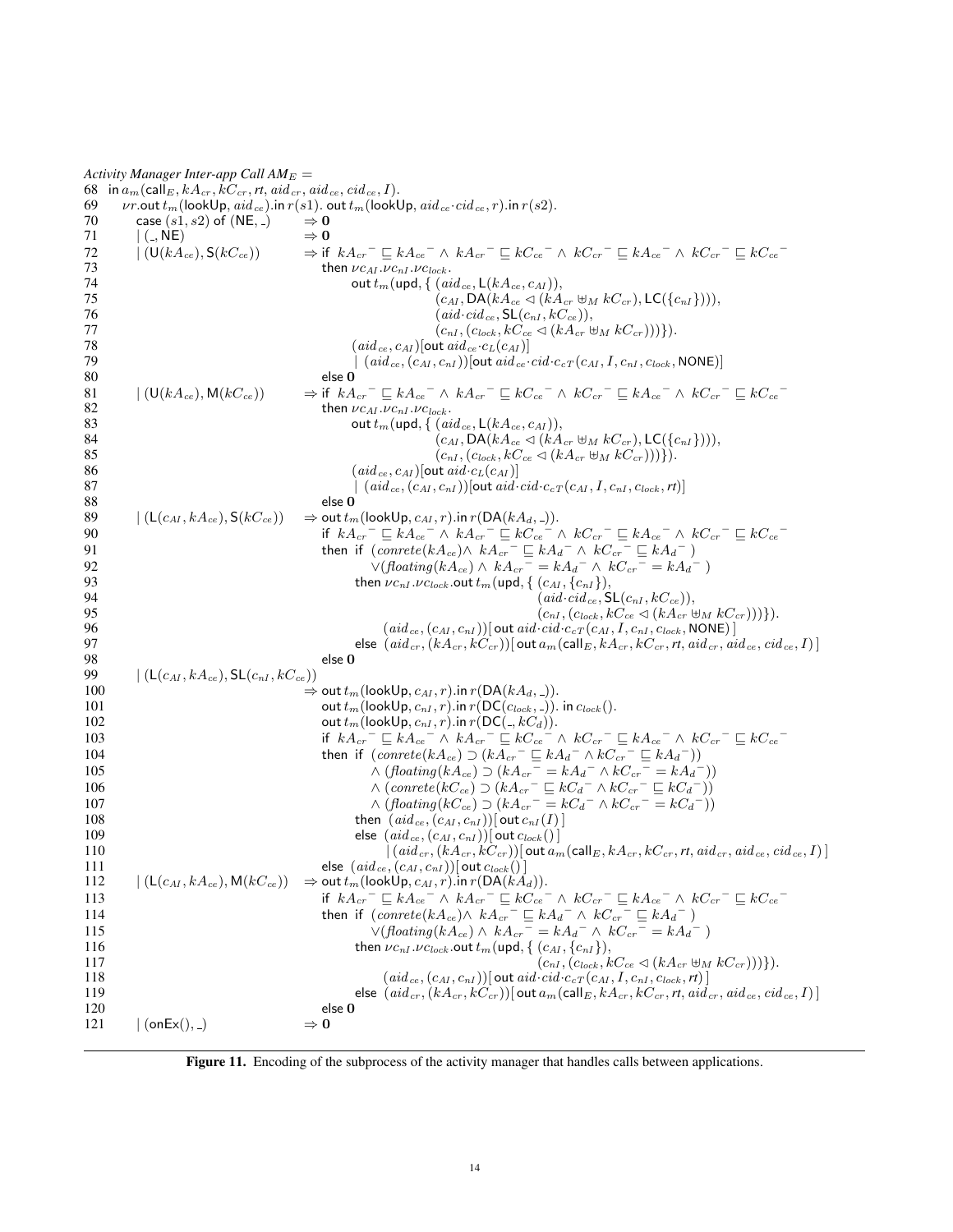*Activity Manager Inter-app Call* $AM_E$ =

```
68  in a_m(call_E, kA_cr, kC_cr, rt, aid_cr, aid_ce, cid_ce, I).
69      νr.out t_m(lookUp, aid_ce).in r(s1). out t_m(lookUp, aid_ce·cid_ce, r).in r(s2).
70        case (s1, s2) of (NE, _)         ⇒ 0
71          | (_, NE)                      ⇒ 0
72          | (U(kA_ce), S(kC_ce))         ⇒ if kA_cr⁻ ⊑ kA_ce⁻ ∧ kA_cr⁻ ⊑ kC_ce⁻ ∧ kC_cr⁻ ⊑ kA_ce⁻ ∧ kC_cr⁻ ⊑ kC_ce⁻
73                                           then νc_AI.νc_nI.νc_lock.
74                                                out t_m(upd, { (aid_ce, L(kA_ce, c_AI)),
75                                                               (c_AI, DA(kA_ce ◁ (kA_cr ⊎_M kC_cr), LC({c_nI})))),
76                                                               (aid·cid_ce, SL(c_nI, kC_ce)),
77                                                               (c_nI, (c_lock, kC_ce ◁ (kA_cr ⊎_M kC_cr)))}).
78                                                (aid_ce, c_AI)[out aid_ce·c_L(c_AI)]
79                                                | (aid_ce, (c_AI, c_nI))[out aid_ce·cid·c_cT(c_AI, I, c_nI, c_lock, NONE)]
80                                           else 0
81          | (U(kA_ce), M(kC_ce))         ⇒ if kA_cr⁻ ⊑ kA_ce⁻ ∧ kA_cr⁻ ⊑ kC_ce⁻ ∧ kC_cr⁻ ⊑ kA_ce⁻ ∧ kC_cr⁻ ⊑ kC_ce⁻
82                                           then νc_AI.νc_nI.νc_lock.
83                                                out t_m(upd, { (aid_ce, L(kA_ce, c_AI)),
84                                                               (c_AI, DA(kA_ce ◁ (kA_cr ⊎_M kC_cr), LC({c_nI})))),
85                                                               (c_nI, (c_lock, kC_ce ◁ (kA_cr ⊎_M kC_cr)))}).
86                                                (aid_ce, c_AI)[out aid·c_L(c_AI)]
87                                                | (aid_ce, (c_AI, c_nI))[out aid·cid·c_cT(c_AI, I, c_nI, c_lock, rt)]
88                                           else 0
89          | (L(c_AI, kA_ce), S(kC_ce))   ⇒ out t_m(lookUp, c_AI, r).in r(DA(kA_d, _)).
90                                           if kA_cr⁻ ⊑ kA_ce⁻ ∧ kA_cr⁻ ⊑ kC_ce⁻ ∧ kC_cr⁻ ⊑ kA_ce⁻ ∧ kC_cr⁻ ⊑ kC_ce⁻
91                                           then if (conrete(kA_ce) ∧ kA_cr⁻ ⊑ kA_d⁻ ∧ kC_cr⁻ ⊑ kA_d⁻ )
92                                                  ∨(floating(kA_ce) ∧ kA_cr⁻ = kA_d⁻ ∧ kC_cr⁻ = kA_d⁻ )
93                                                then νc_nI.νc_lock.out t_m(upd, { (c_AI, {c_nI}),
94                                                                                  (aid·cid_ce, SL(c_nI, kC_ce)),
95                                                                                  (c_nI, (c_lock, kC_ce ◁ (kA_cr ⊎_M kC_cr)))}).
96                                                     (aid_ce, (c_AI, c_nI))[ out aid·cid·c_cT(c_AI, I, c_nI, c_lock, NONE) ]
97                                                else (aid_cr, (kA_cr, kC_cr))[ out a_m(call_E, kA_cr, kC_cr, rt, aid_cr, aid_ce, cid_ce, I) ]
98                                           else 0
99          | (L(c_AI, kA_ce), SL(c_nI, kC_ce))
100                                        ⇒ out t_m(lookUp, c_AI, r).in r(DA(kA_d, _)).
101                                          out t_m(lookUp, c_nI, r).in r(DC(c_lock, _)). in c_lock().
102                                          out t_m(lookUp, c_nI, r).in r(DC(_, kC_d)).
103                                          if kA_cr⁻ ⊑ kA_ce⁻ ∧ kA_cr⁻ ⊑ kC_ce⁻ ∧ kC_cr⁻ ⊑ kA_ce⁻ ∧ kC_cr⁻ ⊑ kC_ce⁻
104                                          then if (conrete(kA_ce) ⊃ (kA_cr⁻ ⊑ kA_d⁻ ∧ kC_cr⁻ ⊑ kA_d⁻))
105                                                 ∧ (floating(kA_ce) ⊃ (kA_cr⁻ = kA_d⁻ ∧ kC_cr⁻ = kA_d⁻))
106                                                 ∧ (conrete(kC_ce) ⊃ (kA_cr⁻ ⊑ kC_d⁻ ∧ kC_cr⁻ ⊑ kC_d⁻))
107                                                 ∧ (floating(kC_ce) ⊃ (kA_cr⁻ = kC_d⁻ ∧ kC_cr⁻ = kC_d⁻))
108                                               then (aid_ce, (c_AI, c_nI))[ out c_nI(I) ]
109                                               else (aid_ce, (c_AI, c_nI))[ out c_lock() ]
110                                                    | (aid_cr, (kA_cr, kC_cr))[ out a_m(call_E, kA_cr, kC_cr, rt, aid_cr, aid_ce, cid_ce, I) ]
111                                          else (aid_ce, (c_AI, c_nI))[ out c_lock() ]
112         | (L(c_AI, kA_ce), M(kC_ce))   ⇒ out t_m(lookUp, c_AI, r).in r(DA(kA_d)).
113                                          if kA_cr⁻ ⊑ kA_ce⁻ ∧ kA_cr⁻ ⊑ kC_ce⁻ ∧ kC_cr⁻ ⊑ kA_ce⁻ ∧ kC_cr⁻ ⊑ kC_ce⁻
114                                          then if (conrete(kA_ce) ∧ kA_cr⁻ ⊑ kA_d⁻ ∧ kC_cr⁻ ⊑ kA_d⁻ )
115                                                 ∨(floating(kA_ce) ∧ kA_cr⁻ = kA_d⁻ ∧ kC_cr⁻ = kA_d⁻ )
116                                               then νc_nI.νc_lock.out t_m(upd, { (c_AI, {c_nI}),
117                                                                                 (c_nI, (c_lock, kC_ce ◁ (kA_cr ⊎_M kC_cr)))}).
118                                                    (aid_ce, (c_AI, c_nI))[ out aid·cid·c_cT(c_AI, I, c_nI, c_lock, rt) ]
119                                               else (aid_cr, (kA_cr, kC_cr))[ out a_m(call_E, kA_cr, kC_cr, rt, aid_cr, aid_ce, cid_ce, I) ]
120                                          else 0
121         | (onEx(), _)                  ⇒ 0
```

**Figure 11.** Encoding of the subprocess of the activity manager that handles calls between applications.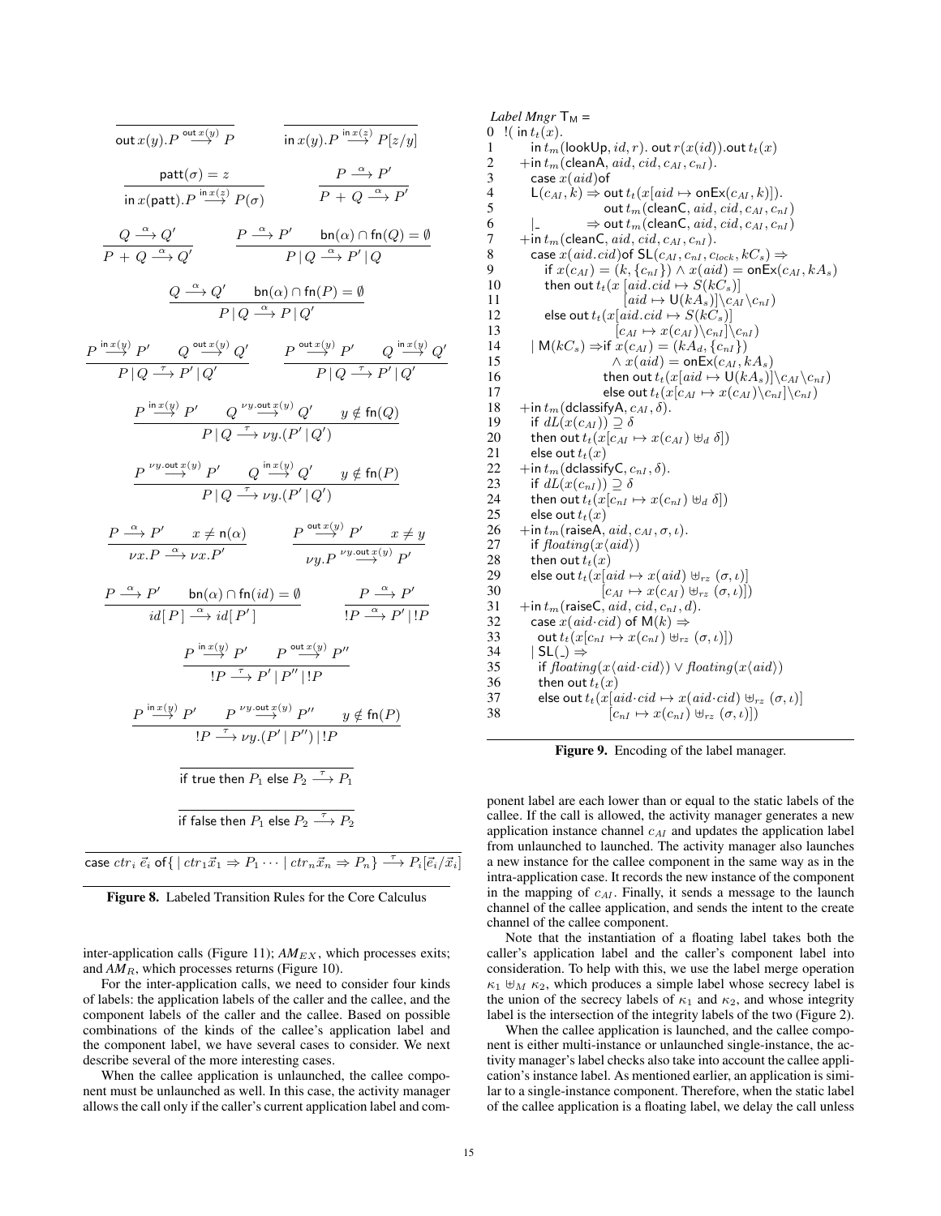$$\frac{}{\mathsf{out}\,x(y).P \xrightarrow{\mathsf{out}\,x(y)} P} \qquad \frac{}{\mathsf{in}\,x(y).P \xrightarrow{\mathsf{in}\,x(z)} P[z/y]}$$

$$\frac{\mathsf{patt}(\sigma) = z}{\mathsf{in}\,x(\mathsf{patt}).P \xrightarrow{\mathsf{in}\,x(z)} P(\sigma)} \qquad \frac{P \xrightarrow{\alpha} P'}{P + Q \xrightarrow{\alpha} P'}$$

$$\frac{Q \xrightarrow{\alpha} Q'}{P + Q \xrightarrow{\alpha} Q'} \qquad \frac{P \xrightarrow{\alpha} P' \quad \mathsf{bn}(\alpha) \cap \mathsf{fn}(Q) = \emptyset}{P \,|\, Q \xrightarrow{\alpha} P' \,|\, Q}$$

$$\frac{Q \xrightarrow{\alpha} Q' \quad \mathsf{bn}(\alpha) \cap \mathsf{fn}(P) = \emptyset}{P \,|\, Q \xrightarrow{\alpha} P \,|\, Q'}$$

$$\frac{P \xrightarrow{\mathsf{in}\,x(y)} P' \quad Q \xrightarrow{\mathsf{out}\,x(y)} Q'}{P \,|\, Q \xrightarrow{\tau} P' \,|\, Q'} \qquad \frac{P \xrightarrow{\mathsf{out}\,x(y)} P' \quad Q \xrightarrow{\mathsf{in}\,x(y)} Q'}{P \,|\, Q \xrightarrow{\tau} P' \,|\, Q'}$$

$$\frac{P \xrightarrow{\mathsf{in}\,x(y)} P' \quad Q \xrightarrow{\nu y.\mathsf{out}\,x(y)} Q' \quad y \notin \mathsf{fn}(Q)}{P \,|\, Q \xrightarrow{\tau} \nu y.(P' \,|\, Q')}$$

$$\frac{P \xrightarrow{\nu y.\mathsf{out}\,x(y)} P' \quad Q \xrightarrow{\mathsf{in}\,x(y)} Q' \quad y \notin \mathsf{fn}(P)}{P \,|\, Q \xrightarrow{\tau} \nu y.(P' \,|\, Q')}$$

$$\frac{P \xrightarrow{\alpha} P' \quad x \neq \mathsf{n}(\alpha)}{\nu x.P \xrightarrow{\alpha} \nu x.P'} \qquad \frac{P \xrightarrow{\mathsf{out}\,x(y)} P' \quad x \neq y}{\nu y.P \xrightarrow{\nu y.\mathsf{out}\,x(y)} P'}$$

$$\frac{P \xrightarrow{\alpha} P' \quad \mathsf{bn}(\alpha) \cap \mathsf{fn}(id) = \emptyset}{id[\,P\,] \xrightarrow{\alpha} id[\,P'\,]} \qquad \frac{P \xrightarrow{\alpha} P'}{!P \xrightarrow{\alpha} P' \,|\, !P}$$

$$\frac{P \xrightarrow{\mathsf{in}\,x(y)} P' \quad P \xrightarrow{\mathsf{out}\,x(y)} P''}{!P \xrightarrow{\tau} P' \,|\, P'' \,|\, !P}$$

$$\frac{P \xrightarrow{\mathsf{in}\,x(y)} P' \quad P \xrightarrow{\nu y.\mathsf{out}\,x(y)} P'' \quad y \notin \mathsf{fn}(P)}{!P \xrightarrow{\tau} \nu y.(P' \,|\, P'') \,|\, !P}$$

$$\frac{}{\mathsf{if\ true\ then}\ P_1\ \mathsf{else}\ P_2 \xrightarrow{\tau} P_1}$$

$$\frac{}{\mathsf{if\ false\ then}\ P_1\ \mathsf{else}\ P_2 \xrightarrow{\tau} P_2}$$

$$\frac{}{\mathsf{case}\ ctr_i\ \vec{e}_i\ \mathsf{of}\{\,|\ ctr_1\vec{x}_1 \Rightarrow P_1 \cdots |\ ctr_n\vec{x}_n \Rightarrow P_n\} \xrightarrow{\tau} P_i[\vec{e}_i/\vec{x}_i]}$$

**Figure 8.** Labeled Transition Rules for the Core Calculus

*Label Mngr* $\mathsf{T_M}$ =

```
0   !( in t_t(x).
1       in t_m(lookUp, id, r). out r(x(id)).out t_t(x)
2     +in t_m(cleanA, aid, cid, c_AI, c_nI).
3       case x(aid) of
4       L(c_AI, k) ⇒ out t_t(x[aid ↦ onEx(c_AI, k)]).
5                    out t_m(cleanC, aid, cid, c_AI, c_nI)
6       |_         ⇒ out t_m(cleanC, aid, cid, c_AI, c_nI)
7     +in t_m(cleanC, aid, cid, c_AI, c_nI).
8       case x(aid.cid) of SL(c_AI, c_nI, c_lock, kC_s) ⇒
9         if x(c_AI) = (k, {c_nI}) ∧ x(aid) = onEx(c_AI, kA_s)
10        then out t_t(x [aid.cid ↦ S(kC_s)]
11                       [aid ↦ U(kA_s)]\c_AI\c_nI)
12        else out t_t(x[aid.cid ↦ S(kC_s)]
13                      [c_AI ↦ x(c_AI)\c_nI]\c_nI)
14      | M(kC_s) ⇒ if x(c_AI) = (kA_d, {c_nI})
15                    ∧ x(aid) = onEx(c_AI, kA_s)
16                  then out t_t(x[aid ↦ U(kA_s)]\c_AI\c_nI)
17                  else out t_t(x[c_AI ↦ x(c_AI)\c_nI]\c_nI)
18    +in t_m(dclassifyA, c_AI, δ).
19      if dL(x(c_AI)) ⊇ δ
20      then out t_t(x[c_AI ↦ x(c_AI) ⊎_d δ])
21      else out t_t(x)
22    +in t_m(dclassifyC, c_nI, δ).
23      if dL(x(c_nI)) ⊇ δ
24      then out t_t(x[c_nI ↦ x(c_nI) ⊎_d δ])
25      else out t_t(x)
26    +in t_m(raiseA, aid, c_AI, σ, ι).
27      if floating(x⟨aid⟩)
28      then out t_t(x)
29      else out t_t(x[aid ↦ x(aid) ⊎_rz (σ, ι)]
30                     [c_AI ↦ x(c_AI) ⊎_rz (σ, ι)])
31    +in t_m(raiseC, aid, cid, c_nI, d).
32      case x(aid·cid) of M(k) ⇒
33        out t_t(x[c_nI ↦ x(c_nI) ⊎_rz (σ, ι)])
34      | SL(_) ⇒
35        if floating(x⟨aid·cid⟩) ∨ floating(x⟨aid⟩)
36        then out t_t(x)
37        else out t_t(x[aid·cid ↦ x(aid·cid) ⊎_rz (σ, ι)]
38                       [c_nI ↦ x(c_nI) ⊎_rz (σ, ι)])
```

**Figure 9.** Encoding of the label manager.

inter-application calls (Figure 11); $AM_{EX}$, which processes exits; and $AM_R$, which processes returns (Figure 10).

For the inter-application calls, we need to consider four kinds of labels: the application labels of the caller and the callee, and the component labels of the caller and the callee. Based on possible combinations of the kinds of the callee's application label and the component label, we have several cases to consider. We next describe several of the more interesting cases.

When the callee application is unlaunched, the callee component must be unlaunched as well. In this case, the activity manager allows the call only if the caller's current application label and component label are each lower than or equal to the static labels of the callee. If the call is allowed, the activity manager generates a new application instance channel $c_{AI}$ and updates the application label from unlaunched to launched. The activity manager also launches a new instance for the callee component in the same way as in the intra-application case. It records the new instance of the component in the mapping of $c_{AI}$. Finally, it sends a message to the launch channel of the callee application, and sends the intent to the create channel of the callee component.

Note that the instantiation of a floating label takes both the caller's application label and the caller's component label into consideration. To help with this, we use the label merge operation $\kappa_1 \uplus_M \kappa_2$, which produces a simple label whose secrecy label is the union of the secrecy labels of $\kappa_1$ and $\kappa_2$, and whose integrity label is the intersection of the integrity labels of the two (Figure 2).

When the callee application is launched, and the callee component is either multi-instance or unlaunched single-instance, the activity manager's label checks also take into account the callee application's instance label. As mentioned earlier, an application is similar to a single-instance component. Therefore, when the static label of the callee application is a floating label, we delay the call unless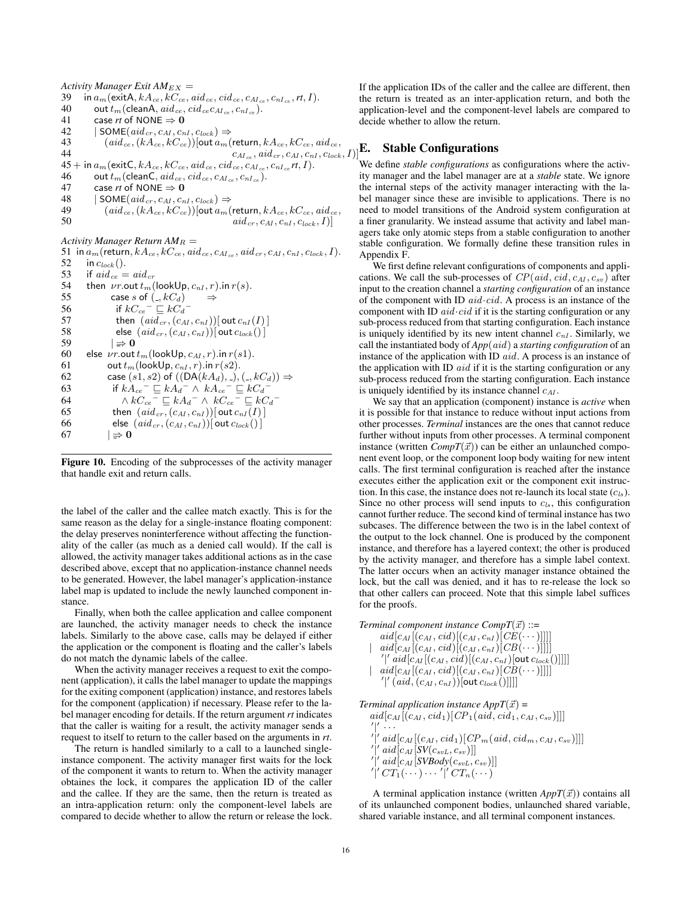*Activity Manager Exit* $AM_{EX}$ =

```
39   in a_m(exitA, kA_ce, kC_ce, aid_ce, cid_ce, c_AI_ce, c_nI_ce, rt, I).
40       out t_m(cleanA, aid_ce, cid_ce c_AI_ce, c_nI_ce).
41       case rt of NONE ⇒ 0
42       | SOME(aid_cr, c_AI, c_nI, c_lock) ⇒
43           (aid_ce, (kA_ce, kC_ce))[out a_m(return, kA_ce, kC_ce, aid_ce,
44                                   c_AI_ce, aid_cr, c_AI, c_nI, c_lock, I)]
45 + in a_m(exitC, kA_ce, kC_ce, aid_ce, cid_ce, c_AI_ce, c_nI_ce rt, I).
46       out t_m(cleanC, aid_ce, cid_ce, c_AI_ce, c_nI_ce).
47       case rt of NONE ⇒ 0
48       | SOME(aid_cr, c_AI, c_nI, c_lock) ⇒
49           (aid_ce, (kA_ce, kC_ce))[out a_m(return, kA_ce, kC_ce, aid_ce,
50                                   aid_cr, c_AI, c_nI, c_lock, I)]
```

*Activity Manager Return* $AM_R$ =

```
51 in a_m(return, kA_ce, kC_ce, aid_ce, c_AI_ce, aid_cr, c_AI, c_nI, c_lock, I).
52   in c_lock().
53   if aid_ce = aid_cr
54   then νr.out t_m(lookUp, c_nI, r).in r(s).
55          case s of (_, kC_d)     ⇒
56            if kC_ce^- ⊑ kC_d^-
57            then (aid_cr, (c_AI, c_nI))[ out c_nI(I) ]
58            else (aid_cr, (c_AI, c_nI))[ out c_lock() ]
59          | ⇒ 0
60   else νr.out t_m(lookUp, c_AI, r).in r(s1).
61          out t_m(lookUp, c_nI, r).in r(s2).
62          case (s1, s2) of ((DA(kA_d), _), (_, kC_d)) ⇒
63            if kA_ce^- ⊑ kA_d^- ∧ kA_ce^- ⊑ kC_d^-
64               ∧ kC_ce^- ⊑ kA_d^- ∧ kC_ce^- ⊑ kC_d^-
65            then (aid_cr, (c_AI, c_nI))[ out c_nI(I) ]
66            else (aid_cr, (c_AI, c_nI))[ out c_lock() ]
67          | ⇒ 0
```

**Figure 10.** Encoding of the subprocesses of the activity manager that handle exit and return calls.

the label of the caller and the callee match exactly. This is for the same reason as the delay for a single-instance floating component: the delay preserves noninterference without affecting the functionality of the caller (as much as a denied call would). If the call is allowed, the activity manager takes additional actions as in the case described above, except that no application-instance channel needs to be generated. However, the label manager's application-instance label map is updated to include the newly launched component instance.

Finally, when both the callee application and callee component are launched, the activity manager needs to check the instance labels. Similarly to the above case, calls may be delayed if either the application or the component is floating and the caller's labels do not match the dynamic labels of the callee.

When the activity manager receives a request to exit the component (application), it calls the label manager to update the mappings for the exiting component (application) instance, and restores labels for the component (application) if necessary. Please refer to the label manager encoding for details. If the return argument *rt* indicates that the caller is waiting for a result, the activity manager sends a request to itself to return to the caller based on the arguments in *rt*.

The return is handled similarly to a call to a launched single-instance component. The activity manager first waits for the lock of the component it wants to return to. When the activity manager obtaines the lock, it compares the application ID of the caller and the callee. If they are the same, then the return is treated as an intra-application return: only the component-level labels are compared to decide whether to allow the return or release the lock. If the application IDs of the caller and the callee are different, then the return is treated as an inter-application return, and both the application-level and the component-level labels are compared to decide whether to allow the return.

## E. Stable Configurations

We define *stable configurations* as configurations where the activity manager and the label manager are at a *stable* state. We ignore the internal steps of the activity manager interacting with the label manager since these are invisible to applications. There is no need to model transitions of the Android system configuration at a finer granularity. We instead assume that activity and label managers take only atomic steps from a stable configuration to another stable configuration. We formally define these transition rules in Appendix F.

We first define relevant configurations of components and applications. We call the sub-processes of $CP(aid, cid, c_{AI}, c_{sv})$ after input to the creation channel a *starting configuration* of an instance of the component with ID $aid{\cdot}cid$. A process is an instance of the component with ID $aid{\cdot}cid$ if it is the starting configuration or any sub-process reduced from that starting configuration. Each instance is uniquely identified by its new intent channel $c_{nI}$. Similarly, we call the instantiated body of *App*$(aid)$ a *starting configuration* of an instance of the application with ID $aid$. A process is an instance of the application with ID $aid$ if it is the starting configuration or any sub-process reduced from the starting configuration. Each instance is uniquely identified by its instance channel $c_{AI}$.

We say that an application (component) instance is *active* when it is possible for that instance to reduce without input actions from other processes. *Terminal* instances are the ones that cannot reduce further without inputs from other processes. A terminal component instance (written *CompT*$(\vec{x})$) can be either an unlaunched component event loop, or the component loop body waiting for new intent calls. The first terminal configuration is reached after the instance executes either the application exit or the component exit instruction. In this case, the instance does not re-launch its local state ($c_{ls}$). Since no other process will send inputs to $c_{ls}$, this configuration cannot further reduce. The second kind of terminal instance has two subcases. The difference between the two is in the label context of the output to the lock channel. One is produced by the component instance, and therefore has a layered context; the other is produced by the activity manager, and therefore has a simple label context. The latter occurs when an activity manager instance obtained the lock, but the call was denied, and it has to re-release the lock so that other callers can proceed. Note that this simple label suffices for the proofs.

*Terminal component instance CompT*$(\vec{x})$ ::=

$$
\begin{array}{l}
\quad aid[c_{AI}[(c_{AI}, cid)[(c_{AI}, c_{nI})[CE(\cdots)]]]] \\
\mid \quad aid[c_{AI}[(c_{AI}, cid)[(c_{AI}, c_{nI})[CB(\cdots)]]]] \\
\quad\quad '|'\ aid[c_{AI}[(c_{AI}, cid)[(c_{AI}, c_{nI})[\mathsf{out}\ c_{lock}()]]]] \\
\mid \quad aid[c_{AI}[(c_{AI}, cid)[(c_{AI}, c_{nI})[CB(\cdots)]]]] \\
\quad\quad '|'\ (aid, (c_{AI}, c_{nI}))[\mathsf{out}\ c_{lock}()]]]]
\end{array}
$$

*Terminal application instance AppT*$(\vec{x})$ =

$$
\begin{array}{l}
aid[c_{AI}[(c_{AI}, cid_1)[CP_1(aid, cid_1, c_{AI}, c_{sv})]]] \\
'|'\ \cdots \\
'|'\ aid[c_{AI}[(c_{AI}, cid_1)[CP_m(aid, cid_m, c_{AI}, c_{sv})]]] \\
'|'\ aid[c_{AI}[SV(c_{svL}, c_{sv})]] \\
'|'\ aid[c_{AI}[SVBody(c_{svL}, c_{sv})]] \\
'|'\ CT_1(\cdots) \cdots\ '|'\ CT_n(\cdots)
\end{array}
$$

A terminal application instance (written *AppT*$(\vec{x})$) contains all of its unlaunched component bodies, unlaunched shared variable, shared variable instance, and all terminal component instances.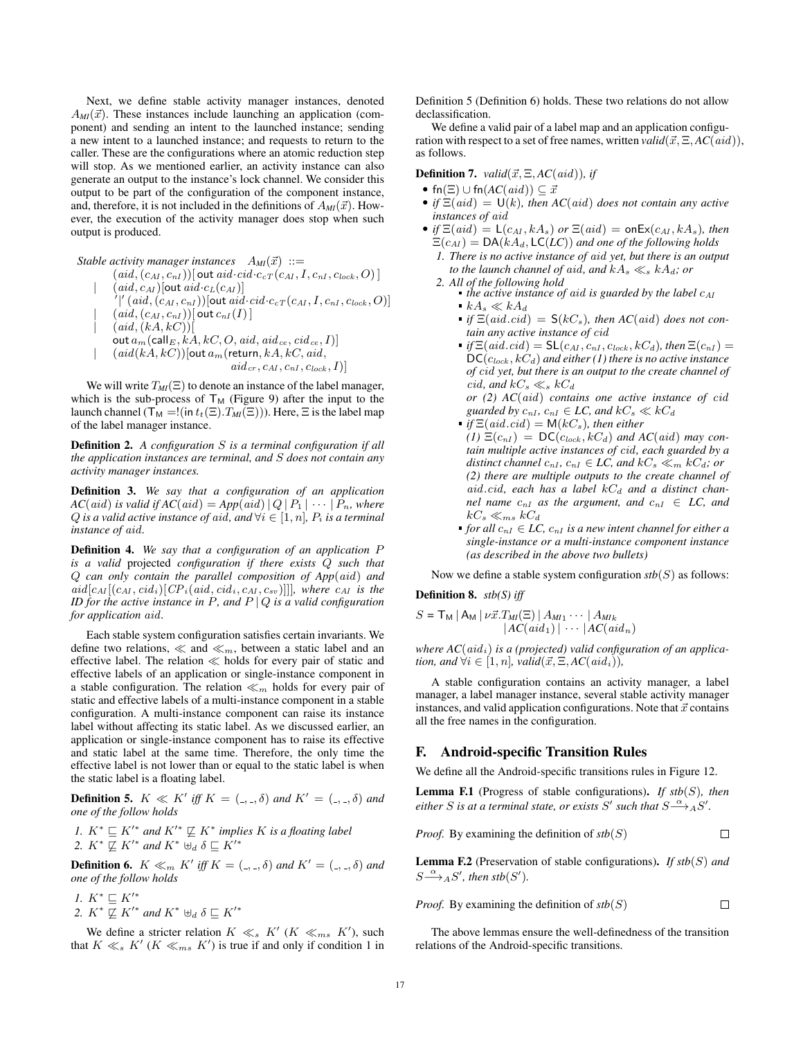Next, we define stable activity manager instances, denoted $A_{MI}(\vec{x})$. These instances include launching an application (component) and sending an intent to the launched instance; sending a new intent to a launched instance; and requests to return to the caller. These are the configurations where an atomic reduction step will stop. As we mentioned earlier, an activity instance can also generate an output to the instance's lock channel. We consider this output to be part of the configuration of the component instance, and, therefore, it is not included in the definitions of $A_{MI}(\vec{x})$. However, the execution of the activity manager does stop when such output is produced.

$$
\begin{array}{lll}
\textit{Stable activity manager instances} & A_{MI}(\vec{x}) ::= & \\
& (aid, (c_{AI}, c_{nI}))[\,\mathsf{out}\; aid{\cdot}cid{\cdot}c_{cT}(c_{AI}, I, c_{nI}, c_{clock}, O)\,] & \\
| & (aid, c_{AI})[\mathsf{out}\; aid{\cdot}c_L(c_{AI})] & \\
& '|'\,(aid, (c_{AI}, c_{nI}))[\mathsf{out}\; aid{\cdot}cid{\cdot}c_{cT}(c_{AI}, I, c_{nI}, c_{clock}, O)] & \\
| & (aid, (c_{AI}, c_{nI}))[\,\mathsf{out}\; c_{nI}(I)\,] & \\
| & (aid, (kA, kC))[ & \\
& \mathsf{out}\; a_m(\mathsf{call}_E, kA, kC, O, aid, aid_{ce}, cid_{ce}, I)] & \\
| & (aid(kA, kC))[\mathsf{out}\; a_m(\mathsf{return}, kA, kC, aid, & \\
& \qquad aid_{cr}, c_{AI}, c_{nI}, c_{clock}, I)] &
\end{array}
$$

We will write $T_{MI}(\Xi)$ to denote an instance of the label manager, which is the sub-process of $\mathsf{T_M}$ (Figure 9) after the input to the launch channel ($\mathsf{T_M} = !(\mathsf{in}\; t_t(\Xi).T_{MI}(\Xi))$). Here, $\Xi$ is the label map of the label manager instance.

**Definition 2.** *A configuration $S$ is a terminal configuration if all the application instances are terminal, and $S$ does not contain any activity manager instances.*

**Definition 3.** *We say that a configuration of an application $AC(aid)$ is valid if $AC(aid) = App(aid) \,|\, Q \,|\, P_1 \,|\, \cdots \,|\, P_n$, where $Q$ is a valid active instance of $aid$, and $\forall i \in [1, n]$, $P_i$ is a terminal instance of $aid$.*

**Definition 4.** *We say that a configuration of an application $P$ is a valid* projected *configuration if there exists $Q$ such that $Q$ can only contain the parallel composition of $App(aid)$ and $aid[c_{AI}[(c_{AI}, cid_i)[CP_i(aid, cid_i, c_{AI}, c_{sv})]]]$, where $c_{AI}$ is the ID for the active instance in $P$, and $P \,|\, Q$ is a valid configuration for application $aid$.*

Each stable system configuration satisfies certain invariants. We define two relations, $\ll$ and $\ll_m$, between a static label and an effective label. The relation $\ll$ holds for every pair of static and effective labels of an application or single-instance component in a stable configuration. The relation $\ll_m$ holds for every pair of static and effective labels of a multi-instance component in a stable configuration. A multi-instance component can raise its instance label without affecting its static label. As we discussed earlier, an application or single-instance component has to raise its effective and static label at the same time. Therefore, the only time the effective label is not lower than or equal to the static label is when the static label is a floating label.

**Definition 5.** *$K \ll K'$ iff $K = (\_, \_, \delta)$ and $K' = (\_, \_, \delta)$ and one of the follow holds*

1. *$K^* \sqsubseteq K'^*$ and $K'^* \not\sqsubseteq K^*$ implies $K$ is a floating label*
2. *$K^* \not\sqsubseteq K'^*$ and $K^* \uplus_d \delta \sqsubseteq K'^*$*

**Definition 6.** *$K \ll_m K'$ iff $K = (\_, \_, \delta)$ and $K' = (\_, \_, \delta)$ and one of the follow holds*

1. *$K^* \sqsubseteq K'^*$*
2. *$K^* \not\sqsubseteq K'^*$ and $K^* \uplus_d \delta \sqsubseteq K'^*$*

We define a stricter relation $K \ll_s K'$ ($K \ll_{ms} K'$), such that $K \ll_s K'$ ($K \ll_{ms} K'$) is true if and only if condition 1 in Definition 5 (Definition 6) holds. These two relations do not allow declassification.

We define a valid pair of a label map and an application configuration with respect to a set of free names, written $valid(\vec{x}, \Xi, AC(aid))$, as follows.

**Definition 7.** *$valid(\vec{x}, \Xi, AC(aid))$, if*

- *$\mathsf{fn}(\Xi) \cup \mathsf{fn}(AC(aid)) \subseteq \vec{x}$*
- *if $\Xi(aid) = \mathsf{U}(k)$, then $AC(aid)$ does not contain any active instances of $aid$*
- *if $\Xi(aid) = \mathsf{L}(c_{AI}, kA_s)$ or $\Xi(aid) = \mathsf{onEx}(c_{AI}, kA_s)$, then $\Xi(c_{AI}) = \mathsf{DA}(kA_d, \mathsf{LC}(LC))$ and one of the following holds*
  1. *There is no active instance of $aid$ yet, but there is an output to the launch channel of $aid$, and $kA_s \ll_s kA_d$; or*
  2. *All of the following hold*
     - *the active instance of $aid$ is guarded by the label $c_{AI}$*
     - *$kA_s \ll kA_d$*
     - *if $\Xi(aid.cid) = \mathsf{S}(kC_s)$, then $AC(aid)$ does not contain any active instance of $cid$*
     - *if $\Xi(aid.cid) = \mathsf{SL}(c_{AI}, c_{nI}, c_{lock}, kC_d)$, then $\Xi(c_{nI}) = \mathsf{DC}(c_{lock}, kC_d)$ and either (1) there is no active instance of $cid$ yet, but there is an output to the create channel of $cid$, and $kC_s \ll_s kC_d$ or (2) $AC(aid)$ contains one active instance of $cid$ guarded by $c_{nI}$, $c_{nI} \in LC$, and $kC_s \ll kC_d$*
     - *if $\Xi(aid.cid) = \mathsf{M}(kC_s)$, then either (1) $\Xi(c_{nI}) = \mathsf{DC}(c_{lock}, kC_d)$ and $AC(aid)$ may contain multiple active instances of $cid$, each guarded by a distinct channel $c_{nI}$, $c_{nI} \in LC$, and $kC_s \ll_m kC_d$; or (2) there are multiple outputs to the create channel of $aid.cid$, each has a label $kC_d$ and a distinct channel name $c_{nI}$ as the argument, and $c_{nI} \in LC$, and $kC_s \ll_{ms} kC_d$*
     - *for all $c_{nI} \in LC$, $c_{nI}$ is a new intent channel for either a single-instance or a multi-instance component instance (as described in the above two bullets)*

Now we define a stable system configuration $stb(S)$ as follows:

**Definition 8.** *$stb(S)$ iff*

$$
\begin{array}{l}
S = \mathsf{T_M} \,|\, \mathsf{A_M} \,|\, \nu\vec{x}.T_{MI}(\Xi) \,|\, A_{MI1} \cdots \,|\, A_{MIk} \\
\qquad\qquad |\, AC(aid_1) \,|\, \cdots \,|\, AC(aid_n)
\end{array}
$$

*where $AC(aid_i)$ is a (projected) valid configuration of an application, and $\forall i \in [1, n]$, $valid(\vec{x}, \Xi, AC(aid_i))$,*

A stable configuration contains an activity manager, a label manager, a label manager instance, several stable activity manager instances, and valid application configurations. Note that $\vec{x}$ contains all the free names in the configuration.

## F. Android-specific Transition Rules

We define all the Android-specific transitions rules in Figure 12.

**Lemma F.1** (Progress of stable configurations)**.** *If $stb(S)$, then either $S$ is at a terminal state, or exists $S'$ such that $S \xrightarrow{\alpha}_A S'$.*

*Proof.* By examining the definition of $stb(S)$ □

**Lemma F.2** (Preservation of stable configurations)**.** *If $stb(S)$ and $S \xrightarrow{\alpha}_A S'$, then $stb(S')$.*

*Proof.* By examining the definition of $stb(S)$ □

The above lemmas ensure the well-definedness of the transition relations of the Android-specific transitions.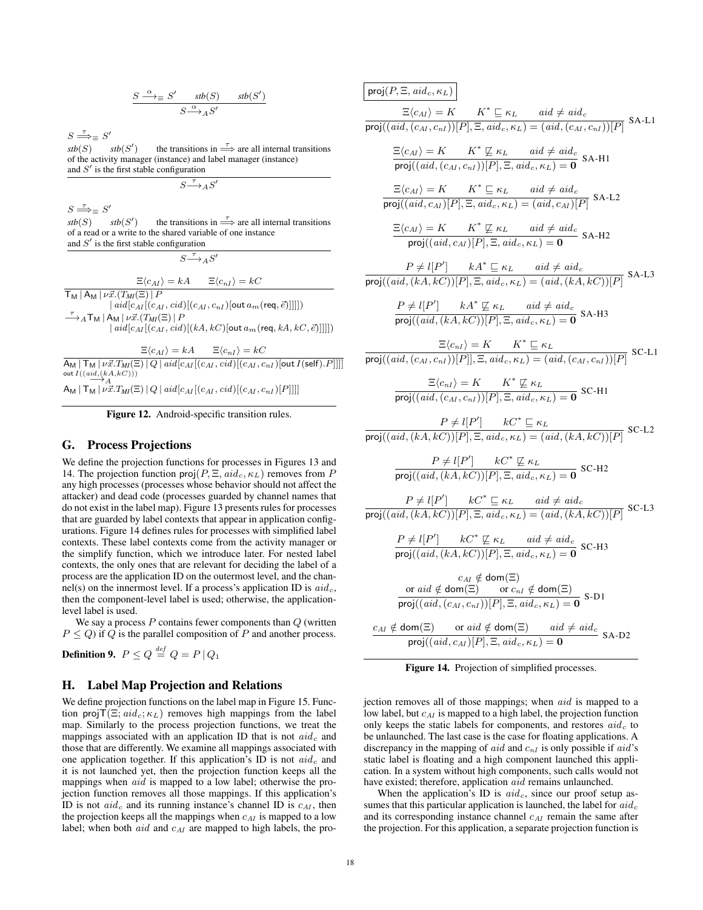$$\frac{S \xrightarrow{\alpha}_{\equiv} S' \qquad stb(S) \qquad stb(S')}{S \xrightarrow{\alpha}_{A} S'}$$

$S \overset{\tau}{\Longrightarrow}_{\equiv} S'$
$stb(S) \qquad stb(S')$ the transitions in $\overset{\tau}{\Longrightarrow}$ are all internal transitions of the activity manager (instance) and label manager (instance) and $S'$ is the first stable configuration

$$S \xrightarrow{\tau}_{A} S'$$

$S \overset{\tau}{\Longrightarrow}_{\equiv} S'$
$stb(S) \qquad stb(S')$ the transitions in $\overset{\tau}{\Longrightarrow}$ are all internal transitions of a read or a write to the shared variable of one instance and $S'$ is the first stable configuration

$$S \xrightarrow{\tau}_{A} S'$$

$$\frac{\Xi\langle c_{AI}\rangle = kA \qquad \Xi\langle c_{nI}\rangle = kC}{\begin{array}{l}\mathsf{T_M} \mid \mathsf{A_M} \mid \nu\vec{x}.(T_{MI}(\Xi) \mid P \\ \quad \mid aid[c_{AI}[(c_{AI}, cid)[(c_{AI}, c_{nI})[\mathsf{out}\ a_m(\mathsf{req}, \vec{e})]]]]) \\ \xrightarrow{\tau}_{A} \mathsf{T_M} \mid \mathsf{A_M} \mid \nu\vec{x}.(T_{MI}(\Xi) \mid P \\ \quad \mid aid[c_{AI}[(c_{AI}, cid)[(kA, kC)[\mathsf{out}\ a_m(\mathsf{req}, kA, kC, \vec{e})]]]])\end{array}}$$

$$\frac{\Xi\langle c_{AI}\rangle = kA \qquad \Xi\langle c_{nI}\rangle = kC}{\begin{array}{l}\mathsf{A_M} \mid \mathsf{T_M} \mid \nu\vec{x}.T_{MI}(\Xi) \mid Q \mid aid[c_{AI}[(c_{AI}, cid)[(c_{AI}, c_{nI})[\mathsf{out}\ I(\mathsf{self}).P]]]] \\ \xrightarrow{\mathsf{out}\ I((aid,(kA,kC)))}_{A} \\ \mathsf{A_M} \mid \mathsf{T_M} \mid \nu\vec{x}.T_{MI}(\Xi) \mid Q \mid aid[c_{AI}[(c_{AI}, cid)[(c_{AI}, c_{nI})[P]]]]\end{array}}$$

**Figure 12.** Android-specific transition rules.

## G. Process Projections

We define the projection functions for processes in Figures 13 and 14. The projection function $\mathsf{proj}(P, \Xi, aid_c, \kappa_L)$ removes from $P$ any high processes (processes whose behavior should not affect the attacker) and dead code (processes guarded by channel names that do not exist in the label map). Figure 13 presents rules for processes that are guarded by label contexts that appear in application configurations. Figure 14 defines rules for processes with simplified label contexts. These label contexts come from the activity manager or the simplify function, which we introduce later. For nested label contexts, the only ones that are relevant for deciding the label of a process are the application ID on the outermost level, and the channel(s) on the innermost level. If a process's application ID is $aid_c$, then the component-level label is used; otherwise, the application-level label is used.

We say a process $P$ contains fewer components than $Q$ (written $P \leq Q$) if $Q$ is the parallel composition of $P$ and another process.

**Definition 9.** $P \leq Q \overset{def}{=} Q = P \mid Q_1$

## H. Label Map Projection and Relations

We define projection functions on the label map in Figure 15. Function $\mathsf{projT}(\Xi; aid_c; \kappa_L)$ removes high mappings from the label map. Similarly to the process projection functions, we treat the mappings associated with an application ID that is not $aid_c$ and those that are differently. We examine all mappings associated with one application together. If this application's ID is not $aid_c$ and it is not launched yet, then the projection function keeps all the mappings when $aid$ is mapped to a low label; otherwise the projection function removes all those mappings. If this application's ID is not $aid_c$ and its running instance's channel ID is $c_{AI}$, then the projection keeps all the mappings when $c_{AI}$ is mapped to a low label; when both $aid$ and $c_{AI}$ are mapped to high labels, the projection removes all of those mappings; when $aid$ is mapped to a low label, but $c_{AI}$ is mapped to a high label, the projection function only keeps the static labels for components, and restores $aid_c$ to be unlaunched. The last case is the case for floating applications. A discrepancy in the mapping of $aid$ and $c_{nI}$ is only possible if $aid$'s static label is floating and a high component launched this application. In a system without high components, such calls would not have existed; therefore, application $aid$ remains unlaunched.

When the application's ID is $aid_c$, since our proof setup assumes that this particular application is launched, the label for $aid_c$ and its corresponding instance channel $c_{AI}$ remain the same after the projection. For this application, a separate projection function is

$\boxed{\mathsf{proj}(P, \Xi, aid_c, \kappa_L)}$

$$\frac{\Xi\langle c_{AI}\rangle = K \qquad K^* \sqsubseteq \kappa_L \qquad aid \neq aid_c}{\mathsf{proj}((aid, (c_{AI}, c_{nI}))[P], \Xi, aid_c, \kappa_L) = (aid, (c_{AI}, c_{nI}))[P]} \text{ SA-L1}$$

$$\frac{\Xi\langle c_{AI}\rangle = K \qquad K^* \not\sqsubseteq \kappa_L \qquad aid \neq aid_c}{\mathsf{proj}((aid, (c_{AI}, c_{nI}))[P], \Xi, aid_c, \kappa_L) = \mathbf{0}} \text{ SA-H1}$$

$$\frac{\Xi\langle c_{AI}\rangle = K \qquad K^* \sqsubseteq \kappa_L \qquad aid \neq aid_c}{\mathsf{proj}((aid, c_{AI})[P], \Xi, aid_c, \kappa_L) = (aid, c_{AI})[P]} \text{ SA-L2}$$

$$\frac{\Xi\langle c_{AI}\rangle = K \qquad K^* \not\sqsubseteq \kappa_L \qquad aid \neq aid_c}{\mathsf{proj}((aid, c_{AI})[P], \Xi, aid_c, \kappa_L) = \mathbf{0}} \text{ SA-H2}$$

$$\frac{P \neq l[P'] \qquad kA^* \sqsubseteq \kappa_L \qquad aid \neq aid_c}{\mathsf{proj}((aid, (kA, kC))[P], \Xi, aid_c, \kappa_L) = (aid, (kA, kC))[P]} \text{ SA-L3}$$

$$\frac{P \neq l[P'] \qquad kA^* \not\sqsubseteq \kappa_L \qquad aid \neq aid_c}{\mathsf{proj}((aid, (kA, kC))[P], \Xi, aid_c, \kappa_L) = \mathbf{0}} \text{ SA-H3}$$

$$\frac{\Xi\langle c_{nI}\rangle = K \qquad K^* \sqsubseteq \kappa_L}{\mathsf{proj}((aid, (c_{AI}, c_{nI}))[P]], \Xi, aid_c, \kappa_L) = (aid, (c_{AI}, c_{nI}))[P]} \text{ SC-L1}$$

$$\frac{\Xi\langle c_{nI}\rangle = K \qquad K^* \not\sqsubseteq \kappa_L}{\mathsf{proj}((aid, (c_{AI}, c_{nI}))[P], \Xi, aid_c, \kappa_L) = \mathbf{0}} \text{ SC-H1}$$

$$\frac{P \neq l[P'] \qquad kC^* \sqsubseteq \kappa_L}{\mathsf{proj}((aid, (kA, kC))[P], \Xi, aid_c, \kappa_L) = (aid, (kA, kC))[P]} \text{ SC-L2}$$

$$\frac{P \neq l[P'] \qquad kC^* \not\sqsubseteq \kappa_L}{\mathsf{proj}((aid, (kA, kC))[P], \Xi, aid_c, \kappa_L) = \mathbf{0}} \text{ SC-H2}$$

$$\frac{P \neq l[P'] \qquad kC^* \sqsubseteq \kappa_L \qquad aid \neq aid_c}{\mathsf{proj}((aid, (kA, kC))[P], \Xi, aid_c, \kappa_L) = (aid, (kA, kC))[P]} \text{ SC-L3}$$

$$\frac{P \neq l[P'] \qquad kC^* \not\sqsubseteq \kappa_L \qquad aid \neq aid_c}{\mathsf{proj}((aid, (kA, kC))[P], \Xi, aid_c, \kappa_L) = \mathbf{0}} \text{ SC-H3}$$

$$\frac{\begin{array}{c} c_{AI} \notin \mathsf{dom}(\Xi) \\ \text{or } aid \notin \mathsf{dom}(\Xi) \qquad \text{or } c_{nI} \notin \mathsf{dom}(\Xi)\end{array}}{\mathsf{proj}((aid, (c_{AI}, c_{nI}))[P], \Xi, aid_c, \kappa_L) = \mathbf{0}} \text{ S-D1}$$

$$\frac{c_{AI} \notin \mathsf{dom}(\Xi) \qquad \text{or } aid \notin \mathsf{dom}(\Xi) \qquad aid \neq aid_c}{\mathsf{proj}((aid, c_{AI})[P], \Xi, aid_c, \kappa_L) = \mathbf{0}} \text{ SA-D2}$$

**Figure 14.** Projection of simplified processes.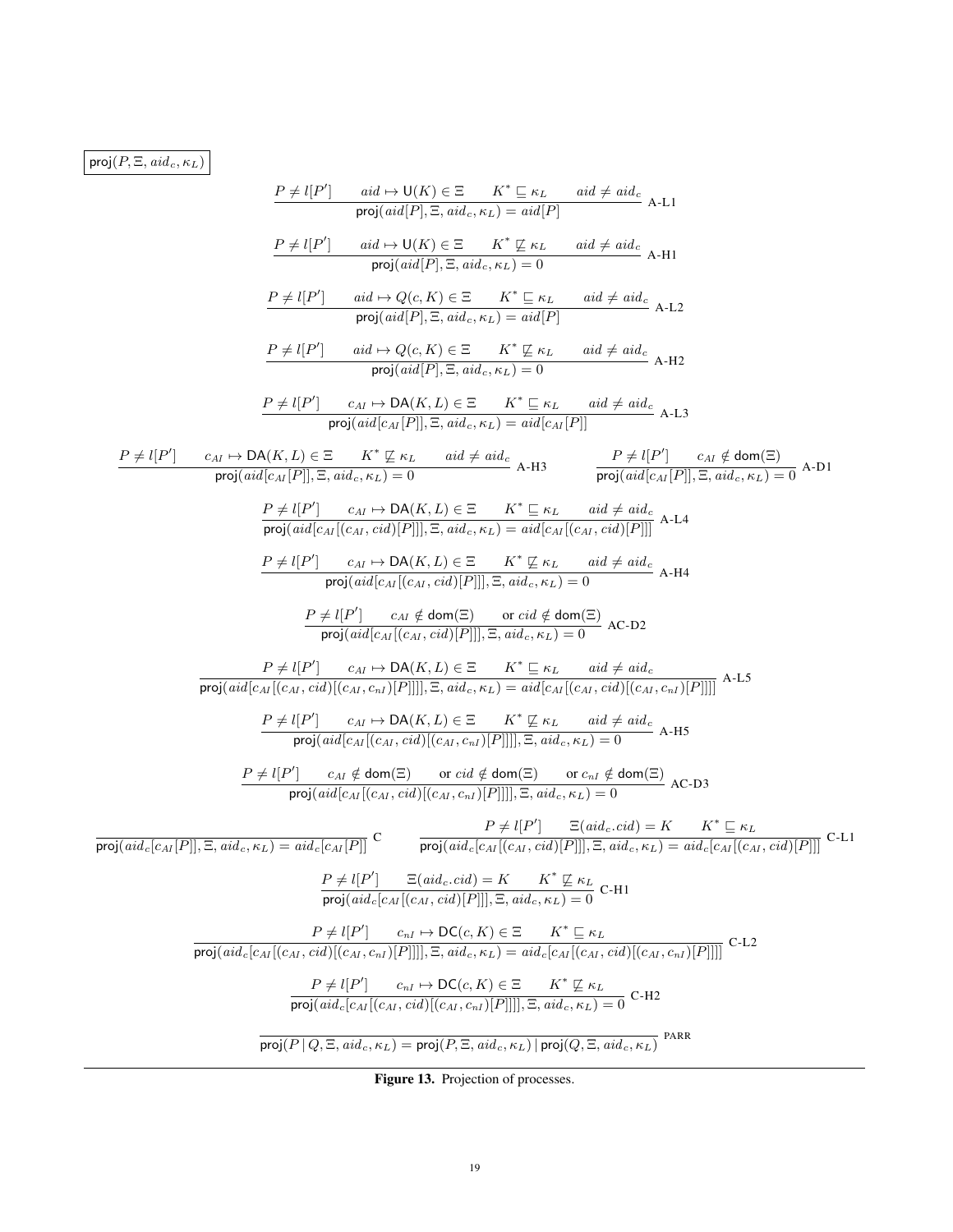$\boxed{\mathsf{proj}(P, \Xi, aid_c, \kappa_L)}$

$$\frac{P \neq l[P'] \qquad aid \mapsto \mathsf{U}(K) \in \Xi \qquad K^* \sqsubseteq \kappa_L \qquad aid \neq aid_c}{\mathsf{proj}(aid[P], \Xi, aid_c, \kappa_L) = aid[P]} \text{ A-L1}$$

$$\frac{P \neq l[P'] \qquad aid \mapsto \mathsf{U}(K) \in \Xi \qquad K^* \not\sqsubseteq \kappa_L \qquad aid \neq aid_c}{\mathsf{proj}(aid[P], \Xi, aid_c, \kappa_L) = 0} \text{ A-H1}$$

$$\frac{P \neq l[P'] \qquad aid \mapsto Q(c, K) \in \Xi \qquad K^* \sqsubseteq \kappa_L \qquad aid \neq aid_c}{\mathsf{proj}(aid[P], \Xi, aid_c, \kappa_L) = aid[P]} \text{ A-L2}$$

$$\frac{P \neq l[P'] \qquad aid \mapsto Q(c, K) \in \Xi \qquad K^* \not\sqsubseteq \kappa_L \qquad aid \neq aid_c}{\mathsf{proj}(aid[P], \Xi, aid_c, \kappa_L) = 0} \text{ A-H2}$$

$$\frac{P \neq l[P'] \qquad c_{AI} \mapsto \mathsf{DA}(K, L) \in \Xi \qquad K^* \sqsubseteq \kappa_L \qquad aid \neq aid_c}{\mathsf{proj}(aid[c_{AI}[P]], \Xi, aid_c, \kappa_L) = aid[c_{AI}[P]]} \text{ A-L3}$$

$$\frac{P \neq l[P'] \qquad c_{AI} \mapsto \mathsf{DA}(K, L) \in \Xi \qquad K^* \not\sqsubseteq \kappa_L \qquad aid \neq aid_c}{\mathsf{proj}(aid[c_{AI}[P]], \Xi, aid_c, \kappa_L) = 0} \text{ A-H3}$$

$$\frac{P \neq l[P'] \qquad c_{AI} \notin \mathsf{dom}(\Xi)}{\mathsf{proj}(aid[c_{AI}[P]], \Xi, aid_c, \kappa_L) = 0} \text{ A-D1}$$

$$\frac{P \neq l[P'] \qquad c_{AI} \mapsto \mathsf{DA}(K, L) \in \Xi \qquad K^* \sqsubseteq \kappa_L \qquad aid \neq aid_c}{\mathsf{proj}(aid[c_{AI}[(c_{AI}, cid)[P]]], \Xi, aid_c, \kappa_L) = aid[c_{AI}[(c_{AI}, cid)[P]]]} \text{ A-L4}$$

$$\frac{P \neq l[P'] \qquad c_{AI} \mapsto \mathsf{DA}(K, L) \in \Xi \qquad K^* \not\sqsubseteq \kappa_L \qquad aid \neq aid_c}{\mathsf{proj}(aid[c_{AI}[(c_{AI}, cid)[P]]], \Xi, aid_c, \kappa_L) = 0} \text{ A-H4}$$

$$\frac{P \neq l[P'] \qquad c_{AI} \notin \mathsf{dom}(\Xi) \qquad \text{or } cid \notin \mathsf{dom}(\Xi)}{\mathsf{proj}(aid[c_{AI}[(c_{AI}, cid)[P]]], \Xi, aid_c, \kappa_L) = 0} \text{ AC-D2}$$

$$\frac{P \neq l[P'] \qquad c_{AI} \mapsto \mathsf{DA}(K, L) \in \Xi \qquad K^* \sqsubseteq \kappa_L \qquad aid \neq aid_c}{\mathsf{proj}(aid[c_{AI}[(c_{AI}, cid)[(c_{AI}, c_{nI})[P]]]], \Xi, aid_c, \kappa_L) = aid[c_{AI}[(c_{AI}, cid)[(c_{AI}, c_{nI})[P]]]]} \text{ A-L5}$$

$$\frac{P \neq l[P'] \qquad c_{AI} \mapsto \mathsf{DA}(K, L) \in \Xi \qquad K^* \not\sqsubseteq \kappa_L \qquad aid \neq aid_c}{\mathsf{proj}(aid[c_{AI}[(c_{AI}, cid)[(c_{AI}, c_{nI})[P]]]], \Xi, aid_c, \kappa_L) = 0} \text{ A-H5}$$

$$\frac{P \neq l[P'] \qquad c_{AI} \notin \mathsf{dom}(\Xi) \qquad \text{or } cid \notin \mathsf{dom}(\Xi) \qquad \text{or } c_{nI} \notin \mathsf{dom}(\Xi)}{\mathsf{proj}(aid[c_{AI}[(c_{AI}, cid)[(c_{AI}, c_{nI})[P]]]], \Xi, aid_c, \kappa_L) = 0} \text{ AC-D3}$$

$$\frac{}{\mathsf{proj}(aid_c[c_{AI}[P]], \Xi, aid_c, \kappa_L) = aid_c[c_{AI}[P]]} \text{ C}$$

$$\frac{P \neq l[P'] \qquad \Xi(aid_c.cid) = K \qquad K^* \sqsubseteq \kappa_L}{\mathsf{proj}(aid_c[c_{AI}[(c_{AI}, cid)[P]]], \Xi, aid_c, \kappa_L) = aid_c[c_{AI}[(c_{AI}, cid)[P]]]} \text{ C-L1}$$

$$\frac{P \neq l[P'] \qquad \Xi(aid_c.cid) = K \qquad K^* \not\sqsubseteq \kappa_L}{\mathsf{proj}(aid_c[c_{AI}[(c_{AI}, cid)[P]]], \Xi, aid_c, \kappa_L) = 0} \text{ C-H1}$$

$$\frac{P \neq l[P'] \qquad c_{nI} \mapsto \mathsf{DC}(c, K) \in \Xi \qquad K^* \sqsubseteq \kappa_L}{\mathsf{proj}(aid_c[c_{AI}[(c_{AI}, cid)[(c_{AI}, c_{nI})[P]]]], \Xi, aid_c, \kappa_L) = aid_c[c_{AI}[(c_{AI}, cid)[(c_{AI}, c_{nI})[P]]]]} \text{ C-L2}$$

$$\frac{P \neq l[P'] \qquad c_{nI} \mapsto \mathsf{DC}(c, K) \in \Xi \qquad K^* \not\sqsubseteq \kappa_L}{\mathsf{proj}(aid_c[c_{AI}[(c_{AI}, cid)[(c_{AI}, c_{nI})[P]]]], \Xi, aid_c, \kappa_L) = 0} \text{ C-H2}$$

$$\frac{}{\mathsf{proj}(P \mid Q, \Xi, aid_c, \kappa_L) = \mathsf{proj}(P, \Xi, aid_c, \kappa_L) \mid \mathsf{proj}(Q, \Xi, aid_c, \kappa_L)} \text{ PARR}$$

**Figure 13.** Projection of processes.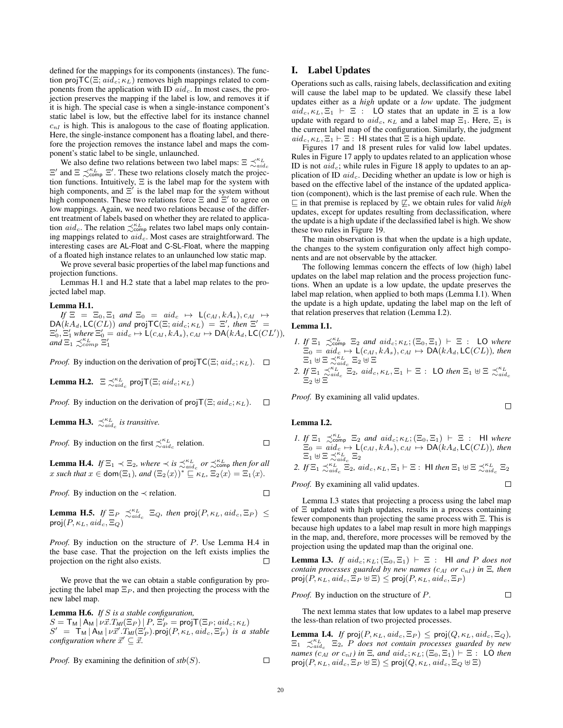defined for the mappings for its components (instances). The function $\mathsf{projTC}(\Xi; aid_c; \kappa_L)$ removes high mappings related to components from the application with ID $aid_c$. In most cases, the projection preserves the mapping if the label is low, and removes it if it is high. The special case is when a single-instance component's static label is low, but the effective label for its instance channel $c_{nI}$ is high. This is analogous to the case of floating application. Here, the single-instance component has a floating label, and therefore the projection removes the instance label and maps the component's static label to be single, unlaunched.

We also define two relations between two label maps: $\Xi \precsim^{\kappa_L}_{aid_c} \Xi'$ and $\Xi \precsim^{\kappa_L}_{\mathsf{comp}} \Xi'$. These two relations closely match the projection functions. Intuitively, $\Xi$ is the label map for the system with high components, and $\Xi'$ is the label map for the system without high components. These two relations force $\Xi$ and $\Xi'$ to agree on low mappings. Again, we need two relations because of the different treatment of labels based on whether they are related to application $aid_c$. The relation $\precsim^{\kappa_L}_{\mathsf{comp}}$ relates two label maps only containing mappings related to $aid_c$. Most cases are straightforward. The interesting cases are AL-Float and C-SL-Float, where the mapping of a floated high instance relates to an unlaunched low static map.

We prove several basic properties of the label map functions and projection functions.

Lemmas H.1 and H.2 state that a label map relates to the projected label map.

**Lemma H.1.**
*If* $\Xi = \Xi_0, \Xi_1$ *and* $\Xi_0 = aid_c \mapsto \mathsf{L}(c_{AI}, kA_s), c_{AI} \mapsto \mathsf{DA}(kA_d, \mathsf{LC}(CL))$ *and* $\mathsf{projTC}(\Xi; aid_c; \kappa_L) = \Xi'$*, then* $\Xi' = \Xi'_0, \Xi'_1$ *where* $\Xi'_0 = aid_c \mapsto \mathsf{L}(c_{AI}, kA_s), c_{AI} \mapsto \mathsf{DA}(kA_d, \mathsf{LC}(CL'))$*, and* $\Xi_1 \precsim^{\kappa_L}_{comp} \Xi'_1$

*Proof.* By induction on the derivation of $\mathsf{projTC}(\Xi; aid_c; \kappa_L)$. □

**Lemma H.2.** $\Xi \precsim^{\kappa_L}_{aid_c} \mathsf{projT}(\Xi; aid_c; \kappa_L)$

*Proof.* By induction on the derivation of $\mathsf{projT}(\Xi; aid_c; \kappa_L)$. □

**Lemma H.3.** $\precsim^{\kappa_L}_{aid_c}$ *is transitive.*

*Proof.* By induction on the first $\precsim^{\kappa_L}_{aid_c}$ relation. □

**Lemma H.4.** *If* $\Xi_1 \prec \Xi_2$*, where* $\prec$ *is* $\precsim^{\kappa_L}_{aid_c}$ *or* $\precsim^{\kappa_L}_{\mathsf{comp}}$ *then for all* $x$ *such that* $x \in \mathsf{dom}(\Xi_1)$*, and* $(\Xi_2\langle x\rangle)^* \sqsubseteq \kappa_L$*,* $\Xi_2\langle x\rangle = \Xi_1\langle x\rangle$*.*

*Proof.* By induction on the $\prec$ relation. □

**Lemma H.5.** *If* $\Xi_P \precsim^{\kappa_L}_{aid_c} \Xi_Q$*, then* $\mathsf{proj}(P, \kappa_L, aid_c, \Xi_P) \leq \mathsf{proj}(P, \kappa_L, aid_c, \Xi_Q)$

*Proof.* By induction on the structure of $P$. Use Lemma H.4 in the base case. That the projection on the left exists implies the projection on the right also exists. □

We prove that the we can obtain a stable configuration by projecting the label map $\Xi_P$, and then projecting the process with the new label map.

**Lemma H.6.** *If* $S$ *is a stable configuration,*
$S = \mathsf{T_M} \,|\, \mathsf{A_M} \,|\, \nu\vec{x}.T_{MI}(\Xi_P) \,|\, P$, $\Xi'_P = \mathsf{projT}(\Xi_P; aid_c; \kappa_L)$
$S' = \mathsf{T_M} \,|\, \mathsf{A_M} \,|\, \nu\vec{x}'.T_{MI}(\Xi'_P).\mathsf{proj}(P, \kappa_L, aid_c, \Xi'_P)$ *is a stable configuration where* $\vec{x}' \subseteq \vec{x}$*.*

*Proof.* By examining the definition of $stb(S)$. □

## I. Label Updates

Operations such as calls, raising labels, declassification and exiting will cause the label map to be updated. We classify these label updates either as a *high* update or a *low* update. The judgment $aid_c, \kappa_L, \Xi_1 \vdash \Xi : \ \mathsf{LO}$ states that an update in $\Xi$ is a low update with regard to $aid_c$, $\kappa_L$ and a label map $\Xi_1$. Here, $\Xi_1$ is the current label map of the configuration. Similarly, the judgment $aid_c, \kappa_L, \Xi_1 \vdash \Xi : \ \mathsf{HI}$ states that $\Xi$ is a high update.

Figures 17 and 18 present rules for valid low label updates. Rules in Figure 17 apply to updates related to an application whose ID is not $aid_c$; while rules in Figure 18 apply to updates to an application of ID $aid_c$. Deciding whether an update is low or high is based on the effective label of the instance of the updated application (component), which is the last premise of each rule. When the $\sqsubseteq$ in that premise is replaced by $\not\sqsubseteq$, we obtain rules for valid *high* updates, except for updates resulting from declassification, where the update is a high update if the declassified label is high. We show these two rules in Figure 19.

The main observation is that when the update is a high update, the changes to the system configuration only affect high components and are not observable by the attacker.

The following lemmas concern the effects of low (high) label updates on the label map relation and the process projection functions. When an update is a low update, the update preserves the label map relation, when applied to both maps (Lemma I.1). When the update is a high update, updating the label map on the left of that relation preserves that relation (Lemma I.2).

**Lemma I.1.**

1. *If* $\Xi_1 \precsim^{\kappa_L}_{\mathsf{comp}} \Xi_2$ *and* $aid_c; \kappa_L; (\Xi_0, \Xi_1) \vdash \Xi : \ \mathsf{LO}$ *where* $\Xi_0 = aid_c \mapsto \mathsf{L}(c_{AI}, kA_s), c_{AI} \mapsto \mathsf{DA}(kA_d, \mathsf{LC}(CL))$*, then* $\Xi_1 \uplus \Xi \precsim^{\kappa_L}_{aid_c} \Xi_2 \uplus \Xi$
2. *If* $\Xi_1 \precsim^{\kappa_L}_{aid_c} \Xi_2$*,* $aid_c, \kappa_L, \Xi_1 \vdash \Xi : \ \mathsf{LO}$ *then* $\Xi_1 \uplus \Xi \precsim^{\kappa_L}_{aid_c} \Xi_2 \uplus \Xi$

*Proof.* By examining all valid updates. □

**Lemma I.2.**

1. *If* $\Xi_1 \precsim^{\kappa_L}_{\mathsf{comp}} \Xi_2$ *and* $aid_c; \kappa_L; (\Xi_0, \Xi_1) \vdash \Xi : \ \mathsf{HI}$ *where* $\Xi_0 = aid_c \mapsto \mathsf{L}(c_{AI}, kA_s), c_{AI} \mapsto \mathsf{DA}(kA_d, \mathsf{LC}(CL))$*, then* $\Xi_1 \uplus \Xi \precsim^{\kappa_L}_{aid_c} \Xi_2$
2. *If* $\Xi_1 \precsim^{\kappa_L}_{aid_c} \Xi_2$*,* $aid_c, \kappa_L, \Xi_1 \vdash \Xi : \ \mathsf{HI}$ *then* $\Xi_1 \uplus \Xi \precsim^{\kappa_L}_{aid_c} \Xi_2$

*Proof.* By examining all valid updates. □

Lemma I.3 states that projecting a process using the label map of $\Xi$ updated with high updates, results in a process containing fewer components than projecting the same process with $\Xi$. This is because high updates to a label map result in more high mappings in the map, and, therefore, more processes will be removed by the projection using the updated map than the original one.

**Lemma I.3.** *If* $aid_c; \kappa_L; (\Xi_0, \Xi_1) \vdash \Xi : \ \mathsf{HI}$ *and* $P$ *does not contain processes guarded by new names* ($c_{AI}$ *or* $c_{nI}$) *in* $\Xi$*, then* $\mathsf{proj}(P, \kappa_L, aid_c, \Xi_P \uplus \Xi) \leq \mathsf{proj}(P, \kappa_L, aid_c, \Xi_P)$

*Proof.* By induction on the structure of $P$. □

The next lemma states that low updates to a label map preserve the less-than relation of two projected processes.

**Lemma I.4.** *If* $\mathsf{proj}(P, \kappa_L, aid_c, \Xi_P) \leq \mathsf{proj}(Q, \kappa_L, aid_c, \Xi_Q)$*,* $\Xi_1 \precsim^{\kappa_L}_{aid_c} \Xi_2$*,* $P$ *does not contain processes guarded by new names* ($c_{AI}$ *or* $c_{nI}$) *in* $\Xi$*, and* $aid_c; \kappa_L; (\Xi_0, \Xi_1) \vdash \Xi : \ \mathsf{LO}$ *then* $\mathsf{proj}(P, \kappa_L, aid_c, \Xi_P \uplus \Xi) \leq \mathsf{proj}(Q, \kappa_L, aid_c, \Xi_Q \uplus \Xi)$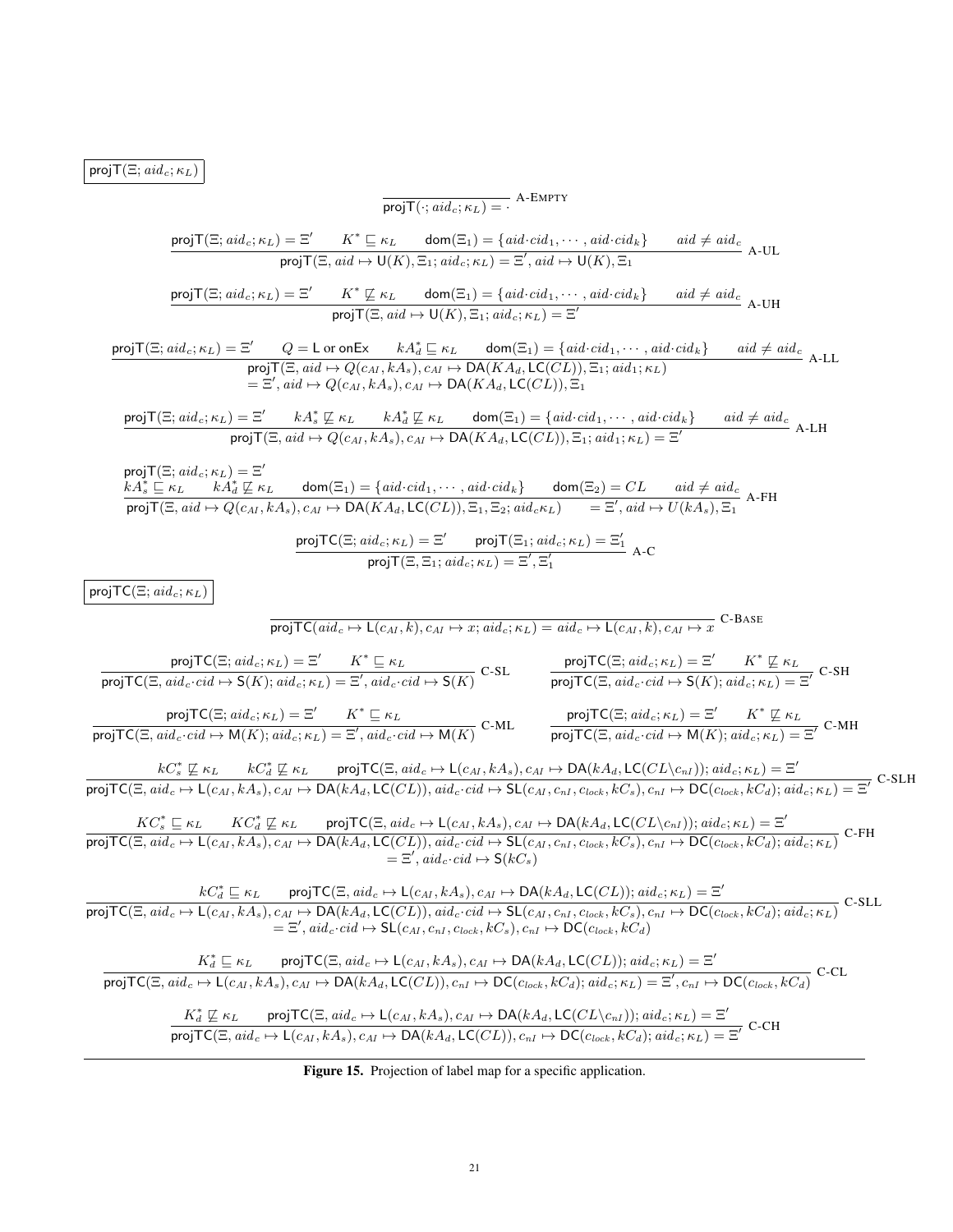$\boxed{\mathsf{projT}(\Xi; aid_c; \kappa_L)}$

$$\frac{}{\mathsf{projT}(\cdot; aid_c; \kappa_L) = \cdot}\ \text{A-EMPTY}$$

$$\frac{\mathsf{projT}(\Xi; aid_c; \kappa_L) = \Xi' \qquad K^* \sqsubseteq \kappa_L \qquad \mathsf{dom}(\Xi_1) = \{aid{\cdot}cid_1, \cdots, aid{\cdot}cid_k\} \qquad aid \neq aid_c}{\mathsf{projT}(\Xi, aid \mapsto \mathsf{U}(K), \Xi_1; aid_c; \kappa_L) = \Xi', aid \mapsto \mathsf{U}(K), \Xi_1}\ \text{A-UL}$$

$$\frac{\mathsf{projT}(\Xi; aid_c; \kappa_L) = \Xi' \qquad K^* \not\sqsubseteq \kappa_L \qquad \mathsf{dom}(\Xi_1) = \{aid{\cdot}cid_1, \cdots, aid{\cdot}cid_k\} \qquad aid \neq aid_c}{\mathsf{projT}(\Xi, aid \mapsto \mathsf{U}(K), \Xi_1; aid_c; \kappa_L) = \Xi'}\ \text{A-UH}$$

$$\frac{\mathsf{projT}(\Xi; aid_c; \kappa_L) = \Xi' \qquad Q = \mathsf{L} \text{ or } \mathsf{onEx} \qquad kA_d^* \sqsubseteq \kappa_L \qquad \mathsf{dom}(\Xi_1) = \{aid{\cdot}cid_1, \cdots, aid{\cdot}cid_k\} \qquad aid \neq aid_c}{\begin{array}{c}\mathsf{projT}(\Xi, aid \mapsto Q(c_{AI}, kA_s), c_{AI} \mapsto \mathsf{DA}(KA_d, \mathsf{LC}(CL)), \Xi_1; aid_1; \kappa_L) \\ = \Xi', aid \mapsto Q(c_{AI}, kA_s), c_{AI} \mapsto \mathsf{DA}(KA_d, \mathsf{LC}(CL)), \Xi_1\end{array}}\ \text{A-LL}$$

$$\frac{\mathsf{projT}(\Xi; aid_c; \kappa_L) = \Xi' \qquad kA_s^* \not\sqsubseteq \kappa_L \qquad kA_d^* \not\sqsubseteq \kappa_L \qquad \mathsf{dom}(\Xi_1) = \{aid{\cdot}cid_1, \cdots, aid{\cdot}cid_k\} \qquad aid \neq aid_c}{\mathsf{projT}(\Xi, aid \mapsto Q(c_{AI}, kA_s), c_{AI} \mapsto \mathsf{DA}(KA_d, \mathsf{LC}(CL)), \Xi_1; aid_1; \kappa_L) = \Xi'}\ \text{A-LH}$$

$$\frac{\begin{array}{l}\mathsf{projT}(\Xi; aid_c; \kappa_L) = \Xi' \\ kA_s^* \sqsubseteq \kappa_L \qquad kA_d^* \not\sqsubseteq \kappa_L \qquad \mathsf{dom}(\Xi_1) = \{aid{\cdot}cid_1, \cdots, aid{\cdot}cid_k\} \qquad \mathsf{dom}(\Xi_2) = CL \qquad aid \neq aid_c\end{array}}{\mathsf{projT}(\Xi, aid \mapsto Q(c_{AI}, kA_s), c_{AI} \mapsto \mathsf{DA}(KA_d, \mathsf{LC}(CL)), \Xi_1, \Xi_2; aid_c \kappa_L) \quad = \Xi', aid \mapsto U(kA_s), \Xi_1}\ \text{A-FH}$$

$$\frac{\mathsf{projTC}(\Xi; aid_c; \kappa_L) = \Xi' \qquad \mathsf{projT}(\Xi_1; aid_c; \kappa_L) = \Xi_1'}{\mathsf{projT}(\Xi, \Xi_1; aid_c; \kappa_L) = \Xi', \Xi_1'}\ \text{A-C}$$

$\boxed{\mathsf{projTC}(\Xi; aid_c; \kappa_L)}$

$$\frac{}{\mathsf{projTC}(aid_c \mapsto \mathsf{L}(c_{AI}, k), c_{AI} \mapsto x; aid_c; \kappa_L) = aid_c \mapsto \mathsf{L}(c_{AI}, k), c_{AI} \mapsto x}\ \text{C-BASE}$$

$$\frac{\mathsf{projTC}(\Xi; aid_c; \kappa_L) = \Xi' \qquad K^* \sqsubseteq \kappa_L}{\mathsf{projTC}(\Xi, aid_c{\cdot}cid \mapsto \mathsf{S}(K); aid_c; \kappa_L) = \Xi', aid_c{\cdot}cid \mapsto \mathsf{S}(K)}\ \text{C-SL} \qquad \frac{\mathsf{projTC}(\Xi; aid_c; \kappa_L) = \Xi' \qquad K^* \not\sqsubseteq \kappa_L}{\mathsf{projTC}(\Xi, aid_c{\cdot}cid \mapsto \mathsf{S}(K); aid_c; \kappa_L) = \Xi'}\ \text{C-SH}$$

$$\frac{\mathsf{projTC}(\Xi; aid_c; \kappa_L) = \Xi' \qquad K^* \sqsubseteq \kappa_L}{\mathsf{projTC}(\Xi, aid_c{\cdot}cid \mapsto \mathsf{M}(K); aid_c; \kappa_L) = \Xi', aid_c{\cdot}cid \mapsto \mathsf{M}(K)}\ \text{C-ML} \qquad \frac{\mathsf{projTC}(\Xi; aid_c; \kappa_L) = \Xi' \qquad K^* \not\sqsubseteq \kappa_L}{\mathsf{projTC}(\Xi, aid_c{\cdot}cid \mapsto \mathsf{M}(K); aid_c; \kappa_L) = \Xi'}\ \text{C-MH}$$

$$\frac{kC_s^* \not\sqsubseteq \kappa_L \qquad kC_d^* \not\sqsubseteq \kappa_L \qquad \mathsf{projTC}(\Xi, aid_c \mapsto \mathsf{L}(c_{AI}, kA_s), c_{AI} \mapsto \mathsf{DA}(kA_d, \mathsf{LC}(CL \backslash c_{nI})); aid_c; \kappa_L) = \Xi'}{\mathsf{projTC}(\Xi, aid_c \mapsto \mathsf{L}(c_{AI}, kA_s), c_{AI} \mapsto \mathsf{DA}(kA_d, \mathsf{LC}(CL)), aid_c{\cdot}cid \mapsto \mathsf{SL}(c_{AI}, c_{nI}, c_{lock}, kC_s), c_{nI} \mapsto \mathsf{DC}(c_{lock}, kC_d); aid_c; \kappa_L) = \Xi'}\ \text{C-SLH}$$

$$\frac{KC_s^* \sqsubseteq \kappa_L \qquad KC_d^* \not\sqsubseteq \kappa_L \qquad \mathsf{projTC}(\Xi, aid_c \mapsto \mathsf{L}(c_{AI}, kA_s), c_{AI} \mapsto \mathsf{DA}(kA_d, \mathsf{LC}(CL \backslash c_{nI})); aid_c; \kappa_L) = \Xi'}{\begin{array}{c}\mathsf{projTC}(\Xi, aid_c \mapsto \mathsf{L}(c_{AI}, kA_s), c_{AI} \mapsto \mathsf{DA}(kA_d, \mathsf{LC}(CL)), aid_c{\cdot}cid \mapsto \mathsf{SL}(c_{AI}, c_{nI}, c_{lock}, kC_s), c_{nI} \mapsto \mathsf{DC}(c_{lock}, kC_d); aid_c; \kappa_L) \\ = \Xi', aid_c{\cdot}cid \mapsto \mathsf{S}(kC_s)\end{array}}\ \text{C-FH}$$

$$\frac{kC_d^* \sqsubseteq \kappa_L \qquad \mathsf{projTC}(\Xi, aid_c \mapsto \mathsf{L}(c_{AI}, kA_s), c_{AI} \mapsto \mathsf{DA}(kA_d, \mathsf{LC}(CL)); aid_c; \kappa_L) = \Xi'}{\begin{array}{c}\mathsf{projTC}(\Xi, aid_c \mapsto \mathsf{L}(c_{AI}, kA_s), c_{AI} \mapsto \mathsf{DA}(kA_d, \mathsf{LC}(CL)), aid_c{\cdot}cid \mapsto \mathsf{SL}(c_{AI}, c_{nI}, c_{lock}, kC_s), c_{nI} \mapsto \mathsf{DC}(c_{lock}, kC_d); aid_c; \kappa_L) \\ = \Xi', aid_c{\cdot}cid \mapsto \mathsf{SL}(c_{AI}, c_{nI}, c_{lock}, kC_s), c_{nI} \mapsto \mathsf{DC}(c_{lock}, kC_d)\end{array}}\ \text{C-SLL}$$

$$\frac{K_d^* \sqsubseteq \kappa_L \qquad \mathsf{projTC}(\Xi, aid_c \mapsto \mathsf{L}(c_{AI}, kA_s), c_{AI} \mapsto \mathsf{DA}(kA_d, \mathsf{LC}(CL)); aid_c; \kappa_L) = \Xi'}{\mathsf{projTC}(\Xi, aid_c \mapsto \mathsf{L}(c_{AI}, kA_s), c_{AI} \mapsto \mathsf{DA}(kA_d, \mathsf{LC}(CL)), c_{nI} \mapsto \mathsf{DC}(c_{lock}, kC_d); aid_c; \kappa_L) = \Xi', c_{nI} \mapsto \mathsf{DC}(c_{lock}, kC_d)}\ \text{C-CL}$$

$$\frac{K_d^* \not\sqsubseteq \kappa_L \qquad \mathsf{projTC}(\Xi, aid_c \mapsto \mathsf{L}(c_{AI}, kA_s), c_{AI} \mapsto \mathsf{DA}(kA_d, \mathsf{LC}(CL \backslash c_{nI})); aid_c; \kappa_L) = \Xi'}{\mathsf{projTC}(\Xi, aid_c \mapsto \mathsf{L}(c_{AI}, kA_s), c_{AI} \mapsto \mathsf{DA}(kA_d, \mathsf{LC}(CL)), c_{nI} \mapsto \mathsf{DC}(c_{lock}, kC_d); aid_c; \kappa_L) = \Xi'}\ \text{C-CH}$$

**Figure 15.** Projection of label map for a specific application.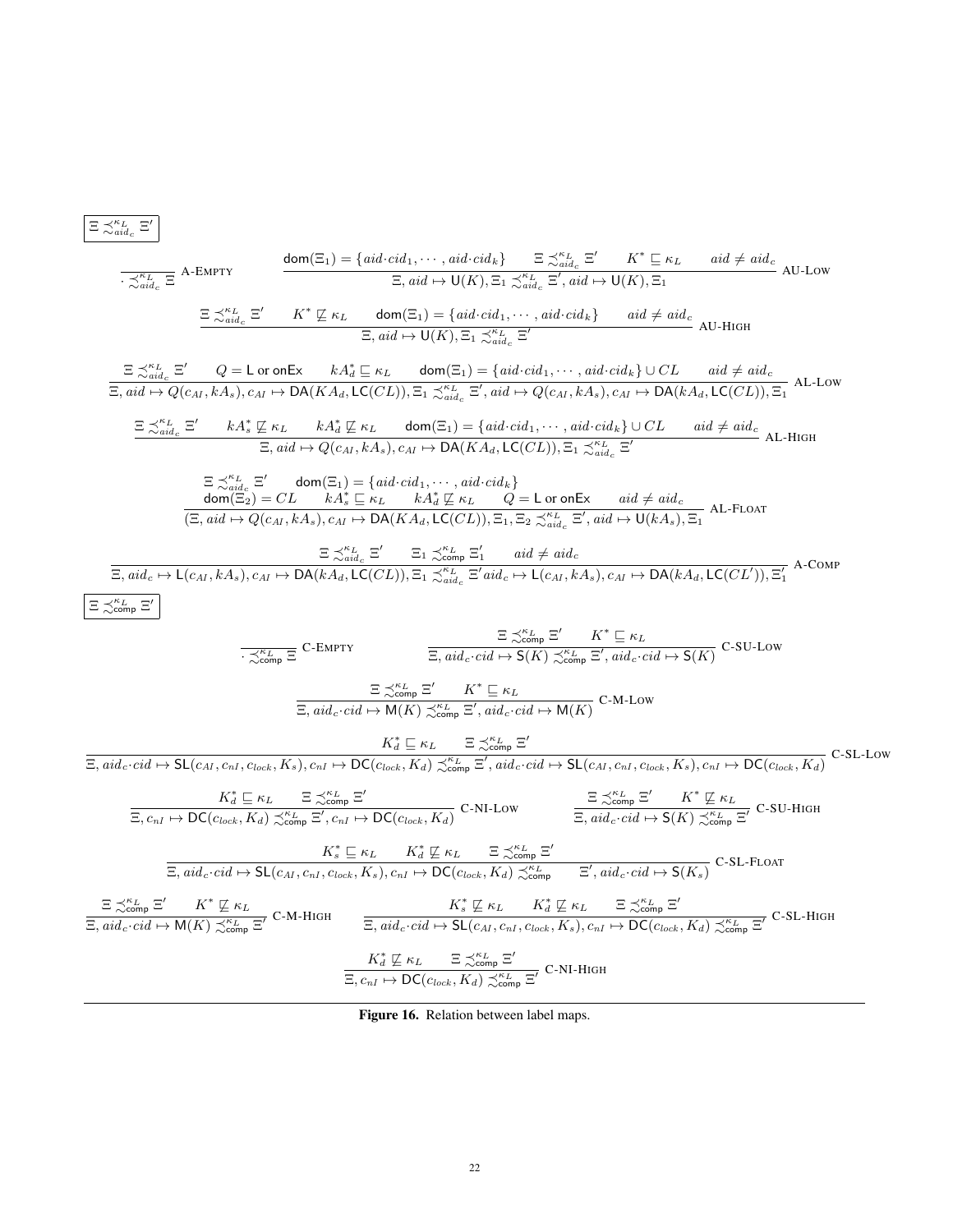$$\boxed{\Xi \precsim^{\kappa_L}_{aid_c} \Xi'}$$

$$\frac{}{\cdot \precsim^{\kappa_L}_{aid_c} \Xi}\ \text{A-EMPTY}$$

$$\frac{\mathsf{dom}(\Xi_1) = \{aid{\cdot}cid_1, \cdots, aid{\cdot}cid_k\} \quad \Xi \precsim^{\kappa_L}_{aid_c} \Xi' \quad K^* \sqsubseteq \kappa_L \quad aid \neq aid_c}{\Xi, aid \mapsto \mathsf{U}(K), \Xi_1 \precsim^{\kappa_L}_{aid_c} \Xi', aid \mapsto \mathsf{U}(K), \Xi_1}\ \text{AU-LOW}$$

$$\frac{\Xi \precsim^{\kappa_L}_{aid_c} \Xi' \quad K^* \not\sqsubseteq \kappa_L \quad \mathsf{dom}(\Xi_1) = \{aid{\cdot}cid_1, \cdots, aid{\cdot}cid_k\} \quad aid \neq aid_c}{\Xi, aid \mapsto \mathsf{U}(K), \Xi_1 \precsim^{\kappa_L}_{aid_c} \Xi'}\ \text{AU-HIGH}$$

$$\frac{\Xi \precsim^{\kappa_L}_{aid_c} \Xi' \quad Q = \mathsf{L} \text{ or } \mathsf{onEx} \quad kA^*_d \sqsubseteq \kappa_L \quad \mathsf{dom}(\Xi_1) = \{aid{\cdot}cid_1, \cdots, aid{\cdot}cid_k\} \cup CL \quad aid \neq aid_c}{\Xi, aid \mapsto Q(c_{AI}, kA_s), c_{AI} \mapsto \mathsf{DA}(KA_d, \mathsf{LC}(CL)), \Xi_1 \precsim^{\kappa_L}_{aid_c} \Xi', aid \mapsto Q(c_{AI}, kA_s), c_{AI} \mapsto \mathsf{DA}(KA_d, \mathsf{LC}(CL)), \Xi_1}\ \text{AL-LOW}$$

$$\frac{\Xi \precsim^{\kappa_L}_{aid_c} \Xi' \quad kA^*_s \not\sqsubseteq \kappa_L \quad kA^*_d \not\sqsubseteq \kappa_L \quad \mathsf{dom}(\Xi_1) = \{aid{\cdot}cid_1, \cdots, aid{\cdot}cid_k\} \cup CL \quad aid \neq aid_c}{\Xi, aid \mapsto Q(c_{AI}, kA_s), c_{AI} \mapsto \mathsf{DA}(KA_d, \mathsf{LC}(CL)), \Xi_1 \precsim^{\kappa_L}_{aid_c} \Xi'}\ \text{AL-HIGH}$$

$$\frac{\begin{array}{c}\Xi \precsim^{\kappa_L}_{aid_c} \Xi' \quad \mathsf{dom}(\Xi_1) = \{aid{\cdot}cid_1, \cdots, aid{\cdot}cid_k\} \\ \mathsf{dom}(\Xi_2) = CL \quad kA^*_s \sqsubseteq \kappa_L \quad kA^*_d \not\sqsubseteq \kappa_L \quad Q = \mathsf{L} \text{ or } \mathsf{onEx} \quad aid \neq aid_c\end{array}}{(\Xi, aid \mapsto Q(c_{AI}, kA_s), c_{AI} \mapsto \mathsf{DA}(KA_d, \mathsf{LC}(CL)), \Xi_1, \Xi_2 \precsim^{\kappa_L}_{aid_c} \Xi', aid \mapsto \mathsf{U}(kA_s), \Xi_1}\ \text{AL-FLOAT}$$

$$\frac{\Xi \precsim^{\kappa_L}_{aid_c} \Xi' \quad \Xi_1 \precsim^{\kappa_L}_{\mathsf{comp}} \Xi'_1 \quad aid \neq aid_c}{\Xi, aid_c \mapsto \mathsf{L}(c_{AI}, kA_s), c_{AI} \mapsto \mathsf{DA}(kA_d, \mathsf{LC}(CL)), \Xi_1 \precsim^{\kappa_L}_{aid_c} \Xi' aid_c \mapsto \mathsf{L}(c_{AI}, kA_s), c_{AI} \mapsto \mathsf{DA}(kA_d, \mathsf{LC}(CL')), \Xi'_1}\ \text{A-COMP}$$

$$\boxed{\Xi \precsim^{\kappa_L}_{\mathsf{comp}} \Xi'}$$

$$\frac{}{\cdot \precsim^{\kappa_L}_{\mathsf{comp}} \Xi}\ \text{C-EMPTY} \qquad \frac{\Xi \precsim^{\kappa_L}_{\mathsf{comp}} \Xi' \quad K^* \sqsubseteq \kappa_L}{\Xi, aid_c{\cdot}cid \mapsto \mathsf{S}(K) \precsim^{\kappa_L}_{\mathsf{comp}} \Xi', aid_c{\cdot}cid \mapsto \mathsf{S}(K)}\ \text{C-SU-LOW}$$

$$\frac{\Xi \precsim^{\kappa_L}_{\mathsf{comp}} \Xi' \quad K^* \sqsubseteq \kappa_L}{\Xi, aid_c{\cdot}cid \mapsto \mathsf{M}(K) \precsim^{\kappa_L}_{\mathsf{comp}} \Xi', aid_c{\cdot}cid \mapsto \mathsf{M}(K)}\ \text{C-M-LOW}$$

$$\frac{K^*_d \sqsubseteq \kappa_L \quad \Xi \precsim^{\kappa_L}_{\mathsf{comp}} \Xi'}{\Xi, aid_c{\cdot}cid \mapsto \mathsf{SL}(c_{AI}, c_{nI}, c_{lock}, K_s), c_{nI} \mapsto \mathsf{DC}(c_{lock}, K_d) \precsim^{\kappa_L}_{\mathsf{comp}} \Xi', aid_c{\cdot}cid \mapsto \mathsf{SL}(c_{AI}, c_{nI}, c_{lock}, K_s), c_{nI} \mapsto \mathsf{DC}(c_{lock}, K_d)}\ \text{C-SL-LOW}$$

$$\frac{K^*_d \sqsubseteq \kappa_L \quad \Xi \precsim^{\kappa_L}_{\mathsf{comp}} \Xi'}{\Xi, c_{nI} \mapsto \mathsf{DC}(c_{lock}, K_d) \precsim^{\kappa_L}_{\mathsf{comp}} \Xi', c_{nI} \mapsto \mathsf{DC}(c_{lock}, K_d)}\ \text{C-NI-LOW} \qquad \frac{\Xi \precsim^{\kappa_L}_{\mathsf{comp}} \Xi' \quad K^* \not\sqsubseteq \kappa_L}{\Xi, aid_c{\cdot}cid \mapsto \mathsf{S}(K) \precsim^{\kappa_L}_{\mathsf{comp}} \Xi'}\ \text{C-SU-HIGH}$$

$$\frac{K^*_s \sqsubseteq \kappa_L \quad K^*_d \not\sqsubseteq \kappa_L \quad \Xi \precsim^{\kappa_L}_{\mathsf{comp}} \Xi'}{\Xi, aid_c{\cdot}cid \mapsto \mathsf{SL}(c_{AI}, c_{nI}, c_{lock}, K_s), c_{nI} \mapsto \mathsf{DC}(c_{lock}, K_d) \precsim^{\kappa_L}_{\mathsf{comp}} \Xi', aid_c{\cdot}cid \mapsto \mathsf{S}(K_s)}\ \text{C-SL-FLOAT}$$

$$\frac{\Xi \precsim^{\kappa_L}_{\mathsf{comp}} \Xi' \quad K^* \not\sqsubseteq \kappa_L}{\Xi, aid_c{\cdot}cid \mapsto \mathsf{M}(K) \precsim^{\kappa_L}_{\mathsf{comp}} \Xi'}\ \text{C-M-HIGH} \qquad \frac{K^*_s \not\sqsubseteq \kappa_L \quad K^*_d \not\sqsubseteq \kappa_L \quad \Xi \precsim^{\kappa_L}_{\mathsf{comp}} \Xi'}{\Xi, aid_c{\cdot}cid \mapsto \mathsf{SL}(c_{AI}, c_{nI}, c_{lock}, K_s), c_{nI} \mapsto \mathsf{DC}(c_{lock}, K_d) \precsim^{\kappa_L}_{\mathsf{comp}} \Xi'}\ \text{C-SL-HIGH}$$

$$\frac{K^*_d \not\sqsubseteq \kappa_L \quad \Xi \precsim^{\kappa_L}_{\mathsf{comp}} \Xi'}{\Xi, c_{nI} \mapsto \mathsf{DC}(c_{lock}, K_d) \precsim^{\kappa_L}_{\mathsf{comp}} \Xi'}\ \text{C-NI-HIGH}$$

**Figure 16.** Relation between label maps.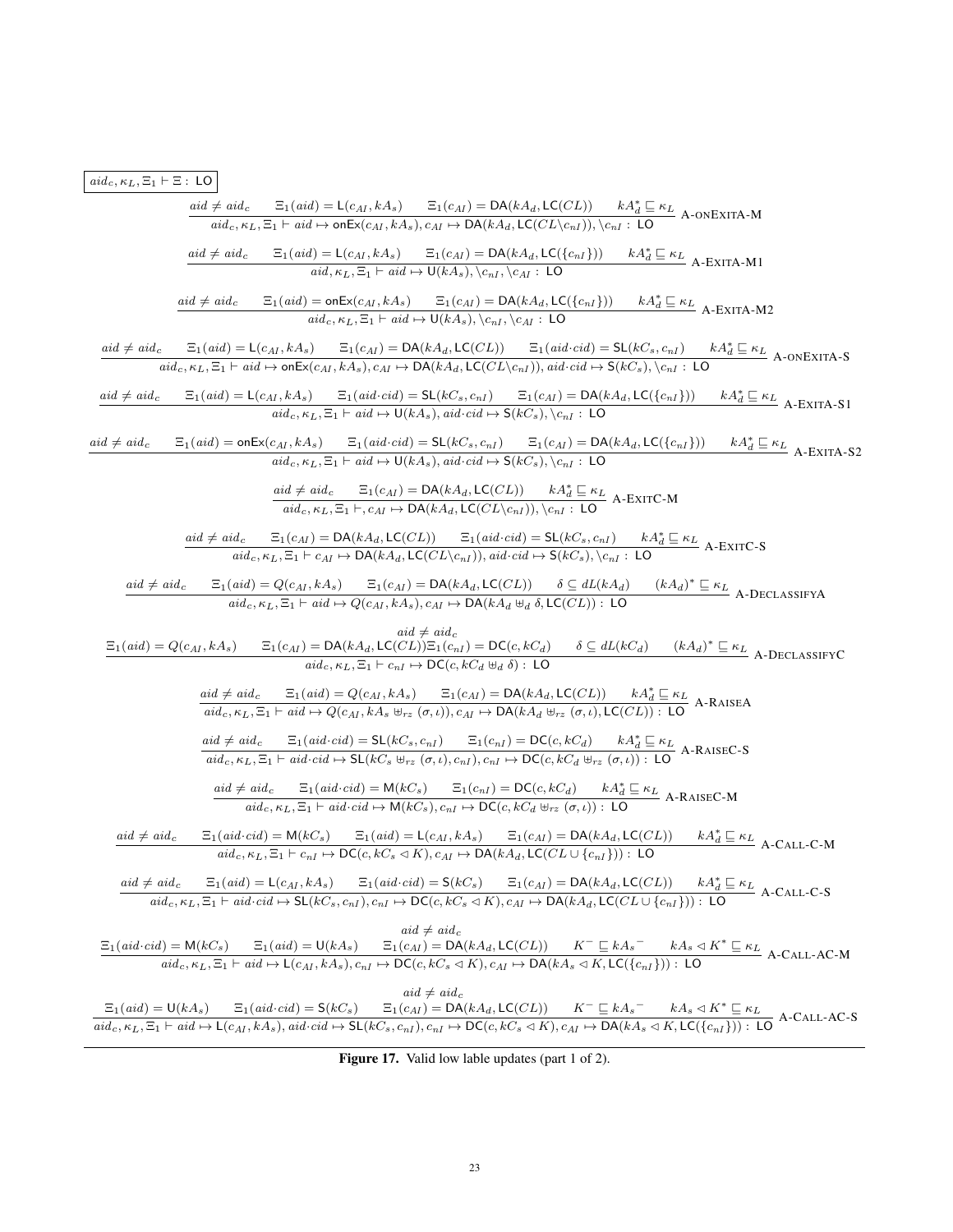$$\boxed{aid_c, \kappa_L, \Xi_1 \vdash \Xi :\ \mathsf{LO}}$$

$$\frac{aid \neq aid_c \qquad \Xi_1(aid) = \mathsf{L}(c_{AI}, kA_s) \qquad \Xi_1(c_{AI}) = \mathsf{DA}(kA_d, \mathsf{LC}(CL)) \qquad kA_d^* \sqsubseteq \kappa_L}{aid_c, \kappa_L, \Xi_1 \vdash aid \mapsto \mathsf{onEx}(c_{AI}, kA_s), c_{AI} \mapsto \mathsf{DA}(kA_d, \mathsf{LC}(CL \backslash c_{nI})), \backslash c_{nI} :\ \mathsf{LO}} \text{ A-onExitA-M}$$

$$\frac{aid \neq aid_c \qquad \Xi_1(aid) = \mathsf{L}(c_{AI}, kA_s) \qquad \Xi_1(c_{AI}) = \mathsf{DA}(kA_d, \mathsf{LC}(\{c_{nI}\})) \qquad kA_d^* \sqsubseteq \kappa_L}{aid, \kappa_L, \Xi_1 \vdash aid \mapsto \mathsf{U}(kA_s), \backslash c_{nI}, \backslash c_{AI} :\ \mathsf{LO}} \text{ A-ExitA-M1}$$

$$\frac{aid \neq aid_c \qquad \Xi_1(aid) = \mathsf{onEx}(c_{AI}, kA_s) \qquad \Xi_1(c_{AI}) = \mathsf{DA}(kA_d, \mathsf{LC}(\{c_{nI}\})) \qquad kA_d^* \sqsubseteq \kappa_L}{aid_c, \kappa_L, \Xi_1 \vdash aid \mapsto \mathsf{U}(kA_s), \backslash c_{nI}, \backslash c_{AI} :\ \mathsf{LO}} \text{ A-ExitA-M2}$$

$$\frac{aid \neq aid_c \qquad \Xi_1(aid) = \mathsf{L}(c_{AI}, kA_s) \qquad \Xi_1(c_{AI}) = \mathsf{DA}(kA_d, \mathsf{LC}(CL)) \qquad \Xi_1(aid \cdot cid) = \mathsf{SL}(kC_s, c_{nI}) \qquad kA_d^* \sqsubseteq \kappa_L}{aid_c, \kappa_L, \Xi_1 \vdash aid \mapsto \mathsf{onEx}(c_{AI}, kA_s), c_{AI} \mapsto \mathsf{DA}(kA_d, \mathsf{LC}(CL \backslash c_{nI})), aid \cdot cid \mapsto \mathsf{S}(kC_s), \backslash c_{nI} :\ \mathsf{LO}} \text{ A-onExitA-S}$$

$$\frac{aid \neq aid_c \qquad \Xi_1(aid) = \mathsf{L}(c_{AI}, kA_s) \qquad \Xi_1(aid \cdot cid) = \mathsf{SL}(kC_s, c_{nI}) \qquad \Xi_1(c_{AI}) = \mathsf{DA}(kA_d, \mathsf{LC}(\{c_{nI}\})) \qquad kA_d^* \sqsubseteq \kappa_L}{aid_c, \kappa_L, \Xi_1 \vdash aid \mapsto \mathsf{U}(kA_s), aid \cdot cid \mapsto \mathsf{S}(kC_s), \backslash c_{nI} :\ \mathsf{LO}} \text{ A-ExitA-S1}$$

$$\frac{aid \neq aid_c \qquad \Xi_1(aid) = \mathsf{onEx}(c_{AI}, kA_s) \qquad \Xi_1(aid \cdot cid) = \mathsf{SL}(kC_s, c_{nI}) \qquad \Xi_1(c_{AI}) = \mathsf{DA}(kA_d, \mathsf{LC}(\{c_{nI}\})) \qquad kA_d^* \sqsubseteq \kappa_L}{aid_c, \kappa_L, \Xi_1 \vdash aid \mapsto \mathsf{U}(kA_s), aid \cdot cid \mapsto \mathsf{S}(kC_s), \backslash c_{nI} :\ \mathsf{LO}} \text{ A-ExitA-S2}$$

$$\frac{aid \neq aid_c \qquad \Xi_1(c_{AI}) = \mathsf{DA}(kA_d, \mathsf{LC}(CL)) \qquad kA_d^* \sqsubseteq \kappa_L}{aid_c, \kappa_L, \Xi_1 \vdash, c_{AI} \mapsto \mathsf{DA}(kA_d, \mathsf{LC}(CL \backslash c_{nI})), \backslash c_{nI} :\ \mathsf{LO}} \text{ A-ExitC-M}$$

$$\frac{aid \neq aid_c \qquad \Xi_1(c_{AI}) = \mathsf{DA}(kA_d, \mathsf{LC}(CL)) \qquad \Xi_1(aid \cdot cid) = \mathsf{SL}(kC_s, c_{nI}) \qquad kA_d^* \sqsubseteq \kappa_L}{aid_c, \kappa_L, \Xi_1 \vdash c_{AI} \mapsto \mathsf{DA}(kA_d, \mathsf{LC}(CL \backslash c_{nI})), aid \cdot cid \mapsto \mathsf{S}(kC_s), \backslash c_{nI} :\ \mathsf{LO}} \text{ A-ExitC-S}$$

$$\frac{aid \neq aid_c \qquad \Xi_1(aid) = Q(c_{AI}, kA_s) \qquad \Xi_1(c_{AI}) = \mathsf{DA}(kA_d, \mathsf{LC}(CL)) \qquad \delta \subseteq dL(kA_d) \qquad (kA_d)^* \sqsubseteq \kappa_L}{aid_c, \kappa_L, \Xi_1 \vdash aid \mapsto Q(c_{AI}, kA_s), c_{AI} \mapsto \mathsf{DA}(kA_d \uplus_d \delta, \mathsf{LC}(CL)) :\ \mathsf{LO}} \text{ A-DeclassifyA}$$

$$\frac{\begin{array}{c} aid \neq aid_c \\ \Xi_1(aid) = Q(c_{AI}, kA_s) \qquad \Xi_1(c_{AI}) = \mathsf{DA}(kA_d, \mathsf{LC}(CL))\Xi_1(c_{nI}) = \mathsf{DC}(c, kC_d) \qquad \delta \subseteq dL(kC_d) \qquad (kA_d)^* \sqsubseteq \kappa_L \end{array}}{aid_c, \kappa_L, \Xi_1 \vdash c_{nI} \mapsto \mathsf{DC}(c, kC_d \uplus_d \delta) :\ \mathsf{LO}} \text{ A-DeclassifyC}$$

$$\frac{aid \neq aid_c \qquad \Xi_1(aid) = Q(c_{AI}, kA_s) \qquad \Xi_1(c_{AI}) = \mathsf{DA}(kA_d, \mathsf{LC}(CL)) \qquad kA_d^* \sqsubseteq \kappa_L}{aid_c, \kappa_L, \Xi_1 \vdash aid \mapsto Q(c_{AI}, kA_s \uplus_{rz} (\sigma, \iota)), c_{AI} \mapsto \mathsf{DA}(kA_d \uplus_{rz} (\sigma, \iota), \mathsf{LC}(CL)) :\ \mathsf{LO}} \text{ A-RaiseA}$$

$$\frac{aid \neq aid_c \qquad \Xi_1(aid \cdot cid) = \mathsf{SL}(kC_s, c_{nI}) \qquad \Xi_1(c_{nI}) = \mathsf{DC}(c, kC_d) \qquad kA_d^* \sqsubseteq \kappa_L}{aid_c, \kappa_L, \Xi_1 \vdash aid \cdot cid \mapsto \mathsf{SL}(kC_s \uplus_{rz} (\sigma, \iota), c_{nI}), c_{nI} \mapsto \mathsf{DC}(c, kC_d \uplus_{rz} (\sigma, \iota)) :\ \mathsf{LO}} \text{ A-RaiseC-S}$$

$$\frac{aid \neq aid_c \qquad \Xi_1(aid \cdot cid) = \mathsf{M}(kC_s) \qquad \Xi_1(c_{nI}) = \mathsf{DC}(c, kC_d) \qquad kA_d^* \sqsubseteq \kappa_L}{aid_c, \kappa_L, \Xi_1 \vdash aid \cdot cid \mapsto \mathsf{M}(kC_s), c_{nI} \mapsto \mathsf{DC}(c, kC_d \uplus_{rz} (\sigma, \iota)) :\ \mathsf{LO}} \text{ A-RaiseC-M}$$

$$\frac{aid \neq aid_c \qquad \Xi_1(aid \cdot cid) = \mathsf{M}(kC_s) \qquad \Xi_1(aid) = \mathsf{L}(c_{AI}, kA_s) \qquad \Xi_1(c_{AI}) = \mathsf{DA}(kA_d, \mathsf{LC}(CL)) \qquad kA_d^* \sqsubseteq \kappa_L}{aid_c, \kappa_L, \Xi_1 \vdash c_{nI} \mapsto \mathsf{DC}(c, kC_s \lhd K), c_{AI} \mapsto \mathsf{DA}(kA_d, \mathsf{LC}(CL \cup \{c_{nI}\})) :\ \mathsf{LO}} \text{ A-Call-C-M}$$

$$\frac{aid \neq aid_c \qquad \Xi_1(aid) = \mathsf{L}(c_{AI}, kA_s) \qquad \Xi_1(aid \cdot cid) = \mathsf{S}(kC_s) \qquad \Xi_1(c_{AI}) = \mathsf{DA}(kA_d, \mathsf{LC}(CL)) \qquad kA_d^* \sqsubseteq \kappa_L}{aid_c, \kappa_L, \Xi_1 \vdash aid \cdot cid \mapsto \mathsf{SL}(kC_s, c_{nI}), c_{nI} \mapsto \mathsf{DC}(c, kC_s \lhd K), c_{AI} \mapsto \mathsf{DA}(kA_d, \mathsf{LC}(CL \cup \{c_{nI}\})) :\ \mathsf{LO}} \text{ A-Call-C-S}$$

$$\frac{\begin{array}{c} aid \neq aid_c \\ \Xi_1(aid \cdot cid) = \mathsf{M}(kC_s) \qquad \Xi_1(aid) = \mathsf{U}(kA_s) \qquad \Xi_1(c_{AI}) = \mathsf{DA}(kA_d, \mathsf{LC}(CL)) \qquad K^- \sqsubseteq kA_s{}^- \qquad kA_s \lhd K^* \sqsubseteq \kappa_L \end{array}}{aid_c, \kappa_L, \Xi_1 \vdash aid \mapsto \mathsf{L}(c_{AI}, kA_s), c_{nI} \mapsto \mathsf{DC}(c, kC_s \lhd K), c_{AI} \mapsto \mathsf{DA}(kA_s \lhd K, \mathsf{LC}(\{c_{nI}\})) :\ \mathsf{LO}} \text{ A-Call-AC-M}$$

$$\frac{\begin{array}{c} aid \neq aid_c \\ \Xi_1(aid) = \mathsf{U}(kA_s) \qquad \Xi_1(aid \cdot cid) = \mathsf{S}(kC_s) \qquad \Xi_1(c_{AI}) = \mathsf{DA}(kA_d, \mathsf{LC}(CL)) \qquad K^- \sqsubseteq kA_s{}^- \qquad kA_s \lhd K^* \sqsubseteq \kappa_L \end{array}}{aid_c, \kappa_L, \Xi_1 \vdash aid \mapsto \mathsf{L}(c_{AI}, kA_s), aid \cdot cid \mapsto \mathsf{SL}(kC_s, c_{nI}), c_{nI} \mapsto \mathsf{DC}(c, kC_s \lhd K), c_{AI} \mapsto \mathsf{DA}(kA_s \lhd K, \mathsf{LC}(\{c_{nI}\})) :\ \mathsf{LO}} \text{ A-Call-AC-S}$$

**Figure 17.** Valid low lable updates (part 1 of 2).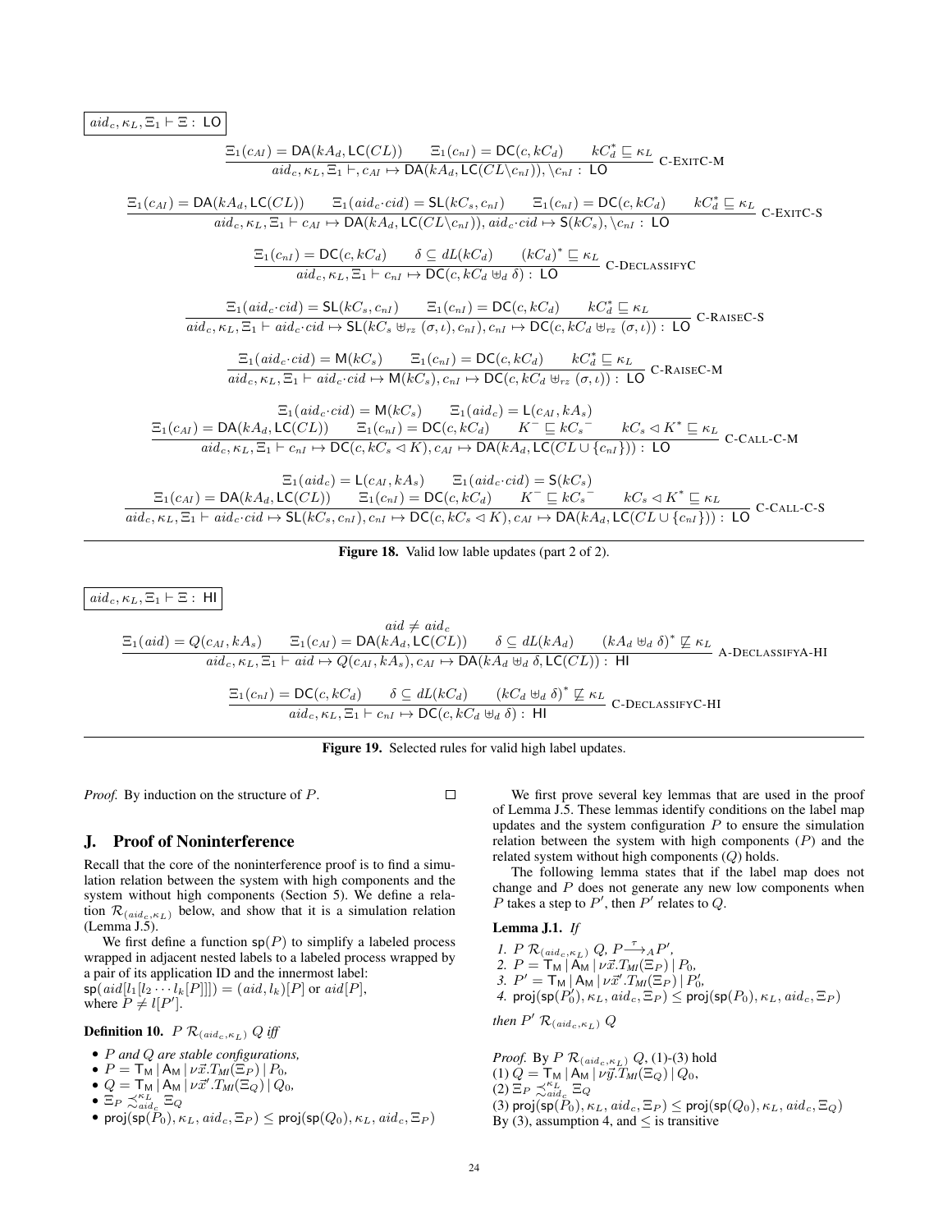$\boxed{aid_c, \kappa_L, \Xi_1 \vdash \Xi : \mathsf{LO}}$

$$\frac{\Xi_1(c_{AI}) = \mathsf{DA}(kA_d, \mathsf{LC}(CL)) \qquad \Xi_1(c_{nI}) = \mathsf{DC}(c, kC_d) \qquad kC_d^* \sqsubseteq \kappa_L}{aid_c, \kappa_L, \Xi_1 \vdash, c_{AI} \mapsto \mathsf{DA}(kA_d, \mathsf{LC}(CL \backslash c_{nI})), \backslash c_{nI} : \mathsf{LO}} \text{ C-EXITC-M}$$

$$\frac{\Xi_1(c_{AI}) = \mathsf{DA}(kA_d, \mathsf{LC}(CL)) \qquad \Xi_1(aid_c{\cdot}cid) = \mathsf{SL}(kC_s, c_{nI}) \qquad \Xi_1(c_{nI}) = \mathsf{DC}(c, kC_d) \qquad kC_d^* \sqsubseteq \kappa_L}{aid_c, \kappa_L, \Xi_1 \vdash c_{AI} \mapsto \mathsf{DA}(kA_d, \mathsf{LC}(CL \backslash c_{nI})), aid_c{\cdot}cid \mapsto \mathsf{S}(kC_s), \backslash c_{nI} : \mathsf{LO}} \text{ C-EXITC-S}$$

$$\frac{\Xi_1(c_{nI}) = \mathsf{DC}(c, kC_d) \qquad \delta \subseteq dL(kC_d) \qquad (kC_d)^* \sqsubseteq \kappa_L}{aid_c, \kappa_L, \Xi_1 \vdash c_{nI} \mapsto \mathsf{DC}(c, kC_d \uplus_d \delta) : \mathsf{LO}} \text{ C-DECLASSIFYC}$$

$$\frac{\Xi_1(aid_c{\cdot}cid) = \mathsf{SL}(kC_s, c_{nI}) \qquad \Xi_1(c_{nI}) = \mathsf{DC}(c, kC_d) \qquad kC_d^* \sqsubseteq \kappa_L}{aid_c, \kappa_L, \Xi_1 \vdash aid_c{\cdot}cid \mapsto \mathsf{SL}(kC_s \uplus_{rz} (\sigma, \iota), c_{nI}), c_{nI} \mapsto \mathsf{DC}(c, kC_d \uplus_{rz} (\sigma, \iota)) : \mathsf{LO}} \text{ C-RAISEC-S}$$

$$\frac{\Xi_1(aid_c{\cdot}cid) = \mathsf{M}(kC_s) \qquad \Xi_1(c_{nI}) = \mathsf{DC}(c, kC_d) \qquad kC_d^* \sqsubseteq \kappa_L}{aid_c, \kappa_L, \Xi_1 \vdash aid_c{\cdot}cid \mapsto \mathsf{M}(kC_s), c_{nI} \mapsto \mathsf{DC}(c, kC_d \uplus_{rz} (\sigma, \iota)) : \mathsf{LO}} \text{ C-RAISEC-M}$$

$$\frac{\begin{array}{c}\Xi_1(aid_c{\cdot}cid) = \mathsf{M}(kC_s) \qquad \Xi_1(aid_c) = \mathsf{L}(c_{AI}, kA_s) \\ \Xi_1(c_{AI}) = \mathsf{DA}(kA_d, \mathsf{LC}(CL)) \qquad \Xi_1(c_{nI}) = \mathsf{DC}(c, kC_d) \qquad K^- \sqsubseteq kC_s{}^- \qquad kC_s \lhd K^* \sqsubseteq \kappa_L\end{array}}{aid_c, \kappa_L, \Xi_1 \vdash c_{nI} \mapsto \mathsf{DC}(c, kC_s \lhd K), c_{AI} \mapsto \mathsf{DA}(kA_d, \mathsf{LC}(CL \cup \{c_{nI}\})) : \mathsf{LO}} \text{ C-CALL-C-M}$$

$$\frac{\begin{array}{c}\Xi_1(aid_c) = \mathsf{L}(c_{AI}, kA_s) \qquad \Xi_1(aid_c{\cdot}cid) = \mathsf{S}(kC_s) \\ \Xi_1(c_{AI}) = \mathsf{DA}(kA_d, \mathsf{LC}(CL)) \qquad \Xi_1(c_{nI}) = \mathsf{DC}(c, kC_d) \qquad K^- \sqsubseteq kC_s{}^- \qquad kC_s \lhd K^* \sqsubseteq \kappa_L\end{array}}{aid_c, \kappa_L, \Xi_1 \vdash aid_c{\cdot}cid \mapsto \mathsf{SL}(kC_s, c_{nI}), c_{nI} \mapsto \mathsf{DC}(c, kC_s \lhd K), c_{AI} \mapsto \mathsf{DA}(kA_d, \mathsf{LC}(CL \cup \{c_{nI}\})) : \mathsf{LO}} \text{ C-CALL-C-S}$$

**Figure 18.** Valid low lable updates (part 2 of 2).

$\boxed{aid_c, \kappa_L, \Xi_1 \vdash \Xi : \mathsf{HI}}$

$$\frac{\begin{array}{c} aid \neq aid_c \\ \Xi_1(aid) = Q(c_{AI}, kA_s) \qquad \Xi_1(c_{AI}) = \mathsf{DA}(kA_d, \mathsf{LC}(CL)) \qquad \delta \subseteq dL(kA_d) \qquad (kA_d \uplus_d \delta)^* \not\sqsubseteq \kappa_L \end{array}}{aid_c, \kappa_L, \Xi_1 \vdash aid \mapsto Q(c_{AI}, kA_s), c_{AI} \mapsto \mathsf{DA}(kA_d \uplus_d \delta, \mathsf{LC}(CL)) : \mathsf{HI}} \text{ A-DECLASSIFYA-HI}$$

$$\frac{\Xi_1(c_{nI}) = \mathsf{DC}(c, kC_d) \qquad \delta \subseteq dL(kC_d) \qquad (kC_d \uplus_d \delta)^* \not\sqsubseteq \kappa_L}{aid_c, \kappa_L, \Xi_1 \vdash c_{nI} \mapsto \mathsf{DC}(c, kC_d \uplus_d \delta) : \mathsf{HI}} \text{ C-DECLASSIFYC-HI}$$

**Figure 19.** Selected rules for valid high label updates.

*Proof.* By induction on the structure of $P$. $\square$

## J. Proof of Noninterference

Recall that the core of the noninterference proof is to find a simulation relation between the system with high components and the system without high components (Section 5). We define a relation $\mathcal{R}_{(aid_c, \kappa_L)}$ below, and show that it is a simulation relation (Lemma J.5).

We first define a function $\mathsf{sp}(P)$ to simplify a labeled process wrapped in adjacent nested labels to a labeled process wrapped by a pair of its application ID and the innermost label:
$\mathsf{sp}(aid[l_1[l_2 \cdots l_k[P]]]) = (aid, l_k)[P]$ or $aid[P]$,
where $P \neq l[P']$.

**Definition 10.** *$P \; \mathcal{R}_{(aid_c, \kappa_L)} \; Q$ iff*

- *$P$ and $Q$ are stable configurations,*
- $P = \mathsf{T_M} \,|\, \mathsf{A_M} \,|\, \nu\vec{x}.T_{MI}(\Xi_P) \,|\, P_0$,
- $Q = \mathsf{T_M} \,|\, \mathsf{A_M} \,|\, \nu\vec{x}'.T_{MI}(\Xi_Q) \,|\, Q_0$,
- $\Xi_P \precsim^{\kappa_L}_{aid_c} \Xi_Q$
- $\mathsf{proj}(\mathsf{sp}(P_0), \kappa_L, aid_c, \Xi_P) \leq \mathsf{proj}(\mathsf{sp}(Q_0), \kappa_L, aid_c, \Xi_P)$

We first prove several key lemmas that are used in the proof of Lemma J.5. These lemmas identify conditions on the label map updates and the system configuration $P$ to ensure the simulation relation between the system with high components ($P$) and the related system without high components ($Q$) holds.

The following lemma states that if the label map does not change and $P$ does not generate any new low components when $P$ takes a step to $P'$, then $P'$ relates to $Q$.

**Lemma J.1.** *If*

*1.* $P \; \mathcal{R}_{(aid_c, \kappa_L)} \; Q$, $P \xrightarrow{\tau}_A P'$,
*2.* $P = \mathsf{T_M} \,|\, \mathsf{A_M} \,|\, \nu\vec{x}.T_{MI}(\Xi_P) \,|\, P_0$,
*3.* $P' = \mathsf{T_M} \,|\, \mathsf{A_M} \,|\, \nu\vec{x}'.T_{MI}(\Xi_P) \,|\, P_0'$,
*4.* $\mathsf{proj}(\mathsf{sp}(P_0'), \kappa_L, aid_c, \Xi_P) \leq \mathsf{proj}(\mathsf{sp}(P_0), \kappa_L, aid_c, \Xi_P)$

*then* $P' \; \mathcal{R}_{(aid_c, \kappa_L)} \; Q$

*Proof.* By $P \; \mathcal{R}_{(aid_c, \kappa_L)} \; Q$, (1)-(3) hold
(1) $Q = \mathsf{T_M} \,|\, \mathsf{A_M} \,|\, \nu\vec{y}.T_{MI}(\Xi_Q) \,|\, Q_0$,
(2) $\Xi_P \precsim^{\kappa_L}_{aid_c} \Xi_Q$
(3) $\mathsf{proj}(\mathsf{sp}(P_0), \kappa_L, aid_c, \Xi_P) \leq \mathsf{proj}(\mathsf{sp}(Q_0), \kappa_L, aid_c, \Xi_Q)$
By (3), assumption 4, and $\leq$ is transitive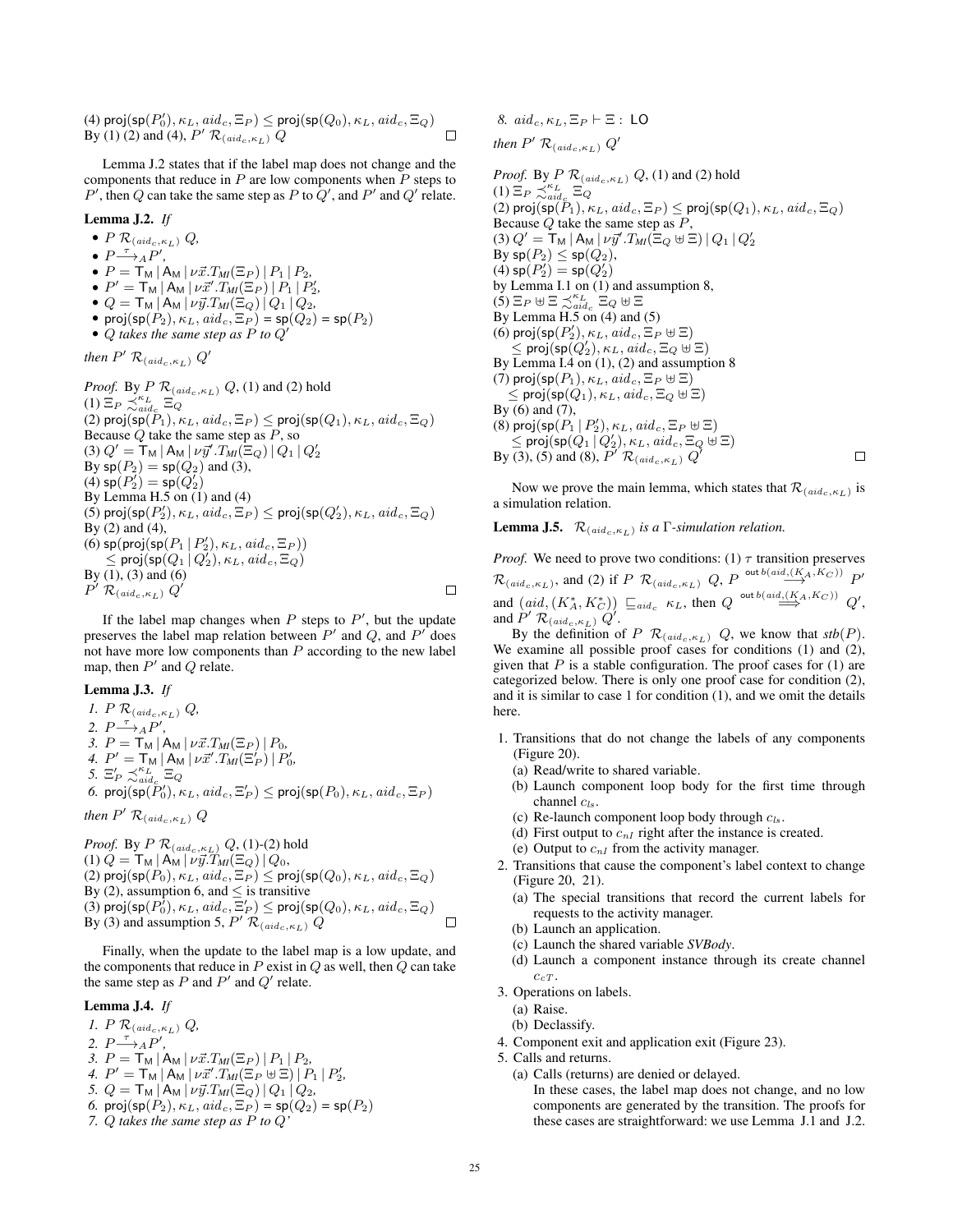(4) $\mathsf{proj}(\mathsf{sp}(P_0'), \kappa_L, aid_c, \Xi_P) \leq \mathsf{proj}(\mathsf{sp}(Q_0), \kappa_L, aid_c, \Xi_Q)$
By (1) (2) and (4), $P' \mathcal{R}_{(aid_c,\kappa_L)} Q$ □

Lemma J.2 states that if the label map does not change and the components that reduce in $P$ are low components when $P$ steps to $P'$, then $Q$ can take the same step as $P$ to $Q'$, and $P'$ and $Q'$ relate.

**Lemma J.2.** *If*

- $P \mathcal{R}_{(aid_c,\kappa_L)} Q$,
- $P \xrightarrow{\tau}_A P'$,
- $P = \mathsf{T_M} \,|\, \mathsf{A_M} \,|\, \nu\vec{x}.T_{MI}(\Xi_P) \,|\, P_1 \,|\, P_2$,
- $P' = \mathsf{T_M} \,|\, \mathsf{A_M} \,|\, \nu\vec{x}'.T_{MI}(\Xi_P) \,|\, P_1 \,|\, P_2'$,
- $Q = \mathsf{T_M} \,|\, \mathsf{A_M} \,|\, \nu\vec{y}.T_{MI}(\Xi_Q) \,|\, Q_1 \,|\, Q_2$,
- $\mathsf{proj}(\mathsf{sp}(P_2), \kappa_L, aid_c, \Xi_P) = \mathsf{sp}(Q_2) = \mathsf{sp}(P_2)$
- *$Q$ takes the same step as $P$ to $Q'$*

*then $P' \mathcal{R}_{(aid_c,\kappa_L)} Q'$*

*Proof.* By $P \mathcal{R}_{(aid_c,\kappa_L)} Q$, (1) and (2) hold
(1) $\Xi_P \precsim_{aid_c}^{\kappa_L} \Xi_Q$
(2) $\mathsf{proj}(\mathsf{sp}(P_1), \kappa_L, aid_c, \Xi_P) \leq \mathsf{proj}(\mathsf{sp}(Q_1), \kappa_L, aid_c, \Xi_Q)$
Because $Q$ take the same step as $P$, so
(3) $Q' = \mathsf{T_M} \,|\, \mathsf{A_M} \,|\, \nu\vec{y}'.T_{MI}(\Xi_Q) \,|\, Q_1 \,|\, Q_2'$
By $\mathsf{sp}(P_2) = \mathsf{sp}(Q_2)$ and (3),
(4) $\mathsf{sp}(P_2') = \mathsf{sp}(Q_2')$
By Lemma H.5 on (1) and (4)
(5) $\mathsf{proj}(\mathsf{sp}(P_2'), \kappa_L, aid_c, \Xi_P) \leq \mathsf{proj}(\mathsf{sp}(Q_2'), \kappa_L, aid_c, \Xi_Q)$
By (2) and (4),
(6) $\mathsf{sp}(\mathsf{proj}(\mathsf{sp}(P_1 \,|\, P_2'), \kappa_L, aid_c, \Xi_P))$
$\quad \leq \mathsf{proj}(\mathsf{sp}(Q_1 \,|\, Q_2'), \kappa_L, aid_c, \Xi_Q)$
By (1), (3) and (6)
$P' \mathcal{R}_{(aid_c,\kappa_L)} Q'$ □

If the label map changes when $P$ steps to $P'$, but the update preserves the label map relation between $P'$ and $Q$, and $P'$ does not have more low components than $P$ according to the new label map, then $P'$ and $Q$ relate.

**Lemma J.3.** *If*

1. $P \mathcal{R}_{(aid_c,\kappa_L)} Q$,
2. $P \xrightarrow{\tau}_A P'$,
3. $P = \mathsf{T_M} \,|\, \mathsf{A_M} \,|\, \nu\vec{x}.T_{MI}(\Xi_P) \,|\, P_0$,
4. $P' = \mathsf{T_M} \,|\, \mathsf{A_M} \,|\, \nu\vec{x}'.T_{MI}(\Xi_P') \,|\, P_0'$,
5. $\Xi_P' \precsim_{aid_c}^{\kappa_L} \Xi_Q$
6. $\mathsf{proj}(\mathsf{sp}(P_0'), \kappa_L, aid_c, \Xi_P') \leq \mathsf{proj}(\mathsf{sp}(P_0), \kappa_L, aid_c, \Xi_P)$

*then $P' \mathcal{R}_{(aid_c,\kappa_L)} Q$*

*Proof.* By $P \mathcal{R}_{(aid_c,\kappa_L)} Q$, (1)-(2) hold
(1) $Q = \mathsf{T_M} \,|\, \mathsf{A_M} \,|\, \nu\vec{y}.T_{MI}(\Xi_Q) \,|\, Q_0$,
(2) $\mathsf{proj}(\mathsf{sp}(P_0), \kappa_L, aid_c, \Xi_P) \leq \mathsf{proj}(\mathsf{sp}(Q_0), \kappa_L, aid_c, \Xi_Q)$
By (2), assumption 6, and $\leq$ is transitive
(3) $\mathsf{proj}(\mathsf{sp}(P_0'), \kappa_L, aid_c, \Xi_P') \leq \mathsf{proj}(\mathsf{sp}(Q_0), \kappa_L, aid_c, \Xi_Q)$
By (3) and assumption 5, $P' \mathcal{R}_{(aid_c,\kappa_L)} Q$ □

Finally, when the update to the label map is a low update, and the components that reduce in $P$ exist in $Q$ as well, then $Q$ can take the same step as $P$ and $P'$ and $Q'$ relate.

**Lemma J.4.** *If*

1. $P \mathcal{R}_{(aid_c,\kappa_L)} Q$,
2. $P \xrightarrow{\tau}_A P'$,
3. $P = \mathsf{T_M} \,|\, \mathsf{A_M} \,|\, \nu\vec{x}.T_{MI}(\Xi_P) \,|\, P_1 \,|\, P_2$,
4. $P' = \mathsf{T_M} \,|\, \mathsf{A_M} \,|\, \nu\vec{x}'.T_{MI}(\Xi_P \uplus \Xi) \,|\, P_1 \,|\, P_2'$,
5. $Q = \mathsf{T_M} \,|\, \mathsf{A_M} \,|\, \nu\vec{y}.T_{MI}(\Xi_Q) \,|\, Q_1 \,|\, Q_2$,
6. $\mathsf{proj}(\mathsf{sp}(P_2), \kappa_L, aid_c, \Xi_P) = \mathsf{sp}(Q_2) = \mathsf{sp}(P_2)$
7. *$Q$ takes the same step as $P$ to $Q'$*
8. $aid_c, \kappa_L, \Xi_P \vdash \Xi : \mathsf{LO}$

*then $P' \mathcal{R}_{(aid_c,\kappa_L)} Q'$*

*Proof.* By $P \mathcal{R}_{(aid_c,\kappa_L)} Q$, (1) and (2) hold
(1) $\Xi_P \precsim_{aid_c}^{\kappa_L} \Xi_Q$
(2) $\mathsf{proj}(\mathsf{sp}(P_1), \kappa_L, aid_c, \Xi_P) \leq \mathsf{proj}(\mathsf{sp}(Q_1), \kappa_L, aid_c, \Xi_Q)$
Because $Q$ take the same step as $P$,
(3) $Q' = \mathsf{T_M} \,|\, \mathsf{A_M} \,|\, \nu\vec{y}'.T_{MI}(\Xi_Q \uplus \Xi) \,|\, Q_1 \,|\, Q_2'$
By $\mathsf{sp}(P_2) \leq \mathsf{sp}(Q_2)$,
(4) $\mathsf{sp}(P_2') = \mathsf{sp}(Q_2')$
by Lemma I.1 on (1) and assumption 8,
(5) $\Xi_P \uplus \Xi \precsim_{aid_c}^{\kappa_L} \Xi_Q \uplus \Xi$
By Lemma H.5 on (4) and (5)
(6) $\mathsf{proj}(\mathsf{sp}(P_2'), \kappa_L, aid_c, \Xi_P \uplus \Xi)$
$\quad \leq \mathsf{proj}(\mathsf{sp}(Q_2'), \kappa_L, aid_c, \Xi_Q \uplus \Xi)$
By Lemma I.4 on (1), (2) and assumption 8
(7) $\mathsf{proj}(\mathsf{sp}(P_1), \kappa_L, aid_c, \Xi_P \uplus \Xi)$
$\quad \leq \mathsf{proj}(\mathsf{sp}(Q_1), \kappa_L, aid_c, \Xi_Q \uplus \Xi)$
By (6) and (7),
(8) $\mathsf{proj}(\mathsf{sp}(P_1 \,|\, P_2'), \kappa_L, aid_c, \Xi_P \uplus \Xi)$
$\quad \leq \mathsf{proj}(\mathsf{sp}(Q_1 \,|\, Q_2'), \kappa_L, aid_c, \Xi_Q \uplus \Xi)$
By (3), (5) and (8), $P' \mathcal{R}_{(aid_c,\kappa_L)} Q'$ □

Now we prove the main lemma, which states that $\mathcal{R}_{(aid_c,\kappa_L)}$ is a simulation relation.

**Lemma J.5.** *$\mathcal{R}_{(aid_c,\kappa_L)}$ is a $\Gamma$-simulation relation.*

*Proof.* We need to prove two conditions: (1) $\tau$ transition preserves $\mathcal{R}_{(aid_c,\kappa_L)}$, and (2) if $P \mathcal{R}_{(aid_c,\kappa_L)} Q$, $P \xrightarrow{\mathsf{out}\, b(aid,(K_A,K_C))} P'$ and $(aid, (K_A^*, K_C^*)) \sqsubseteq_{aid_c} \kappa_L$, then $Q \overset{\mathsf{out}\, b(aid,(K_A,K_C))}{\Longrightarrow} Q'$, and $P' \mathcal{R}_{(aid_c,\kappa_L)} Q'$.

By the definition of $P \mathcal{R}_{(aid_c,\kappa_L)} Q$, we know that *stb*$(P)$. We examine all possible proof cases for conditions (1) and (2), given that $P$ is a stable configuration. The proof cases for (1) are categorized below. There is only one proof case for condition (2), and it is similar to case 1 for condition (1), and we omit the details here.

1. Transitions that do not change the labels of any components (Figure 20).
   (a) Read/write to shared variable.
   (b) Launch component loop body for the first time through channel $c_{ls}$.
   (c) Re-launch component loop body through $c_{ls}$.
   (d) First output to $c_{nI}$ right after the instance is created.
   (e) Output to $c_{nI}$ from the activity manager.
2. Transitions that cause the component's label context to change (Figure 20, 21).
   (a) The special transitions that record the current labels for requests to the activity manager.
   (b) Launch an application.
   (c) Launch the shared variable *SVBody*.
   (d) Launch a component instance through its create channel $c_{cT}$.
3. Operations on labels.
   (a) Raise.
   (b) Declassify.
4. Component exit and application exit (Figure 23).
5. Calls and returns.
   (a) Calls (returns) are denied or delayed.
   In these cases, the label map does not change, and no low components are generated by the transition. The proofs for these cases are straightforward: we use Lemma J.1 and J.2.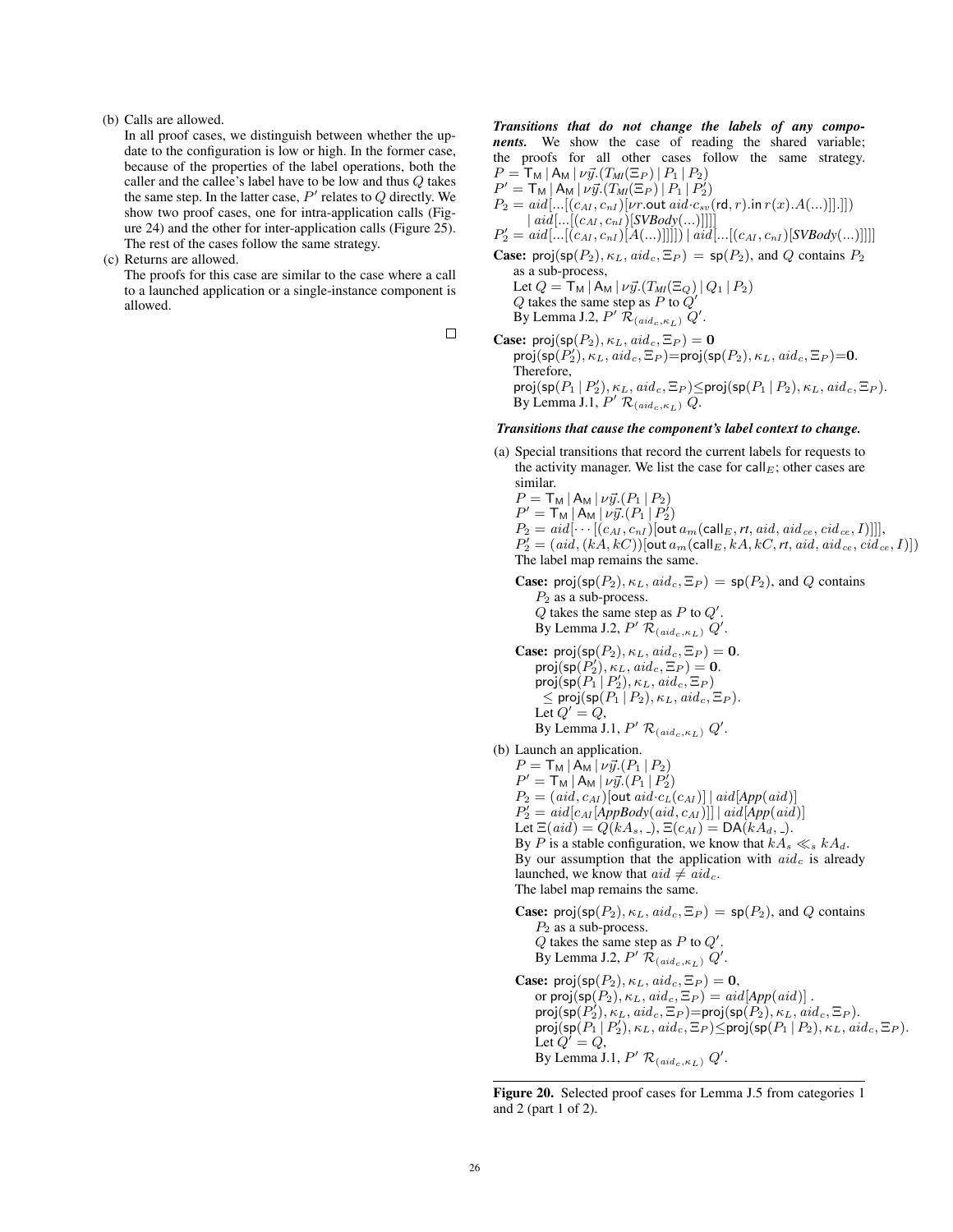(b) Calls are allowed.
   In all proof cases, we distinguish between whether the update to the configuration is low or high. In the former case, because of the properties of the label operations, both the caller and the callee's label have to be low and thus $Q$ takes the same step. In the latter case, $P'$ relates to $Q$ directly. We show two proof cases, one for intra-application calls (Figure 24) and the other for inter-application calls (Figure 25). The rest of the cases follow the same strategy.

(c) Returns are allowed.
   The proofs for this case are similar to the case where a call to a launched application or a single-instance component is allowed.

□

***Transitions that do not change the labels of any components.*** We show the case of reading the shared variable; the proofs for all other cases follow the same strategy.

$P = \mathsf{T_M} \mid \mathsf{A_M} \mid \nu\vec{y}.(T_{MI}(\Xi_P) \mid P_1 \mid P_2)$

$P' = \mathsf{T_M} \mid \mathsf{A_M} \mid \nu\vec{y}.(T_{MI}(\Xi_P) \mid P_1 \mid P_2')$

$P_2 = aid[...[(c_{AI}, c_{nI})[\nu r.\mathsf{out}\ aid{\cdot}c_{sv}(\mathsf{rd}, r).\mathsf{in}\ r(x).A(...)]].]])$
$\quad \mid aid[...[(c_{AI}, c_{nI})[\mathit{SVBody}(...)]]]]$

$P_2' = aid[...[(c_{AI}, c_{nI})[A(...)]]]]) \mid aid[...[(c_{AI}, c_{nI})[\mathit{SVBody}(...)]]]]$

**Case:** $\mathsf{proj}(\mathsf{sp}(P_2), \kappa_L, aid_c, \Xi_P) = \mathsf{sp}(P_2)$, and $Q$ contains $P_2$ as a sub-process,
Let $Q = \mathsf{T_M} \mid \mathsf{A_M} \mid \nu\vec{y}.(T_{MI}(\Xi_Q) \mid Q_1 \mid P_2)$
$Q$ takes the same step as $P$ to $Q'$
By Lemma J.2, $P' \ \mathcal{R}_{(aid_c, \kappa_L)} \ Q'$.

**Case:** $\mathsf{proj}(\mathsf{sp}(P_2), \kappa_L, aid_c, \Xi_P) = \mathbf{0}$
$\mathsf{proj}(\mathsf{sp}(P_2'), \kappa_L, aid_c, \Xi_P) = \mathsf{proj}(\mathsf{sp}(P_2), \kappa_L, aid_c, \Xi_P) = \mathbf{0}$.
Therefore,
$\mathsf{proj}(\mathsf{sp}(P_1 \mid P_2'), \kappa_L, aid_c, \Xi_P) \leq \mathsf{proj}(\mathsf{sp}(P_1 \mid P_2), \kappa_L, aid_c, \Xi_P)$.
By Lemma J.1, $P' \ \mathcal{R}_{(aid_c, \kappa_L)} \ Q$.

***Transitions that cause the component's label context to change.***

(a) Special transitions that record the current labels for requests to the activity manager. We list the case for $\mathsf{call}_E$; other cases are similar.
$P = \mathsf{T_M} \mid \mathsf{A_M} \mid \nu\vec{y}.(P_1 \mid P_2)$
$P' = \mathsf{T_M} \mid \mathsf{A_M} \mid \nu\vec{y}.(P_1 \mid P_2')$
$P_2 = aid[\cdots[(c_{AI}, c_{nI})[\mathsf{out}\ a_m(\mathsf{call}_E, rt, aid, aid_{ce}, cid_{ce}, I)]]]$,
$P_2' = (aid, (kA, kC))[\mathsf{out}\ a_m(\mathsf{call}_E, kA, kC, rt, aid, aid_{ce}, cid_{ce}, I)])$
The label map remains the same.

   **Case:** $\mathsf{proj}(\mathsf{sp}(P_2), \kappa_L, aid_c, \Xi_P) = \mathsf{sp}(P_2)$, and $Q$ contains $P_2$ as a sub-process.
   $Q$ takes the same step as $P$ to $Q'$.
   By Lemma J.2, $P' \ \mathcal{R}_{(aid_c, \kappa_L)} \ Q'$.

   **Case:** $\mathsf{proj}(\mathsf{sp}(P_2), \kappa_L, aid_c, \Xi_P) = \mathbf{0}$.
   $\mathsf{proj}(\mathsf{sp}(P_2'), \kappa_L, aid_c, \Xi_P) = \mathbf{0}$.
   $\mathsf{proj}(\mathsf{sp}(P_1 \mid P_2'), \kappa_L, aid_c, \Xi_P)$
   $\quad \leq \mathsf{proj}(\mathsf{sp}(P_1 \mid P_2), \kappa_L, aid_c, \Xi_P)$.
   Let $Q' = Q$,
   By Lemma J.1, $P' \ \mathcal{R}_{(aid_c, \kappa_L)} \ Q'$.

(b) Launch an application.
$P = \mathsf{T_M} \mid \mathsf{A_M} \mid \nu\vec{y}.(P_1 \mid P_2)$
$P' = \mathsf{T_M} \mid \mathsf{A_M} \mid \nu\vec{y}.(P_1 \mid P_2')$
$P_2 = (aid, c_{AI})[\mathsf{out}\ aid{\cdot}c_L(c_{AI})] \mid aid[\mathit{App}(aid)]$
$P_2' = aid[c_{AI}[\mathit{AppBody}(aid, c_{AI})]] \mid aid[\mathit{App}(aid)]$
Let $\Xi(aid) = Q(kA_s, \_)$, $\Xi(c_{AI}) = \mathsf{DA}(kA_d, \_)$.
By $P$ is a stable configuration, we know that $kA_s \ll_s kA_d$.
By our assumption that the application with $aid_c$ is already launched, we know that $aid \neq aid_c$.
The label map remains the same.

   **Case:** $\mathsf{proj}(\mathsf{sp}(P_2), \kappa_L, aid_c, \Xi_P) = \mathsf{sp}(P_2)$, and $Q$ contains $P_2$ as a sub-process.
   $Q$ takes the same step as $P$ to $Q'$.
   By Lemma J.2, $P' \ \mathcal{R}_{(aid_c, \kappa_L)} \ Q'$.

   **Case:** $\mathsf{proj}(\mathsf{sp}(P_2), \kappa_L, aid_c, \Xi_P) = \mathbf{0}$,
   or $\mathsf{proj}(\mathsf{sp}(P_2), \kappa_L, aid_c, \Xi_P) = aid[\mathit{App}(aid)]$.
   $\mathsf{proj}(\mathsf{sp}(P_2'), \kappa_L, aid_c, \Xi_P) = \mathsf{proj}(\mathsf{sp}(P_2), \kappa_L, aid_c, \Xi_P)$.
   $\mathsf{proj}(\mathsf{sp}(P_1 \mid P_2'), \kappa_L, aid_c, \Xi_P) \leq \mathsf{proj}(\mathsf{sp}(P_1 \mid P_2), \kappa_L, aid_c, \Xi_P)$.
   Let $Q' = Q$,
   By Lemma J.1, $P' \ \mathcal{R}_{(aid_c, \kappa_L)} \ Q'$.

**Figure 20.** Selected proof cases for Lemma J.5 from categories 1 and 2 (part 1 of 2).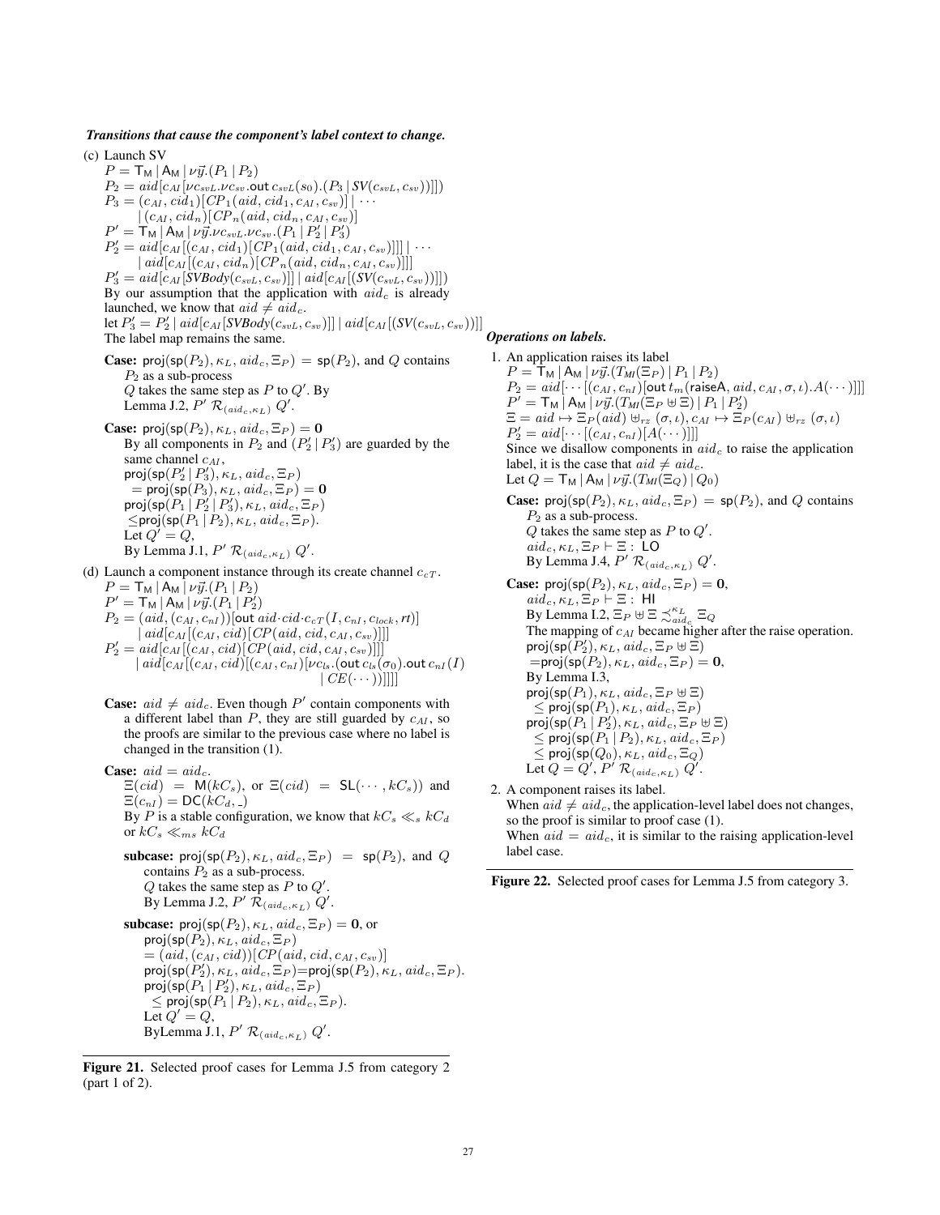***Transitions that cause the component's label context to change.***

(c) Launch SV

$P = \mathsf{T_M} \,|\, \mathsf{A_M} \,|\, \nu\vec{y}.(P_1 \,|\, P_2)$

$P_2 = aid[c_{AI}[\nu c_{svL}.\nu c_{sv}.\mathsf{out}\, c_{svL}(s_0).(P_3 \,|\, SV(c_{svL}, c_{sv}))]])$

$P_3 = (c_{AI}, cid_1)[CP_1(aid, cid_1, c_{AI}, c_{sv})] \,|\, \cdots$
$\quad |\, (c_{AI}, cid_n)[CP_n(aid, cid_n, c_{AI}, c_{sv})]$

$P' = \mathsf{T_M} \,|\, \mathsf{A_M} \,|\, \nu\vec{y}.\nu c_{svL}.\nu c_{sv}.(P_1 \,|\, P_2' \,|\, P_3')$

$P_2' = aid[c_{AI}[(c_{AI}, cid_1)[CP_1(aid, cid_1, c_{AI}, c_{sv})]]] \,|\, \cdots$
$\quad |\, aid[c_{AI}[(c_{AI}, cid_n)[CP_n(aid, cid_n, c_{AI}, c_{sv})]]]$

$P_3' = aid[c_{AI}[SVBody(c_{svL}, c_{sv})]] \,|\, aid[c_{AI}[(SV(c_{svL}, c_{sv}))]])$

By our assumption that the application with $aid_c$ is already launched, we know that $aid \neq aid_c$.

let $P_3' = P_2' \,|\, aid[c_{AI}[SVBody(c_{svL}, c_{sv})]] \,|\, aid[c_{AI}[(SV(c_{svL}, c_{sv}))]]$

The label map remains the same.

**Case:** $\mathsf{proj}(\mathsf{sp}(P_2), \kappa_L, aid_c, \Xi_P) = \mathsf{sp}(P_2)$, and $Q$ contains $P_2$ as a sub-process
$Q$ takes the same step as $P$ to $Q'$. By Lemma J.2, $P' \;\mathcal{R}_{(aid_c, \kappa_L)}\; Q'$.

**Case:** $\mathsf{proj}(\mathsf{sp}(P_2), \kappa_L, aid_c, \Xi_P) = \mathbf{0}$
By all components in $P_2$ and $(P_2' \,|\, P_3')$ are guarded by the same channel $c_{AI}$,
$\mathsf{proj}(\mathsf{sp}(P_2' \,|\, P_3'), \kappa_L, aid_c, \Xi_P)$
$= \mathsf{proj}(\mathsf{sp}(P_3), \kappa_L, aid_c, \Xi_P) = \mathbf{0}$
$\mathsf{proj}(\mathsf{sp}(P_1 \,|\, P_2' \,|\, P_3'), \kappa_L, aid_c, \Xi_P)$
$\leq \mathsf{proj}(\mathsf{sp}(P_1 \,|\, P_2), \kappa_L, aid_c, \Xi_P)$.
Let $Q' = Q$,
By Lemma J.1, $P' \;\mathcal{R}_{(aid_c, \kappa_L)}\; Q'$.

(d) Launch a component instance through its create channel $c_{cT}$.

$P = \mathsf{T_M} \,|\, \mathsf{A_M} \,|\, \nu\vec{y}.(P_1 \,|\, P_2)$

$P' = \mathsf{T_M} \,|\, \mathsf{A_M} \,|\, \nu\vec{y}.(P_1 \,|\, P_2')$

$P_2 = (aid, (c_{AI}, c_{nI}))[\mathsf{out}\, aid{\cdot}cid{\cdot}c_{cT}(I, c_{nI}, c_{lock}, rt)]$
$\quad |\, aid[c_{AI}[(c_{AI}, cid)[CP(aid, cid, c_{AI}, c_{sv})]]]$

$P_2' = aid[c_{AI}[(c_{AI}, cid)[CP(aid, cid, c_{AI}, c_{sv})]]]$
$\quad |\, aid[c_{AI}[(c_{AI}, cid)[(c_{AI}, c_{nI})[\nu c_{ls}.(\mathsf{out}\, c_{ls}(\sigma_0).\mathsf{out}\, c_{nI}(I)$
$\qquad |\, CE(\cdots))]]]]$

**Case:** $aid \neq aid_c$. Even though $P'$ contain components with a different label than $P$, they are still guarded by $c_{AI}$, so the proofs are similar to the previous case where no label is changed in the transition (1).

**Case:** $aid = aid_c$.
$\Xi(cid) = \mathsf{M}(kC_s)$, or $\Xi(cid) = \mathsf{SL}(\cdots, kC_s))$ and $\Xi(c_{nI}) = \mathsf{DC}(kC_d, \_)$
By $P$ is a stable configuration, we know that $kC_s \ll_s kC_d$ or $kC_s \ll_{ms} kC_d$

**subcase:** $\mathsf{proj}(\mathsf{sp}(P_2), \kappa_L, aid_c, \Xi_P) = \mathsf{sp}(P_2)$, and $Q$ contains $P_2$ as a sub-process.
$Q$ takes the same step as $P$ to $Q'$.
By Lemma J.2, $P' \;\mathcal{R}_{(aid_c, \kappa_L)}\; Q'$.

**subcase:** $\mathsf{proj}(\mathsf{sp}(P_2), \kappa_L, aid_c, \Xi_P) = \mathbf{0}$, or
$\mathsf{proj}(\mathsf{sp}(P_2), \kappa_L, aid_c, \Xi_P)$
$= (aid, (c_{AI}, cid))[CP(aid, cid, c_{AI}, c_{sv})]$
$\mathsf{proj}(\mathsf{sp}(P_2'), \kappa_L, aid_c, \Xi_P) = \mathsf{proj}(\mathsf{sp}(P_2), \kappa_L, aid_c, \Xi_P)$.
$\mathsf{proj}(\mathsf{sp}(P_1 \,|\, P_2'), \kappa_L, aid_c, \Xi_P)$
$\leq \mathsf{proj}(\mathsf{sp}(P_1 \,|\, P_2), \kappa_L, aid_c, \Xi_P)$.
Let $Q' = Q$,
ByLemma J.1, $P' \;\mathcal{R}_{(aid_c, \kappa_L)}\; Q'$.

Figure 21. Selected proof cases for Lemma J.5 from category 2 (part 1 of 2).

***Operations on labels.***

1. An application raises its label

$P = \mathsf{T_M} \,|\, \mathsf{A_M} \,|\, \nu\vec{y}.(T_{MI}(\Xi_P) \,|\, P_1 \,|\, P_2)$

$P_2 = aid[\cdots[(c_{AI}, c_{nI})[\mathsf{out}\, t_m(\mathsf{raiseA}, aid, c_{AI}, \sigma, \iota).A(\cdots)]]]$

$P' = \mathsf{T_M} \,|\, \mathsf{A_M} \,|\, \nu\vec{y}.(T_{MI}(\Xi_P \uplus \Xi) \,|\, P_1 \,|\, P_2')$

$\Xi = aid \mapsto \Xi_P(aid) \uplus_{rz} (\sigma, \iota), c_{AI} \mapsto \Xi_P(c_{AI}) \uplus_{rz} (\sigma, \iota)$

$P_2' = aid[\cdots[(c_{AI}, c_{nI})[A(\cdots)]]]$

Since we disallow components in $aid_c$ to raise the application label, it is the case that $aid \neq aid_c$.

Let $Q = \mathsf{T_M} \,|\, \mathsf{A_M} \,|\, \nu\vec{y}.(T_{MI}(\Xi_Q) \,|\, Q_0)$

**Case:** $\mathsf{proj}(\mathsf{sp}(P_2), \kappa_L, aid_c, \Xi_P) = \mathsf{sp}(P_2)$, and $Q$ contains $P_2$ as a sub-process.
$Q$ takes the same step as $P$ to $Q'$.
$aid_c, \kappa_L, \Xi_P \vdash \Xi :\ \mathsf{LO}$
By Lemma J.4, $P' \;\mathcal{R}_{(aid_c, \kappa_L)}\; Q'$.

**Case:** $\mathsf{proj}(\mathsf{sp}(P_2), \kappa_L, aid_c, \Xi_P) = \mathbf{0}$,
$aid_c, \kappa_L, \Xi_P \vdash \Xi :\ \mathsf{HI}$
By Lemma I.2, $\Xi_P \uplus \Xi \precsim^{\kappa_L}_{aid_c} \Xi_Q$
The mapping of $c_{AI}$ became higher after the raise operation.
$\mathsf{proj}(\mathsf{sp}(P_2'), \kappa_L, aid_c, \Xi_P \uplus \Xi)$
$= \mathsf{proj}(\mathsf{sp}(P_2), \kappa_L, aid_c, \Xi_P) = \mathbf{0}$,
By Lemma I.3,
$\mathsf{proj}(\mathsf{sp}(P_1), \kappa_L, aid_c, \Xi_P \uplus \Xi)$
$\leq \mathsf{proj}(\mathsf{sp}(P_1), \kappa_L, aid_c, \Xi_P)$
$\mathsf{proj}(\mathsf{sp}(P_1 \,|\, P_2'), \kappa_L, aid_c, \Xi_P \uplus \Xi)$
$\leq \mathsf{proj}(\mathsf{sp}(P_1 \,|\, P_2), \kappa_L, aid_c, \Xi_P)$
$\leq \mathsf{proj}(\mathsf{sp}(Q_0), \kappa_L, aid_c, \Xi_Q)$
Let $Q = Q'$, $P' \;\mathcal{R}_{(aid_c, \kappa_L)}\; Q'$.

2. A component raises its label.
When $aid \neq aid_c$, the application-level label does not changes, so the proof is similar to proof case (1).
When $aid = aid_c$, it is similar to the raising application-level label case.

Figure 22. Selected proof cases for Lemma J.5 from category 3.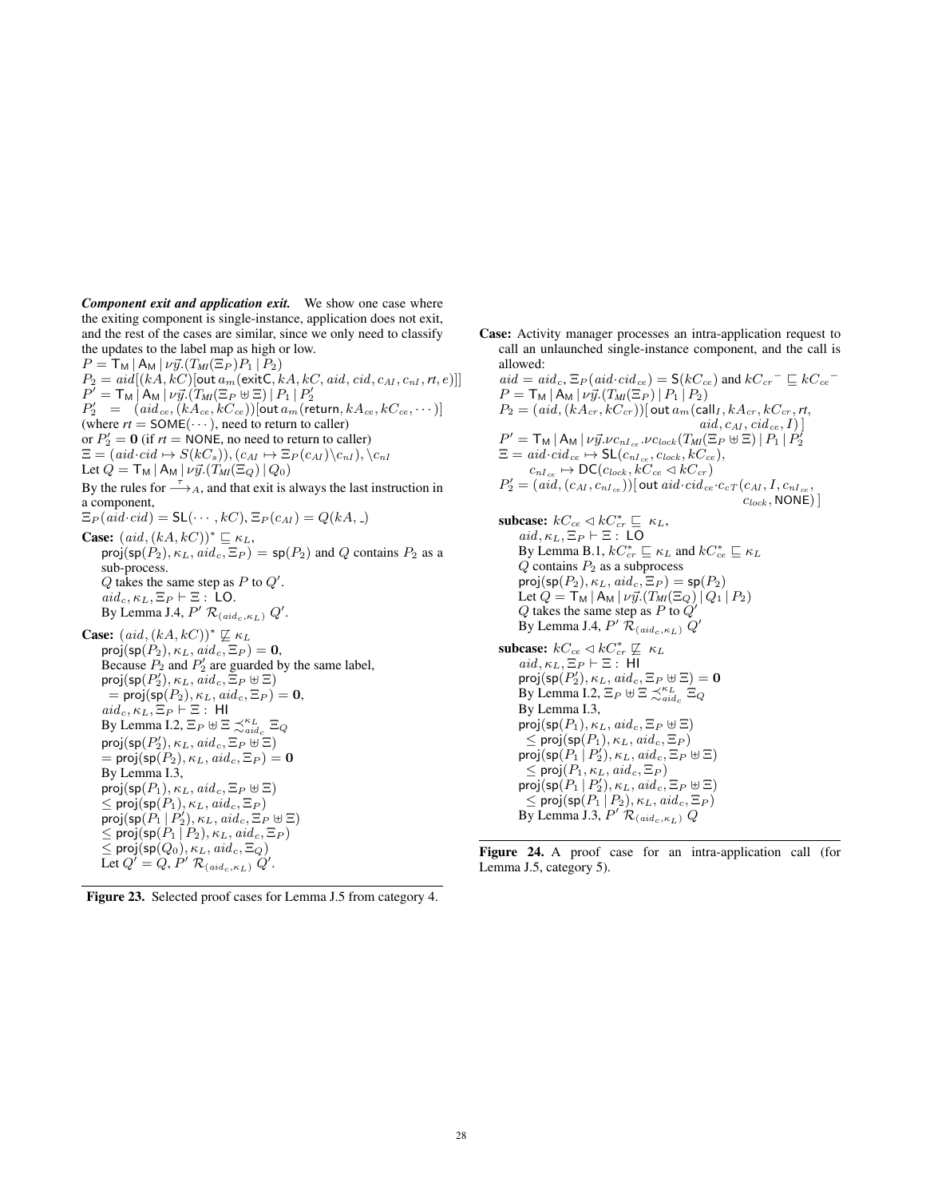***Component exit and application exit.*** We show one case where the exiting component is single-instance, application does not exit, and the rest of the cases are similar, since we only need to classify the updates to the label map as high or low.

$P = \mathsf{T_M} \mid \mathsf{A_M} \mid \nu\vec{y}.(T_{MI}(\Xi_P)P_1 \mid P_2)$
$P_2 = aid[(kA, kC)][\mathsf{out}\, a_m(\mathsf{exitC}, kA, kC, aid, cid, c_{AI}, c_{nI}, rt, e)]]$
$P' = \mathsf{T_M} \mid \mathsf{A_M} \mid \nu\vec{y}.(T_{MI}(\Xi_P \uplus \Xi) \mid P_1 \mid P_2'$
$P_2' \;=\; (aid_{ce}, (kA_{ce}, kC_{ce}))[\mathsf{out}\, a_m(\mathsf{return}, kA_{ce}, kC_{ce}, \cdots)]$
(where $rt = \mathsf{SOME}(\cdots)$, need to return to caller)
or $P_2' = \mathbf{0}$ (if $rt = \mathsf{NONE}$, no need to return to caller)
$\Xi = (aid{\cdot}cid \mapsto S(kC_s)), (c_{AI} \mapsto \Xi_P(c_{AI}) \backslash c_{nI}), \backslash c_{nI}$
Let $Q = \mathsf{T_M} \mid \mathsf{A_M} \mid \nu\vec{y}.(T_{MI}(\Xi_Q) \mid Q_0)$
By the rules for $\xrightarrow{\tau}_A$, and that exit is always the last instruction in a component,
$\Xi_P(aid{\cdot}cid) = \mathsf{SL}(\cdots, kC), \Xi_P(c_{AI}) = Q(kA, \_)$

**Case:** $(aid, (kA, kC))^* \sqsubseteq \kappa_L$,
$\mathsf{proj}(\mathsf{sp}(P_2), \kappa_L, aid_c, \Xi_P) = \mathsf{sp}(P_2)$ and $Q$ contains $P_2$ as a sub-process.
$Q$ takes the same step as $P$ to $Q'$.
$aid_c, \kappa_L, \Xi_P \vdash \Xi : \; \mathsf{LO}$.
By Lemma J.4, $P' \; \mathcal{R}_{(aid_c, \kappa_L)} \; Q'$.

**Case:** $(aid, (kA, kC))^* \not\sqsubseteq \kappa_L$
$\mathsf{proj}(\mathsf{sp}(P_2), \kappa_L, aid_c, \Xi_P) = \mathbf{0}$,
Because $P_2$ and $P_2'$ are guarded by the same label,
$\mathsf{proj}(\mathsf{sp}(P_2'), \kappa_L, aid_c, \Xi_P \uplus \Xi)$
$\;= \mathsf{proj}(\mathsf{sp}(P_2), \kappa_L, aid_c, \Xi_P) = \mathbf{0}$,
$aid_c, \kappa_L, \Xi_P \vdash \Xi : \; \mathsf{HI}$
By Lemma I.2, $\Xi_P \uplus \Xi \precsim^{\kappa_L}_{aid_c} \Xi_Q$
$\mathsf{proj}(\mathsf{sp}(P_2'), \kappa_L, aid_c, \Xi_P \uplus \Xi)$
$= \mathsf{proj}(\mathsf{sp}(P_2), \kappa_L, aid_c, \Xi_P) = \mathbf{0}$
By Lemma I.3,
$\mathsf{proj}(\mathsf{sp}(P_1), \kappa_L, aid_c, \Xi_P \uplus \Xi)$
$\leq \mathsf{proj}(\mathsf{sp}(P_1), \kappa_L, aid_c, \Xi_P)$
$\mathsf{proj}(\mathsf{sp}(P_1 \mid P_2'), \kappa_L, aid_c, \Xi_P \uplus \Xi)$
$\leq \mathsf{proj}(\mathsf{sp}(P_1 \mid P_2), \kappa_L, aid_c, \Xi_P)$
$\leq \mathsf{proj}(\mathsf{sp}(Q_0), \kappa_L, aid_c, \Xi_Q)$
Let $Q' = Q$, $P' \; \mathcal{R}_{(aid_c, \kappa_L)} \; Q'$.

**Figure 23.** Selected proof cases for Lemma J.5 from category 4.

**Case:** Activity manager processes an intra-application request to call an unlaunched single-instance component, and the call is allowed:
$aid = aid_c$, $\Xi_P(aid{\cdot}cid_{ce}) = \mathsf{S}(kC_{ce})$ and $kC_{cr}{}^- \sqsubseteq kC_{ce}{}^-$
$P = \mathsf{T_M} \mid \mathsf{A_M} \mid \nu\vec{y}.(T_{MI}(\Xi_P) \mid P_1 \mid P_2)$
$P_2 = (aid, (kA_{cr}, kC_{cr}))[\,\mathsf{out}\, a_m(\mathsf{call}_I, kA_{cr}, kC_{cr}, rt, aid, c_{AI}, cid_{ce}, I)\,]$
$P' = \mathsf{T_M} \mid \mathsf{A_M} \mid \nu\vec{y}.\nu c_{nI_{ce}}.\nu c_{lock}(T_{MI}(\Xi_P \uplus \Xi) \mid P_1 \mid P_2'$
$\Xi = aid{\cdot}cid_{ce} \mapsto \mathsf{SL}(c_{nI_{ce}}, c_{lock}, kC_{ce})$,
$\quad c_{nI_{ce}} \mapsto \mathsf{DC}(c_{lock}, kC_{ce} \lhd kC_{cr})$
$P_2' = (aid, (c_{AI}, c_{nI_{ce}}))[\,\mathsf{out}\, aid{\cdot}cid_{ce}{\cdot}c_{cT}(c_{AI}, I, c_{nI_{ce}}, c_{lock}, \mathsf{NONE})\,]$

**subcase:** $kC_{ce} \lhd kC_{cr}^* \sqsubseteq \kappa_L$,
$aid, \kappa_L, \Xi_P \vdash \Xi : \; \mathsf{LO}$
By Lemma B.1, $kC_{cr}^* \sqsubseteq \kappa_L$ and $kC_{ce}^* \sqsubseteq \kappa_L$
$Q$ contains $P_2$ as a subprocess
$\mathsf{proj}(\mathsf{sp}(P_2), \kappa_L, aid_c, \Xi_P) = \mathsf{sp}(P_2)$
Let $Q = \mathsf{T_M} \mid \mathsf{A_M} \mid \nu\vec{y}.(T_{MI}(\Xi_Q) \mid Q_1 \mid P_2)$
$Q$ takes the same step as $P$ to $Q'$
By Lemma J.4, $P' \; \mathcal{R}_{(aid_c, \kappa_L)} \; Q'$

**subcase:** $kC_{ce} \lhd kC_{cr}^* \not\sqsubseteq \kappa_L$
$aid, \kappa_L, \Xi_P \vdash \Xi : \; \mathsf{HI}$
$\mathsf{proj}(\mathsf{sp}(P_2'), \kappa_L, aid_c, \Xi_P \uplus \Xi) = \mathbf{0}$
By Lemma I.2, $\Xi_P \uplus \Xi \precsim^{\kappa_L}_{aid_c} \Xi_Q$
By Lemma I.3,
$\mathsf{proj}(\mathsf{sp}(P_1), \kappa_L, aid_c, \Xi_P \uplus \Xi)$
$\leq \mathsf{proj}(\mathsf{sp}(P_1), \kappa_L, aid_c, \Xi_P)$
$\mathsf{proj}(\mathsf{sp}(P_1 \mid P_2'), \kappa_L, aid_c, \Xi_P \uplus \Xi)$
$\leq \mathsf{proj}(P_1, \kappa_L, aid_c, \Xi_P)$
$\mathsf{proj}(\mathsf{sp}(P_1 \mid P_2'), \kappa_L, aid_c, \Xi_P \uplus \Xi)$
$\leq \mathsf{proj}(\mathsf{sp}(P_1 \mid P_2), \kappa_L, aid_c, \Xi_P)$
By Lemma J.3, $P' \; \mathcal{R}_{(aid_c, \kappa_L)} \; Q$

**Figure 24.** A proof case for an intra-application call (for Lemma J.5, category 5).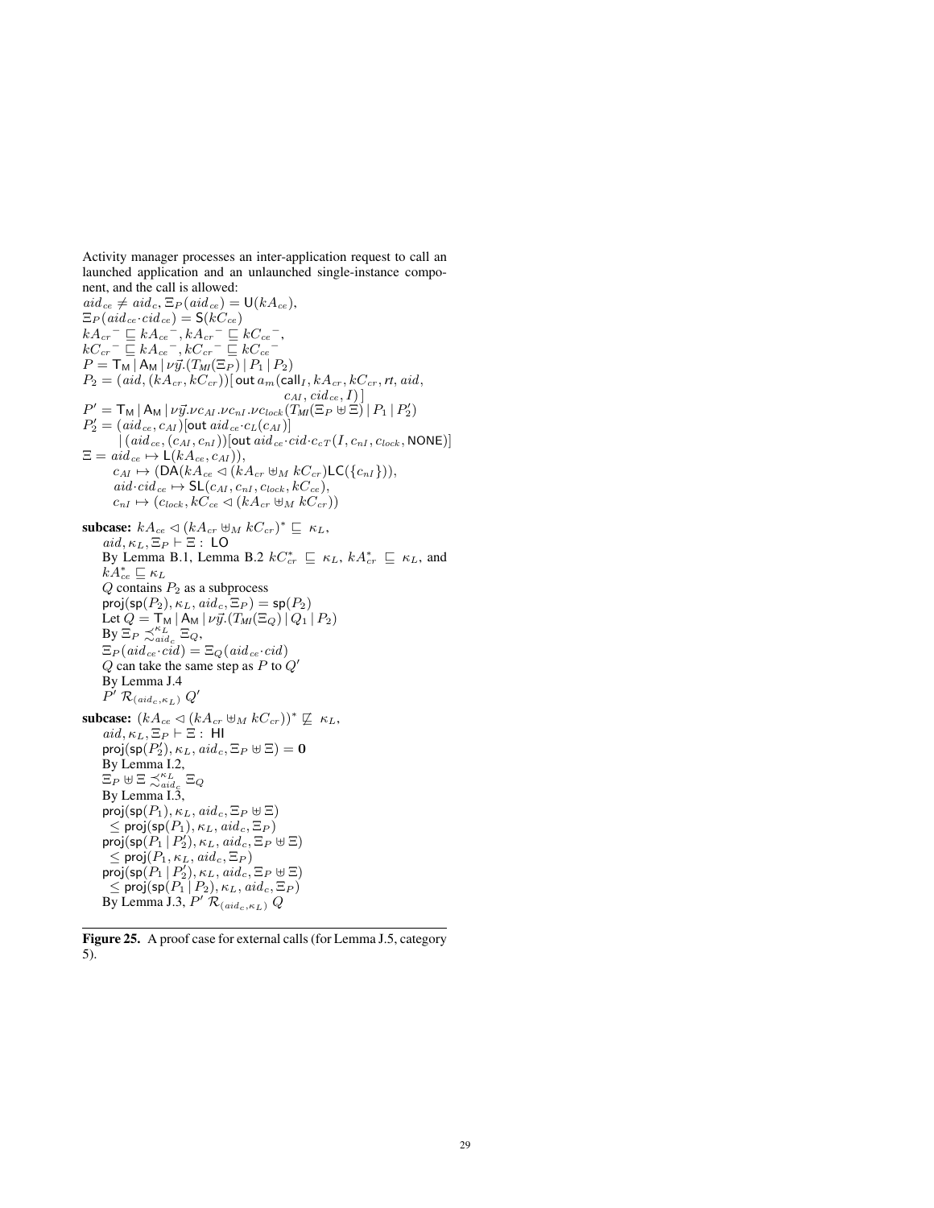Activity manager processes an inter-application request to call an launched application and an unlaunched single-instance component, and the call is allowed:

$aid_{ce} \neq aid_c$, $\Xi_P(aid_{ce}) = \mathsf{U}(kA_{ce})$,
$\Xi_P(aid_{ce} \cdot cid_{ce}) = \mathsf{S}(kC_{ce})$
$kA_{cr}{}^- \sqsubseteq kA_{ce}{}^-, kA_{cr}{}^- \sqsubseteq kC_{ce}{}^-$,
$kC_{cr}{}^- \sqsubseteq kA_{ce}{}^-, kC_{cr}{}^- \sqsubseteq kC_{ce}{}^-$
$P = \mathsf{T_M} \mid \mathsf{A_M} \mid \nu\vec{y}.(T_{MI}(\Xi_P) \mid P_1 \mid P_2)$
$P_2 = (aid, (kA_{cr}, kC_{cr}))[\,\mathsf{out}\ a_m(\mathsf{call}_I, kA_{cr}, kC_{cr}, rt, aid, c_{AI}, cid_{ce}, I)\,]$
$P' = \mathsf{T_M} \mid \mathsf{A_M} \mid \nu\vec{y}.\nu c_{AI}.\nu c_{nI}.\nu c_{lock}(T_{MI}(\Xi_P \uplus \Xi) \mid P_1 \mid P_2')$
$P_2' = (aid_{ce}, c_{AI})[\mathsf{out}\ aid_{ce} \cdot c_L(c_{AI})]$
$\quad \mid (aid_{ce}, (c_{AI}, c_{nI}))[\mathsf{out}\ aid_{ce} \cdot cid \cdot c_{cT}(I, c_{nI}, c_{lock}, \mathsf{NONE})]$
$\Xi = aid_{ce} \mapsto \mathsf{L}(kA_{ce}, c_{AI})),$
$\quad c_{AI} \mapsto (\mathsf{DA}(kA_{ce} \lhd (kA_{cr} \uplus_M kC_{cr})\mathsf{LC}(\{c_{nI}\})),$
$\quad aid \cdot cid_{ce} \mapsto \mathsf{SL}(c_{AI}, c_{nI}, c_{lock}, kC_{ce}),$
$\quad c_{nI} \mapsto (c_{lock}, kC_{ce} \lhd (kA_{cr} \uplus_M kC_{cr}))$

**subcase:** $kA_{ce} \lhd (kA_{cr} \uplus_M kC_{cr})^* \sqsubseteq \kappa_L$,
$aid, \kappa_L, \Xi_P \vdash \Xi :$ LO
By Lemma B.1, Lemma B.2 $kC_{cr}^* \sqsubseteq \kappa_L$, $kA_{cr}^* \sqsubseteq \kappa_L$, and $kA_{ce}^* \sqsubseteq \kappa_L$
$Q$ contains $P_2$ as a subprocess
$\mathsf{proj}(\mathsf{sp}(P_2), \kappa_L, aid_c, \Xi_P) = \mathsf{sp}(P_2)$
Let $Q = \mathsf{T_M} \mid \mathsf{A_M} \mid \nu\vec{y}.(T_{MI}(\Xi_Q) \mid Q_1 \mid P_2)$
By $\Xi_P \precsim^{\kappa_L}_{aid_c} \Xi_Q$,
$\Xi_P(aid_{ce} \cdot cid) = \Xi_Q(aid_{ce} \cdot cid)$
$Q$ can take the same step as $P$ to $Q'$
By Lemma J.4
$P' \; \mathcal{R}_{(aid_c, \kappa_L)} \; Q'$

**subcase:** $(kA_{ce} \lhd (kA_{cr} \uplus_M kC_{cr}))^* \not\sqsubseteq \kappa_L$,
$aid, \kappa_L, \Xi_P \vdash \Xi :$ HI
$\mathsf{proj}(\mathsf{sp}(P_2'), \kappa_L, aid_c, \Xi_P \uplus \Xi) = \mathbf{0}$
By Lemma I.2,
$\Xi_P \uplus \Xi \precsim^{\kappa_L}_{aid_c} \Xi_Q$
By Lemma I.3,
$\mathsf{proj}(\mathsf{sp}(P_1), \kappa_L, aid_c, \Xi_P \uplus \Xi)$
$\quad \leq \mathsf{proj}(\mathsf{sp}(P_1), \kappa_L, aid_c, \Xi_P)$
$\mathsf{proj}(\mathsf{sp}(P_1 \mid P_2'), \kappa_L, aid_c, \Xi_P \uplus \Xi)$
$\quad \leq \mathsf{proj}(P_1, \kappa_L, aid_c, \Xi_P)$
$\mathsf{proj}(\mathsf{sp}(P_1 \mid P_2'), \kappa_L, aid_c, \Xi_P \uplus \Xi)$
$\quad \leq \mathsf{proj}(\mathsf{sp}(P_1 \mid P_2), \kappa_L, aid_c, \Xi_P)$
By Lemma J.3, $P' \; \mathcal{R}_{(aid_c, \kappa_L)} \; Q$

**Figure 25.** A proof case for external calls (for Lemma J.5, category 5).